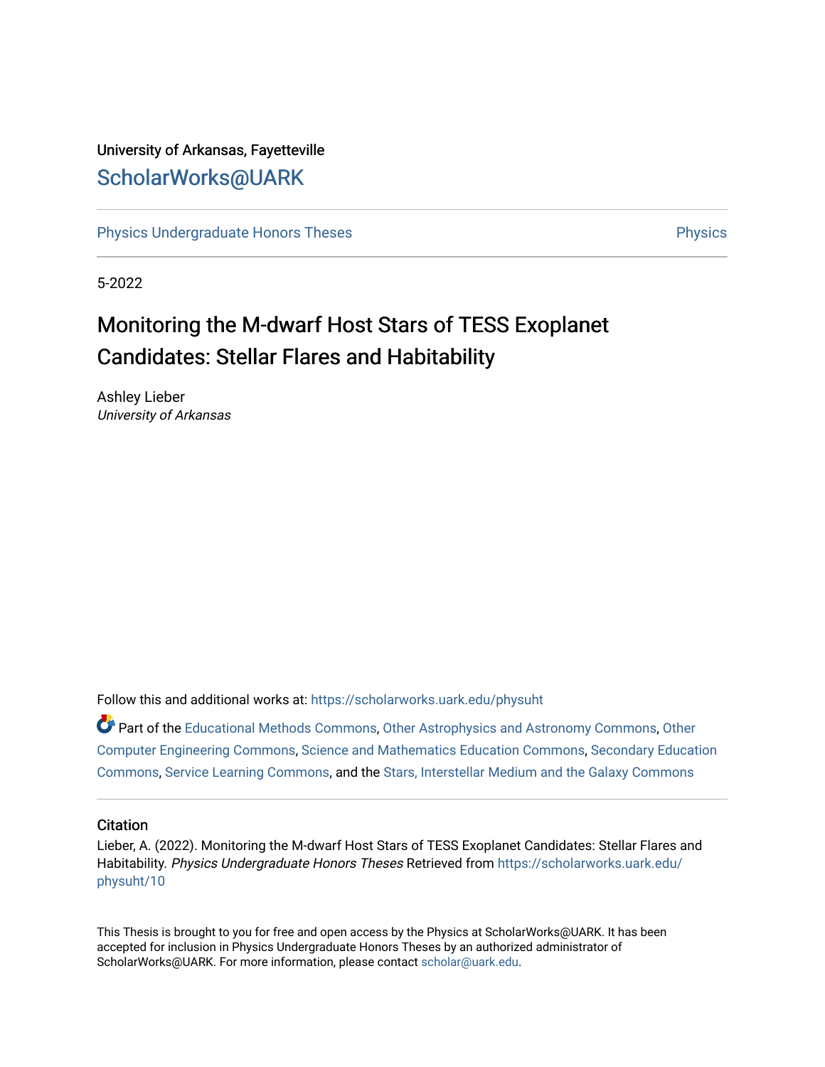University of Arkansas, Fayetteville

ScholarWorks@UARK

Physics Undergraduate Honors Theses | Physics

5-2022

# Monitoring the M-dwarf Host Stars of TESS Exoplanet Candidates: Stellar Flares and Habitability

Ashley Lieber
*University of Arkansas*

Follow this and additional works at: https://scholarworks.uark.edu/physuht

Part of the Educational Methods Commons, Other Astrophysics and Astronomy Commons, Other Computer Engineering Commons, Science and Mathematics Education Commons, Secondary Education Commons, Service Learning Commons, and the Stars, Interstellar Medium and the Galaxy Commons

## Citation

Lieber, A. (2022). Monitoring the M-dwarf Host Stars of TESS Exoplanet Candidates: Stellar Flares and Habitability. *Physics Undergraduate Honors Theses* Retrieved from https://scholarworks.uark.edu/physuht/10

This Thesis is brought to you for free and open access by the Physics at ScholarWorks@UARK. It has been accepted for inclusion in Physics Undergraduate Honors Theses by an authorized administrator of ScholarWorks@UARK. For more information, please contact scholar@uark.edu.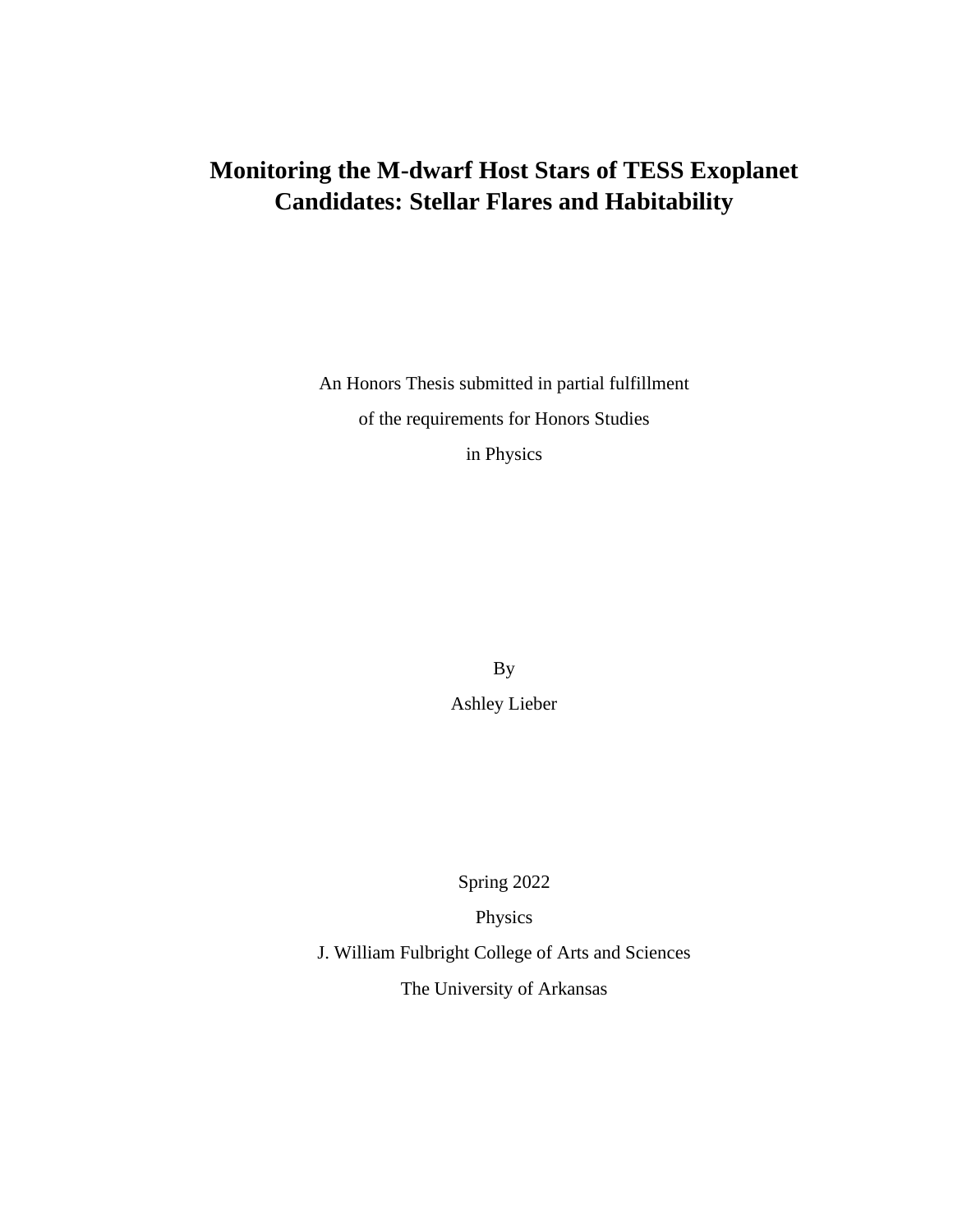# Monitoring the M-dwarf Host Stars of TESS Exoplanet Candidates: Stellar Flares and Habitability

An Honors Thesis submitted in partial fulfillment

of the requirements for Honors Studies

in Physics

By

Ashley Lieber

Spring 2022

Physics

J. William Fulbright College of Arts and Sciences

The University of Arkansas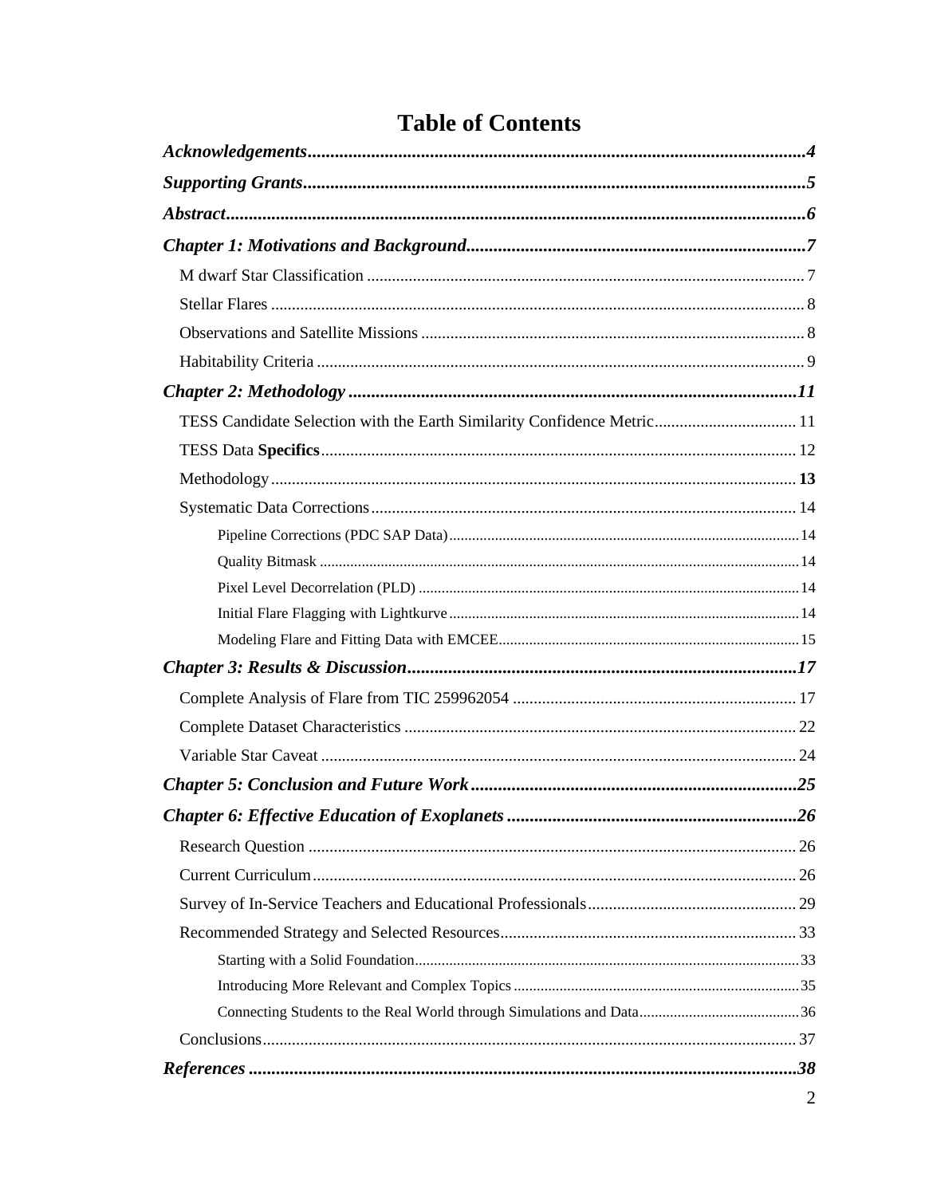# Table of Contents

***Acknowledgements*** ........ 4

***Supporting Grants*** ........ 5

***Abstract*** ........ 6

***Chapter 1: Motivations and Background*** ........ 7

- M dwarf Star Classification ........ 7
- Stellar Flares ........ 8
- Observations and Satellite Missions ........ 8
- Habitability Criteria ........ 9

***Chapter 2: Methodology*** ........ 11

- TESS Candidate Selection with the Earth Similarity Confidence Metric ........ 11
- TESS Data **Specifics** ........ 12
- Methodology ........ **13**
- Systematic Data Corrections ........ 14
  - Pipeline Corrections (PDC SAP Data) ........ 14
  - Quality Bitmask ........ 14
  - Pixel Level Decorrelation (PLD) ........ 14
  - Initial Flare Flagging with Lightkurve ........ 14
  - Modeling Flare and Fitting Data with EMCEE ........ 15

***Chapter 3: Results & Discussion*** ........ 17

- Complete Analysis of Flare from TIC 259962054 ........ 17
- Complete Dataset Characteristics ........ 22
- Variable Star Caveat ........ 24

***Chapter 5: Conclusion and Future Work*** ........ 25

***Chapter 6: Effective Education of Exoplanets*** ........ 26

- Research Question ........ 26
- Current Curriculum ........ 26
- Survey of In-Service Teachers and Educational Professionals ........ 29
- Recommended Strategy and Selected Resources ........ 33
  - Starting with a Solid Foundation ........ 33
  - Introducing More Relevant and Complex Topics ........ 35
  - Connecting Students to the Real World through Simulations and Data ........ 36
- Conclusions ........ 37

***References*** ........ 38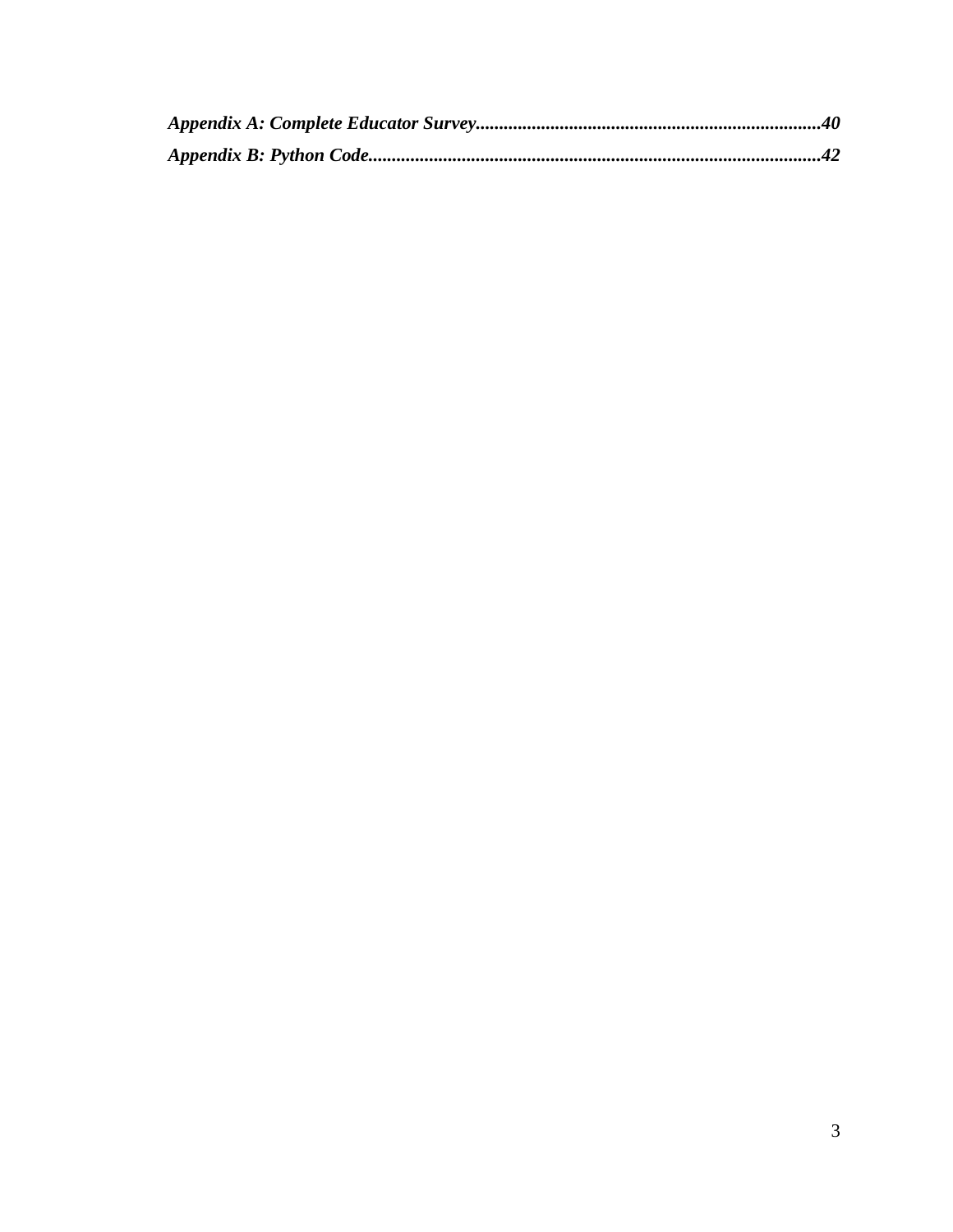***Appendix A: Complete Educator Survey.........................................................................40***

***Appendix B: Python Code................................................................................................42***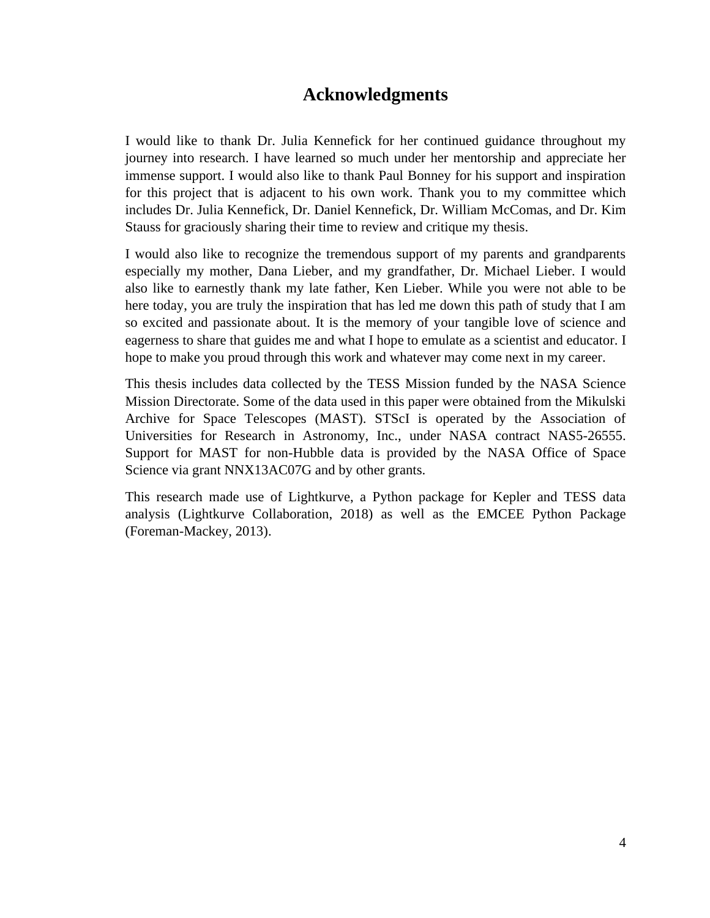# Acknowledgments

I would like to thank Dr. Julia Kennefick for her continued guidance throughout my journey into research. I have learned so much under her mentorship and appreciate her immense support. I would also like to thank Paul Bonney for his support and inspiration for this project that is adjacent to his own work. Thank you to my committee which includes Dr. Julia Kennefick, Dr. Daniel Kennefick, Dr. William McComas, and Dr. Kim Stauss for graciously sharing their time to review and critique my thesis.

I would also like to recognize the tremendous support of my parents and grandparents especially my mother, Dana Lieber, and my grandfather, Dr. Michael Lieber. I would also like to earnestly thank my late father, Ken Lieber. While you were not able to be here today, you are truly the inspiration that has led me down this path of study that I am so excited and passionate about. It is the memory of your tangible love of science and eagerness to share that guides me and what I hope to emulate as a scientist and educator. I hope to make you proud through this work and whatever may come next in my career.

This thesis includes data collected by the TESS Mission funded by the NASA Science Mission Directorate. Some of the data used in this paper were obtained from the Mikulski Archive for Space Telescopes (MAST). STScI is operated by the Association of Universities for Research in Astronomy, Inc., under NASA contract NAS5-26555. Support for MAST for non-Hubble data is provided by the NASA Office of Space Science via grant NNX13AC07G and by other grants.

This research made use of Lightkurve, a Python package for Kepler and TESS data analysis (Lightkurve Collaboration, 2018) as well as the EMCEE Python Package (Foreman-Mackey, 2013).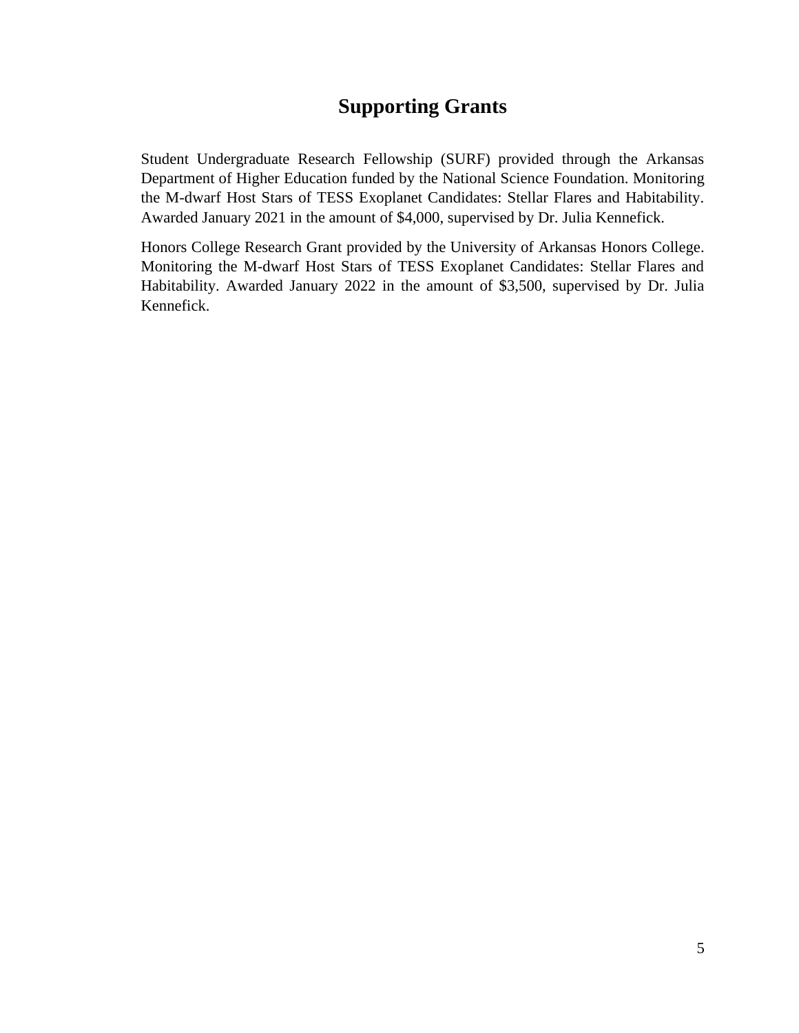# Supporting Grants

Student Undergraduate Research Fellowship (SURF) provided through the Arkansas Department of Higher Education funded by the National Science Foundation. Monitoring the M-dwarf Host Stars of TESS Exoplanet Candidates: Stellar Flares and Habitability. Awarded January 2021 in the amount of $4,000, supervised by Dr. Julia Kennefick.

Honors College Research Grant provided by the University of Arkansas Honors College. Monitoring the M-dwarf Host Stars of TESS Exoplanet Candidates: Stellar Flares and Habitability. Awarded January 2022 in the amount of $3,500, supervised by Dr. Julia Kennefick.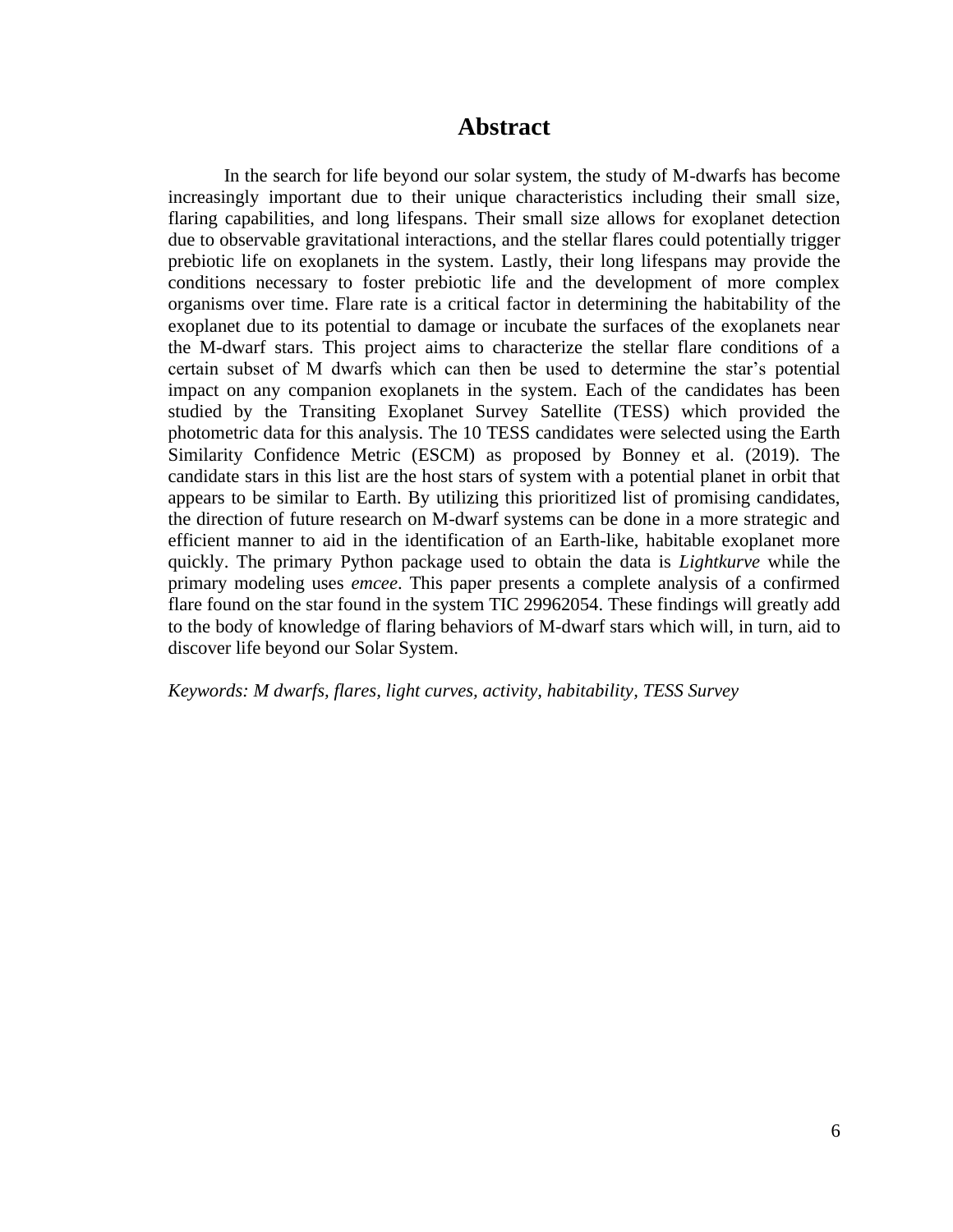# Abstract

In the search for life beyond our solar system, the study of M-dwarfs has become increasingly important due to their unique characteristics including their small size, flaring capabilities, and long lifespans. Their small size allows for exoplanet detection due to observable gravitational interactions, and the stellar flares could potentially trigger prebiotic life on exoplanets in the system. Lastly, their long lifespans may provide the conditions necessary to foster prebiotic life and the development of more complex organisms over time. Flare rate is a critical factor in determining the habitability of the exoplanet due to its potential to damage or incubate the surfaces of the exoplanets near the M-dwarf stars. This project aims to characterize the stellar flare conditions of a certain subset of M dwarfs which can then be used to determine the star's potential impact on any companion exoplanets in the system. Each of the candidates has been studied by the Transiting Exoplanet Survey Satellite (TESS) which provided the photometric data for this analysis. The 10 TESS candidates were selected using the Earth Similarity Confidence Metric (ESCM) as proposed by Bonney et al. (2019). The candidate stars in this list are the host stars of system with a potential planet in orbit that appears to be similar to Earth. By utilizing this prioritized list of promising candidates, the direction of future research on M-dwarf systems can be done in a more strategic and efficient manner to aid in the identification of an Earth-like, habitable exoplanet more quickly. The primary Python package used to obtain the data is *Lightkurve* while the primary modeling uses *emcee*. This paper presents a complete analysis of a confirmed flare found on the star found in the system TIC 29962054. These findings will greatly add to the body of knowledge of flaring behaviors of M-dwarf stars which will, in turn, aid to discover life beyond our Solar System.

*Keywords: M dwarfs, flares, light curves, activity, habitability, TESS Survey*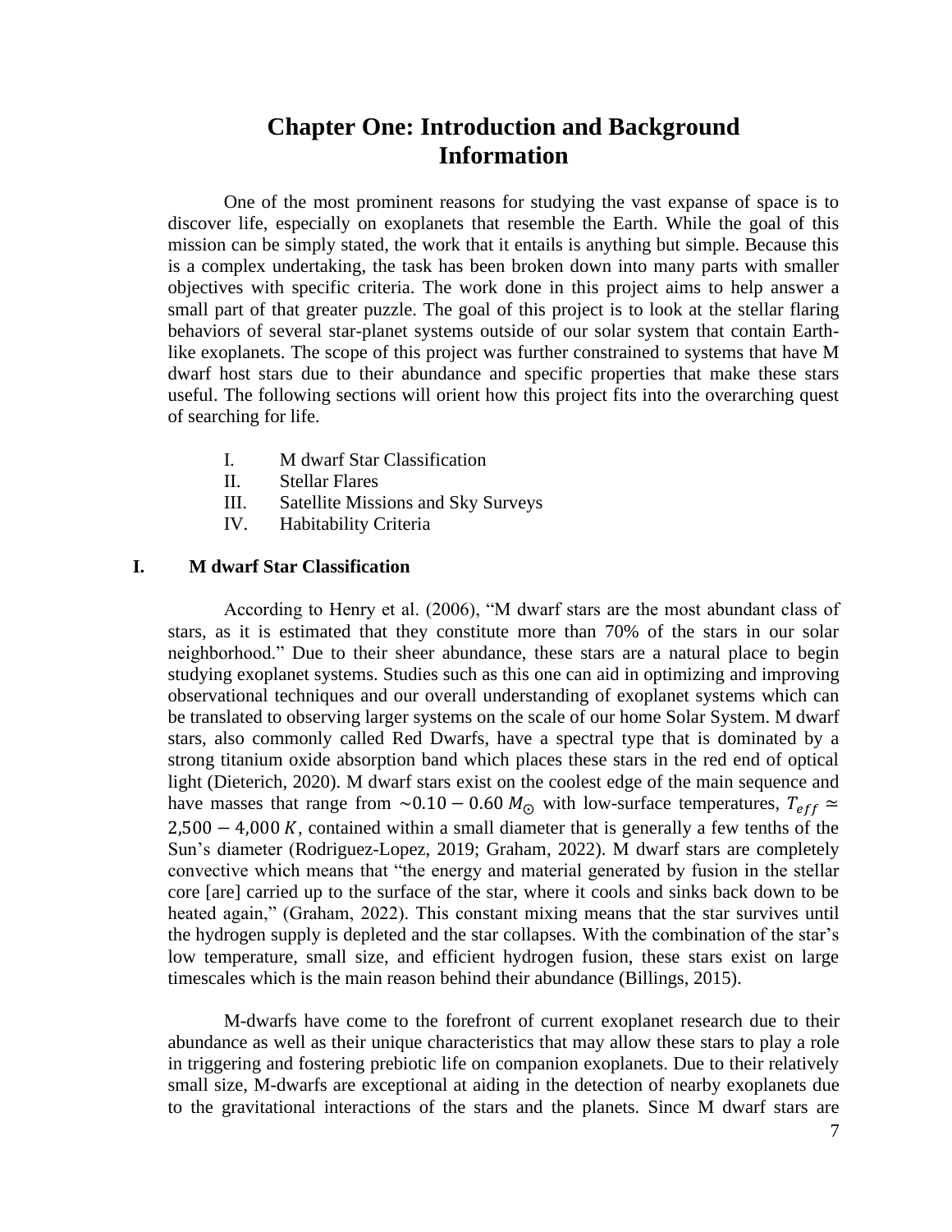# Chapter One: Introduction and Background Information

One of the most prominent reasons for studying the vast expanse of space is to discover life, especially on exoplanets that resemble the Earth. While the goal of this mission can be simply stated, the work that it entails is anything but simple. Because this is a complex undertaking, the task has been broken down into many parts with smaller objectives with specific criteria. The work done in this project aims to help answer a small part of that greater puzzle. The goal of this project is to look at the stellar flaring behaviors of several star-planet systems outside of our solar system that contain Earth-like exoplanets. The scope of this project was further constrained to systems that have M dwarf host stars due to their abundance and specific properties that make these stars useful. The following sections will orient how this project fits into the overarching quest of searching for life.

I. M dwarf Star Classification
II. Stellar Flares
III. Satellite Missions and Sky Surveys
IV. Habitability Criteria

## I. M dwarf Star Classification

According to Henry et al. (2006), "M dwarf stars are the most abundant class of stars, as it is estimated that they constitute more than 70% of the stars in our solar neighborhood." Due to their sheer abundance, these stars are a natural place to begin studying exoplanet systems. Studies such as this one can aid in optimizing and improving observational techniques and our overall understanding of exoplanet systems which can be translated to observing larger systems on the scale of our home Solar System. M dwarf stars, also commonly called Red Dwarfs, have a spectral type that is dominated by a strong titanium oxide absorption band which places these stars in the red end of optical light (Dieterich, 2020). M dwarf stars exist on the coolest edge of the main sequence and have masses that range from $\sim 0.10 - 0.60\ M_{\odot}$ with low-surface temperatures, $T_{eff} \simeq 2{,}500 - 4{,}000\ K$, contained within a small diameter that is generally a few tenths of the Sun's diameter (Rodriguez-Lopez, 2019; Graham, 2022). M dwarf stars are completely convective which means that "the energy and material generated by fusion in the stellar core [are] carried up to the surface of the star, where it cools and sinks back down to be heated again," (Graham, 2022). This constant mixing means that the star survives until the hydrogen supply is depleted and the star collapses. With the combination of the star's low temperature, small size, and efficient hydrogen fusion, these stars exist on large timescales which is the main reason behind their abundance (Billings, 2015).

M-dwarfs have come to the forefront of current exoplanet research due to their abundance as well as their unique characteristics that may allow these stars to play a role in triggering and fostering prebiotic life on companion exoplanets. Due to their relatively small size, M-dwarfs are exceptional at aiding in the detection of nearby exoplanets due to the gravitational interactions of the stars and the planets. Since M dwarf stars are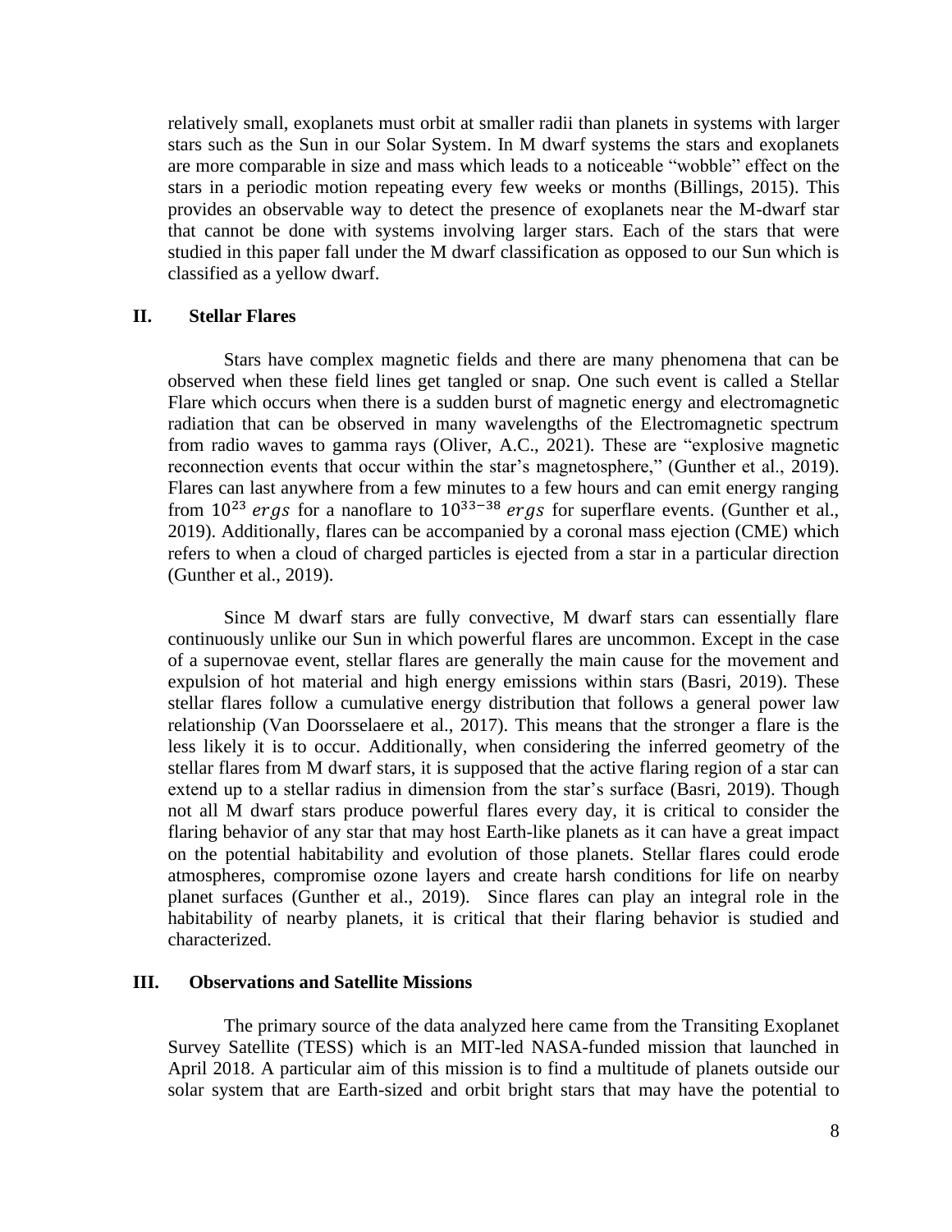relatively small, exoplanets must orbit at smaller radii than planets in systems with larger stars such as the Sun in our Solar System. In M dwarf systems the stars and exoplanets are more comparable in size and mass which leads to a noticeable "wobble" effect on the stars in a periodic motion repeating every few weeks or months (Billings, 2015). This provides an observable way to detect the presence of exoplanets near the M-dwarf star that cannot be done with systems involving larger stars. Each of the stars that were studied in this paper fall under the M dwarf classification as opposed to our Sun which is classified as a yellow dwarf.

## II. Stellar Flares

Stars have complex magnetic fields and there are many phenomena that can be observed when these field lines get tangled or snap. One such event is called a Stellar Flare which occurs when there is a sudden burst of magnetic energy and electromagnetic radiation that can be observed in many wavelengths of the Electromagnetic spectrum from radio waves to gamma rays (Oliver, A.C., 2021). These are "explosive magnetic reconnection events that occur within the star's magnetosphere," (Gunther et al., 2019). Flares can last anywhere from a few minutes to a few hours and can emit energy ranging from $10^{23}\ ergs$ for a nanoflare to $10^{33-38}\ ergs$ for superflare events. (Gunther et al., 2019). Additionally, flares can be accompanied by a coronal mass ejection (CME) which refers to when a cloud of charged particles is ejected from a star in a particular direction (Gunther et al., 2019).

Since M dwarf stars are fully convective, M dwarf stars can essentially flare continuously unlike our Sun in which powerful flares are uncommon. Except in the case of a supernovae event, stellar flares are generally the main cause for the movement and expulsion of hot material and high energy emissions within stars (Basri, 2019). These stellar flares follow a cumulative energy distribution that follows a general power law relationship (Van Doorsselaere et al., 2017). This means that the stronger a flare is the less likely it is to occur. Additionally, when considering the inferred geometry of the stellar flares from M dwarf stars, it is supposed that the active flaring region of a star can extend up to a stellar radius in dimension from the star's surface (Basri, 2019). Though not all M dwarf stars produce powerful flares every day, it is critical to consider the flaring behavior of any star that may host Earth-like planets as it can have a great impact on the potential habitability and evolution of those planets. Stellar flares could erode atmospheres, compromise ozone layers and create harsh conditions for life on nearby planet surfaces (Gunther et al., 2019). Since flares can play an integral role in the habitability of nearby planets, it is critical that their flaring behavior is studied and characterized.

## III. Observations and Satellite Missions

The primary source of the data analyzed here came from the Transiting Exoplanet Survey Satellite (TESS) which is an MIT-led NASA-funded mission that launched in April 2018. A particular aim of this mission is to find a multitude of planets outside our solar system that are Earth-sized and orbit bright stars that may have the potential to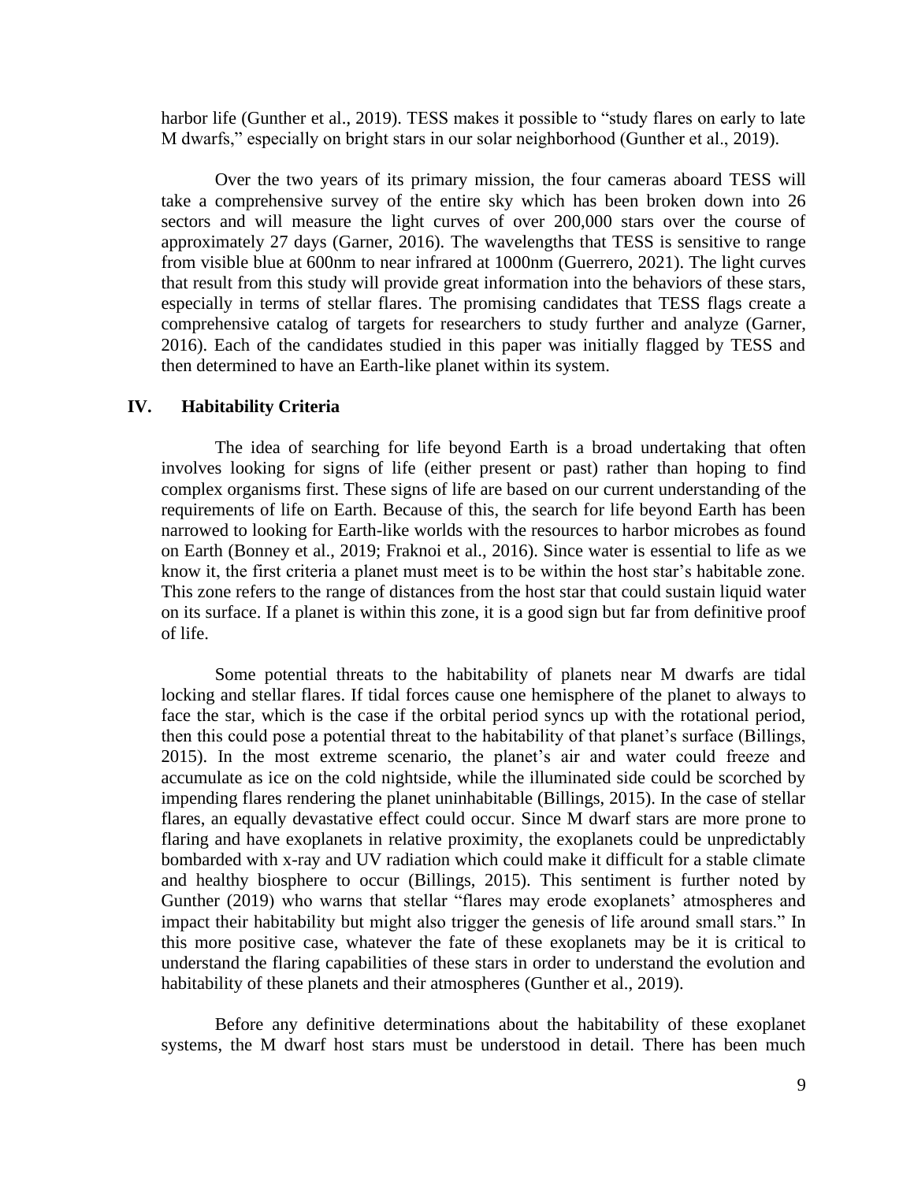harbor life (Gunther et al., 2019). TESS makes it possible to "study flares on early to late M dwarfs," especially on bright stars in our solar neighborhood (Gunther et al., 2019).

Over the two years of its primary mission, the four cameras aboard TESS will take a comprehensive survey of the entire sky which has been broken down into 26 sectors and will measure the light curves of over 200,000 stars over the course of approximately 27 days (Garner, 2016). The wavelengths that TESS is sensitive to range from visible blue at 600nm to near infrared at 1000nm (Guerrero, 2021). The light curves that result from this study will provide great information into the behaviors of these stars, especially in terms of stellar flares. The promising candidates that TESS flags create a comprehensive catalog of targets for researchers to study further and analyze (Garner, 2016). Each of the candidates studied in this paper was initially flagged by TESS and then determined to have an Earth-like planet within its system.

## IV. Habitability Criteria

The idea of searching for life beyond Earth is a broad undertaking that often involves looking for signs of life (either present or past) rather than hoping to find complex organisms first. These signs of life are based on our current understanding of the requirements of life on Earth. Because of this, the search for life beyond Earth has been narrowed to looking for Earth-like worlds with the resources to harbor microbes as found on Earth (Bonney et al., 2019; Fraknoi et al., 2016). Since water is essential to life as we know it, the first criteria a planet must meet is to be within the host star's habitable zone. This zone refers to the range of distances from the host star that could sustain liquid water on its surface. If a planet is within this zone, it is a good sign but far from definitive proof of life.

Some potential threats to the habitability of planets near M dwarfs are tidal locking and stellar flares. If tidal forces cause one hemisphere of the planet to always to face the star, which is the case if the orbital period syncs up with the rotational period, then this could pose a potential threat to the habitability of that planet's surface (Billings, 2015). In the most extreme scenario, the planet's air and water could freeze and accumulate as ice on the cold nightside, while the illuminated side could be scorched by impending flares rendering the planet uninhabitable (Billings, 2015). In the case of stellar flares, an equally devastative effect could occur. Since M dwarf stars are more prone to flaring and have exoplanets in relative proximity, the exoplanets could be unpredictably bombarded with x-ray and UV radiation which could make it difficult for a stable climate and healthy biosphere to occur (Billings, 2015). This sentiment is further noted by Gunther (2019) who warns that stellar "flares may erode exoplanets' atmospheres and impact their habitability but might also trigger the genesis of life around small stars." In this more positive case, whatever the fate of these exoplanets may be it is critical to understand the flaring capabilities of these stars in order to understand the evolution and habitability of these planets and their atmospheres (Gunther et al., 2019).

Before any definitive determinations about the habitability of these exoplanet systems, the M dwarf host stars must be understood in detail. There has been much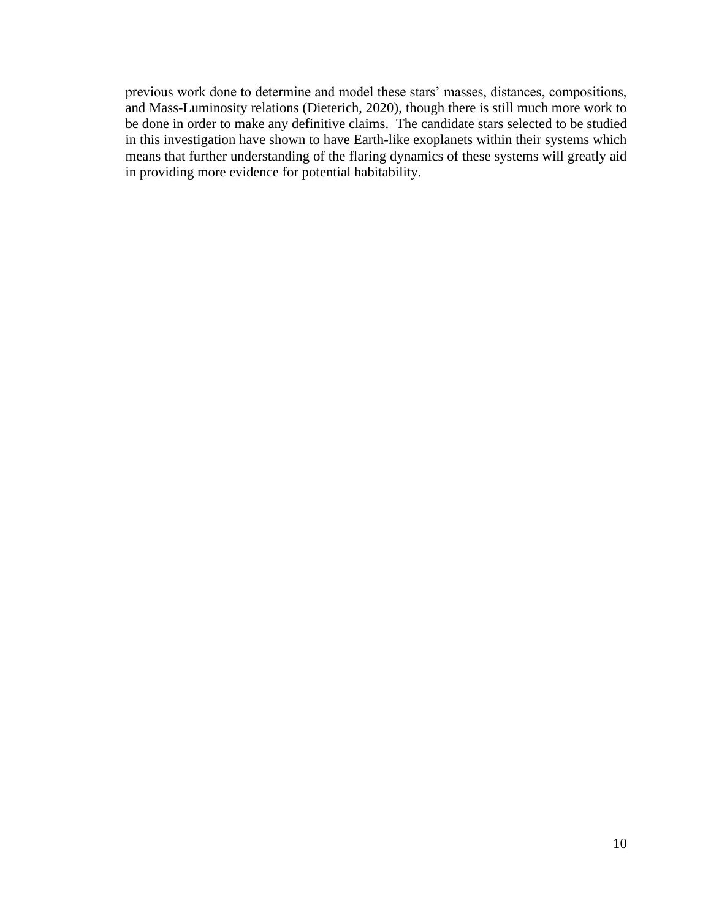previous work done to determine and model these stars' masses, distances, compositions, and Mass-Luminosity relations (Dieterich, 2020), though there is still much more work to be done in order to make any definitive claims.  The candidate stars selected to be studied in this investigation have shown to have Earth-like exoplanets within their systems which means that further understanding of the flaring dynamics of these systems will greatly aid in providing more evidence for potential habitability.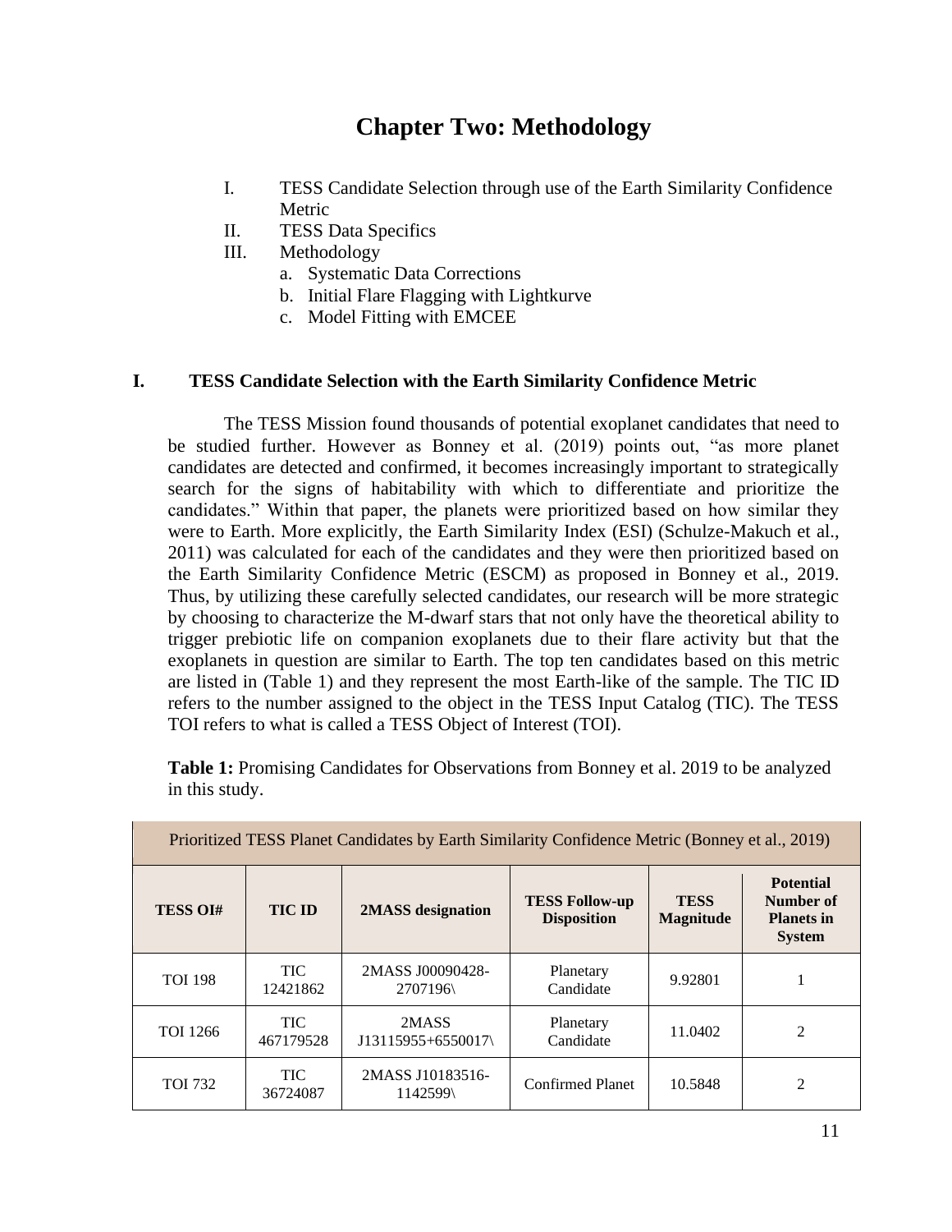# Chapter Two: Methodology

I. TESS Candidate Selection through use of the Earth Similarity Confidence Metric
II. TESS Data Specifics
III. Methodology
   a. Systematic Data Corrections
   b. Initial Flare Flagging with Lightkurve
   c. Model Fitting with EMCEE

## I. TESS Candidate Selection with the Earth Similarity Confidence Metric

The TESS Mission found thousands of potential exoplanet candidates that need to be studied further. However as Bonney et al. (2019) points out, "as more planet candidates are detected and confirmed, it becomes increasingly important to strategically search for the signs of habitability with which to differentiate and prioritize the candidates." Within that paper, the planets were prioritized based on how similar they were to Earth. More explicitly, the Earth Similarity Index (ESI) (Schulze-Makuch et al., 2011) was calculated for each of the candidates and they were then prioritized based on the Earth Similarity Confidence Metric (ESCM) as proposed in Bonney et al., 2019. Thus, by utilizing these carefully selected candidates, our research will be more strategic by choosing to characterize the M-dwarf stars that not only have the theoretical ability to trigger prebiotic life on companion exoplanets due to their flare activity but that the exoplanets in question are similar to Earth. The top ten candidates based on this metric are listed in (Table 1) and they represent the most Earth-like of the sample. The TIC ID refers to the number assigned to the object in the TESS Input Catalog (TIC). The TESS TOI refers to what is called a TESS Object of Interest (TOI).

**Table 1:** Promising Candidates for Observations from Bonney et al. 2019 to be analyzed in this study.

| Prioritized TESS Planet Candidates by Earth Similarity Confidence Metric (Bonney et al., 2019) | | | | | |
|---|---|---|---|---|---|
| **TESS OI#** | **TIC ID** | **2MASS designation** | **TESS Follow-up Disposition** | **TESS Magnitude** | **Potential Number of Planets in System** |
| TOI 198 | TIC 12421862 | 2MASS J00090428-2707196\ | Planetary Candidate | 9.92801 | 1 |
| TOI 1266 | TIC 467179528 | 2MASS J13115955+6550017\ | Planetary Candidate | 11.0402 | 2 |
| TOI 732 | TIC 36724087 | 2MASS J10183516-1142599\ | Confirmed Planet | 10.5848 | 2 |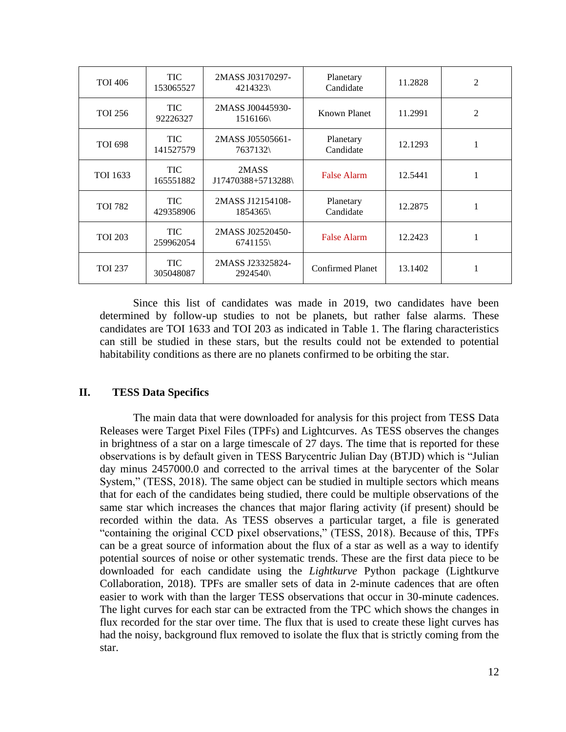| TOI 406 | TIC 153065527 | 2MASS J03170297-4214323\ | Planetary Candidate | 11.2828 | 2 |
|---|---|---|---|---|---|
| TOI 256 | TIC 92226327 | 2MASS J00445930-1516166\ | Known Planet | 11.2991 | 2 |
| TOI 698 | TIC 141527579 | 2MASS J05505661-7637132\ | Planetary Candidate | 12.1293 | 1 |
| TOI 1633 | TIC 165551882 | 2MASS J17470388+5713288\ | False Alarm | 12.5441 | 1 |
| TOI 782 | TIC 429358906 | 2MASS J12154108-1854365\ | Planetary Candidate | 12.2875 | 1 |
| TOI 203 | TIC 259962054 | 2MASS J02520450-6741155\ | False Alarm | 12.2423 | 1 |
| TOI 237 | TIC 305048087 | 2MASS J23325824-2924540\ | Confirmed Planet | 13.1402 | 1 |

Since this list of candidates was made in 2019, two candidates have been determined by follow-up studies to not be planets, but rather false alarms. These candidates are TOI 1633 and TOI 203 as indicated in Table 1. The flaring characteristics can still be studied in these stars, but the results could not be extended to potential habitability conditions as there are no planets confirmed to be orbiting the star.

## II. TESS Data Specifics

The main data that were downloaded for analysis for this project from TESS Data Releases were Target Pixel Files (TPFs) and Lightcurves. As TESS observes the changes in brightness of a star on a large timescale of 27 days. The time that is reported for these observations is by default given in TESS Barycentric Julian Day (BTJD) which is "Julian day minus 2457000.0 and corrected to the arrival times at the barycenter of the Solar System," (TESS, 2018). The same object can be studied in multiple sectors which means that for each of the candidates being studied, there could be multiple observations of the same star which increases the chances that major flaring activity (if present) should be recorded within the data. As TESS observes a particular target, a file is generated "containing the original CCD pixel observations," (TESS, 2018). Because of this, TPFs can be a great source of information about the flux of a star as well as a way to identify potential sources of noise or other systematic trends. These are the first data piece to be downloaded for each candidate using the *Lightkurve* Python package (Lightkurve Collaboration, 2018). TPFs are smaller sets of data in 2-minute cadences that are often easier to work with than the larger TESS observations that occur in 30-minute cadences. The light curves for each star can be extracted from the TPC which shows the changes in flux recorded for the star over time. The flux that is used to create these light curves has had the noisy, background flux removed to isolate the flux that is strictly coming from the star.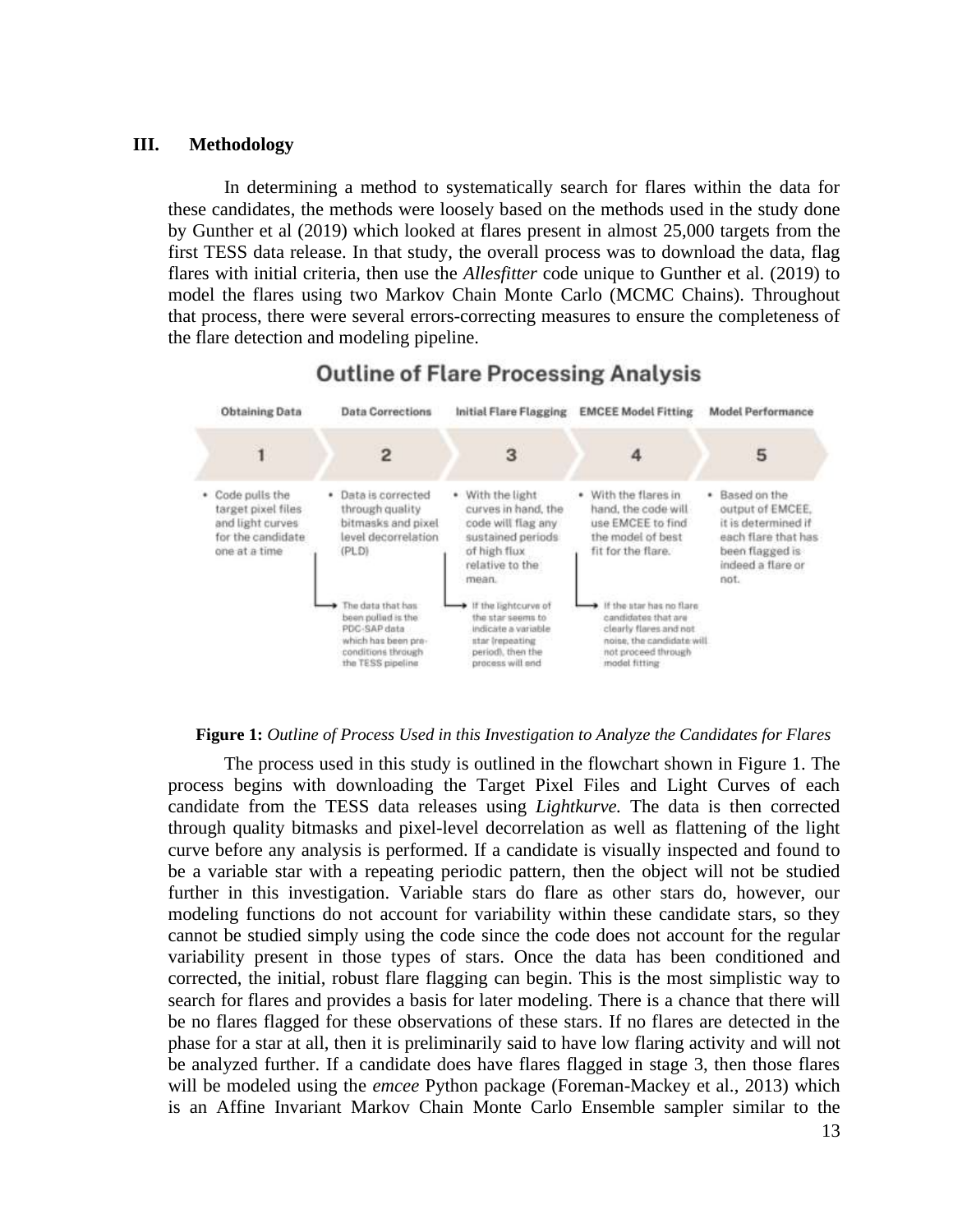## III. Methodology

In determining a method to systematically search for flares within the data for these candidates, the methods were loosely based on the methods used in the study done by Gunther et al (2019) which looked at flares present in almost 25,000 targets from the first TESS data release. In that study, the overall process was to download the data, flag flares with initial criteria, then use the *Allesfitter* code unique to Gunther et al. (2019) to model the flares using two Markov Chain Monte Carlo (MCMC Chains). Throughout that process, there were several errors-correcting measures to ensure the completeness of the flare detection and modeling pipeline.

**Outline of Flare Processing Analysis**

| Obtaining Data | Data Corrections | Initial Flare Flagging | EMCEE Model Fitting | Model Performance |
|---|---|---|---|---|
| 1 | 2 | 3 | 4 | 5 |
| • Code pulls the target pixel files and light curves for the candidate one at a time | • Data is corrected through quality bitmasks and pixel level decorrelation (PLD) | • With the light curves in hand, the code will flag any sustained periods of high flux relative to the mean. | • With the flares in hand, the code will use EMCEE to find the model of best fit for the flare. | • Based on the output of EMCEE, it is determined if each flare that has been flagged is indeed a flare or not. |
| | The data that has been pulled is the PDC-SAP data which has been pre-conditions through the TESS pipeline | If the lightcurve of the star seems to indicate a variable star (repeating period), then the process will end | If the star has no flare candidates that are clearly flares and not noise, the candidate will not proceed through model fitting | |

**Figure 1:** *Outline of Process Used in this Investigation to Analyze the Candidates for Flares*

The process used in this study is outlined in the flowchart shown in Figure 1. The process begins with downloading the Target Pixel Files and Light Curves of each candidate from the TESS data releases using *Lightkurve.* The data is then corrected through quality bitmasks and pixel-level decorrelation as well as flattening of the light curve before any analysis is performed. If a candidate is visually inspected and found to be a variable star with a repeating periodic pattern, then the object will not be studied further in this investigation. Variable stars do flare as other stars do, however, our modeling functions do not account for variability within these candidate stars, so they cannot be studied simply using the code since the code does not account for the regular variability present in those types of stars. Once the data has been conditioned and corrected, the initial, robust flare flagging can begin. This is the most simplistic way to search for flares and provides a basis for later modeling. There is a chance that there will be no flares flagged for these observations of these stars. If no flares are detected in the phase for a star at all, then it is preliminarily said to have low flaring activity and will not be analyzed further. If a candidate does have flares flagged in stage 3, then those flares will be modeled using the *emcee* Python package (Foreman-Mackey et al., 2013) which is an Affine Invariant Markov Chain Monte Carlo Ensemble sampler similar to the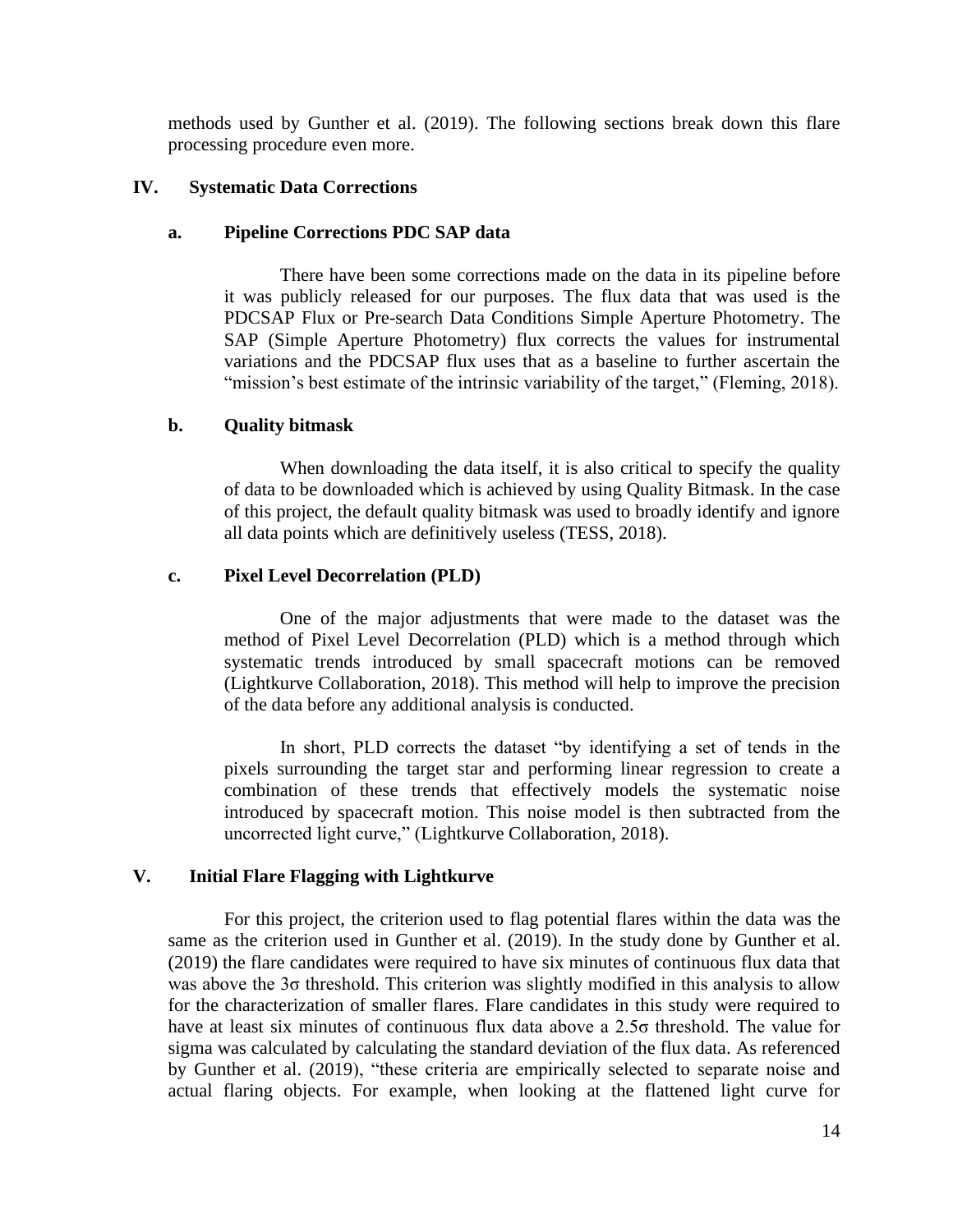methods used by Gunther et al. (2019). The following sections break down this flare processing procedure even more.

## IV. Systematic Data Corrections

### a. Pipeline Corrections PDC SAP data

There have been some corrections made on the data in its pipeline before it was publicly released for our purposes. The flux data that was used is the PDCSAP Flux or Pre-search Data Conditions Simple Aperture Photometry. The SAP (Simple Aperture Photometry) flux corrects the values for instrumental variations and the PDCSAP flux uses that as a baseline to further ascertain the "mission's best estimate of the intrinsic variability of the target," (Fleming, 2018).

### b. Quality bitmask

When downloading the data itself, it is also critical to specify the quality of data to be downloaded which is achieved by using Quality Bitmask. In the case of this project, the default quality bitmask was used to broadly identify and ignore all data points which are definitively useless (TESS, 2018).

### c. Pixel Level Decorrelation (PLD)

One of the major adjustments that were made to the dataset was the method of Pixel Level Decorrelation (PLD) which is a method through which systematic trends introduced by small spacecraft motions can be removed (Lightkurve Collaboration, 2018). This method will help to improve the precision of the data before any additional analysis is conducted.

In short, PLD corrects the dataset "by identifying a set of tends in the pixels surrounding the target star and performing linear regression to create a combination of these trends that effectively models the systematic noise introduced by spacecraft motion. This noise model is then subtracted from the uncorrected light curve," (Lightkurve Collaboration, 2018).

## V. Initial Flare Flagging with Lightkurve

For this project, the criterion used to flag potential flares within the data was the same as the criterion used in Gunther et al. (2019). In the study done by Gunther et al. (2019) the flare candidates were required to have six minutes of continuous flux data that was above the $3\sigma$ threshold. This criterion was slightly modified in this analysis to allow for the characterization of smaller flares. Flare candidates in this study were required to have at least six minutes of continuous flux data above a $2.5\sigma$ threshold. The value for sigma was calculated by calculating the standard deviation of the flux data. As referenced by Gunther et al. (2019), "these criteria are empirically selected to separate noise and actual flaring objects. For example, when looking at the flattened light curve for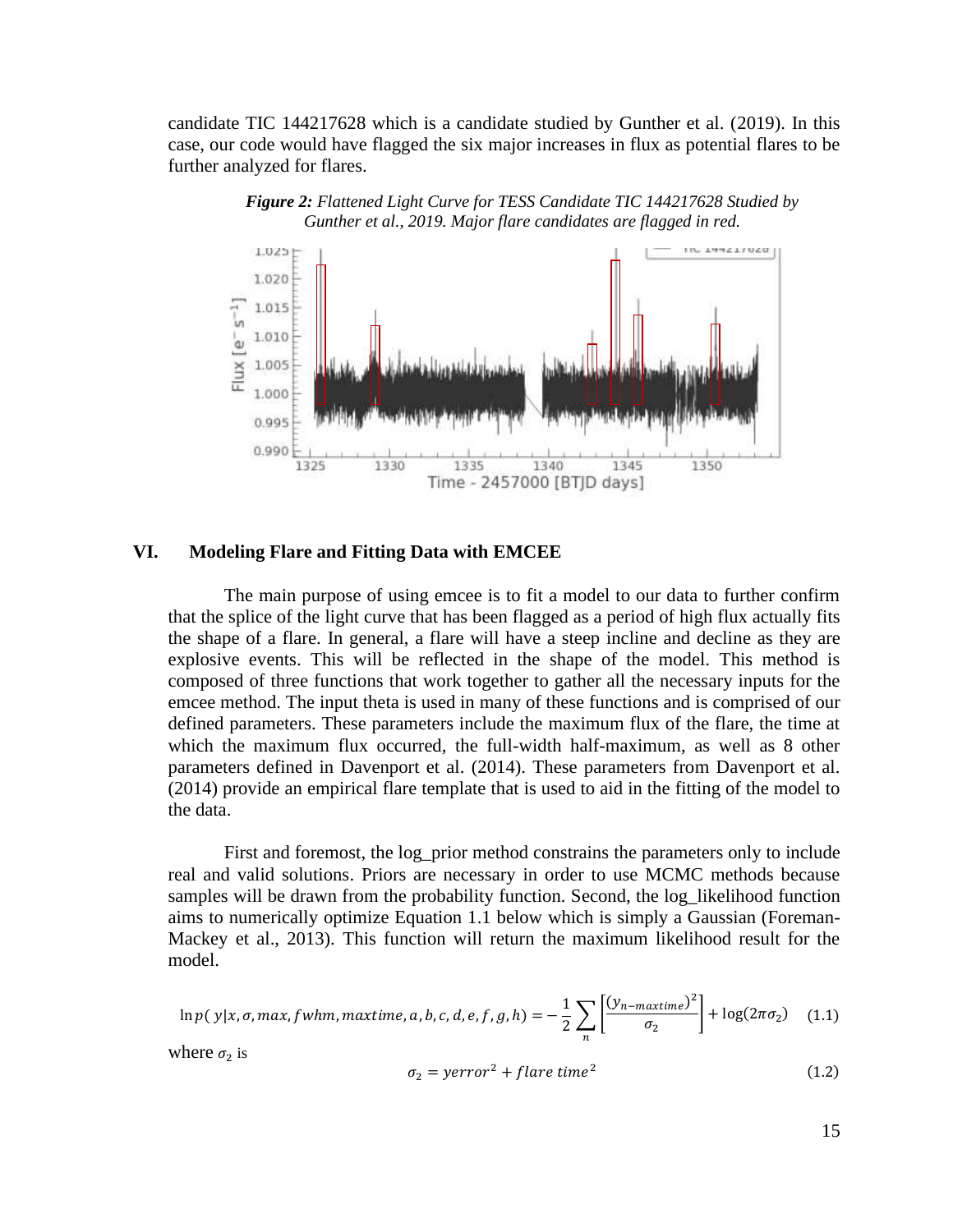candidate TIC 144217628 which is a candidate studied by Gunther et al. (2019). In this case, our code would have flagged the six major increases in flux as potential flares to be further analyzed for flares.

***Figure 2:*** *Flattened Light Curve for TESS Candidate TIC 144217628 Studied by Gunther et al., 2019. Major flare candidates are flagged in red.*

## VI. Modeling Flare and Fitting Data with EMCEE

The main purpose of using emcee is to fit a model to our data to further confirm that the splice of the light curve that has been flagged as a period of high flux actually fits the shape of a flare. In general, a flare will have a steep incline and decline as they are explosive events. This will be reflected in the shape of the model. This method is composed of three functions that work together to gather all the necessary inputs for the emcee method. The input theta is used in many of these functions and is comprised of our defined parameters. These parameters include the maximum flux of the flare, the time at which the maximum flux occurred, the full-width half-maximum, as well as 8 other parameters defined in Davenport et al. (2014). These parameters from Davenport et al. (2014) provide an empirical flare template that is used to aid in the fitting of the model to the data.

First and foremost, the log_prior method constrains the parameters only to include real and valid solutions. Priors are necessary in order to use MCMC methods because samples will be drawn from the probability function. Second, the log_likelihood function aims to numerically optimize Equation 1.1 below which is simply a Gaussian (Foreman-Mackey et al., 2013). This function will return the maximum likelihood result for the model.

$$\ln p(\,y|x, \sigma, max, fwhm, maxtime, a, b, c, d, e, f, g, h) = -\frac{1}{2}\sum_{n}\left[\frac{(y_{n-maxtime})^2}{\sigma_2}\right] + \log(2\pi\sigma_2) \quad (1.1)$$

where $\sigma_2$ is

$$\sigma_2 = yerror^2 + flare\ time^2 \quad (1.2)$$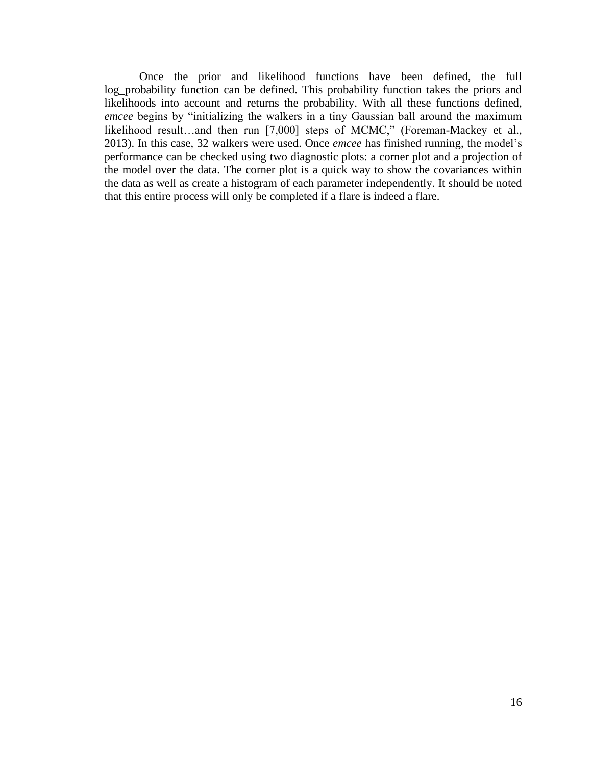Once the prior and likelihood functions have been defined, the full log_probability function can be defined. This probability function takes the priors and likelihoods into account and returns the probability. With all these functions defined, *emcee* begins by "initializing the walkers in a tiny Gaussian ball around the maximum likelihood result…and then run [7,000] steps of MCMC," (Foreman-Mackey et al., 2013). In this case, 32 walkers were used. Once *emcee* has finished running, the model's performance can be checked using two diagnostic plots: a corner plot and a projection of the model over the data. The corner plot is a quick way to show the covariances within the data as well as create a histogram of each parameter independently. It should be noted that this entire process will only be completed if a flare is indeed a flare.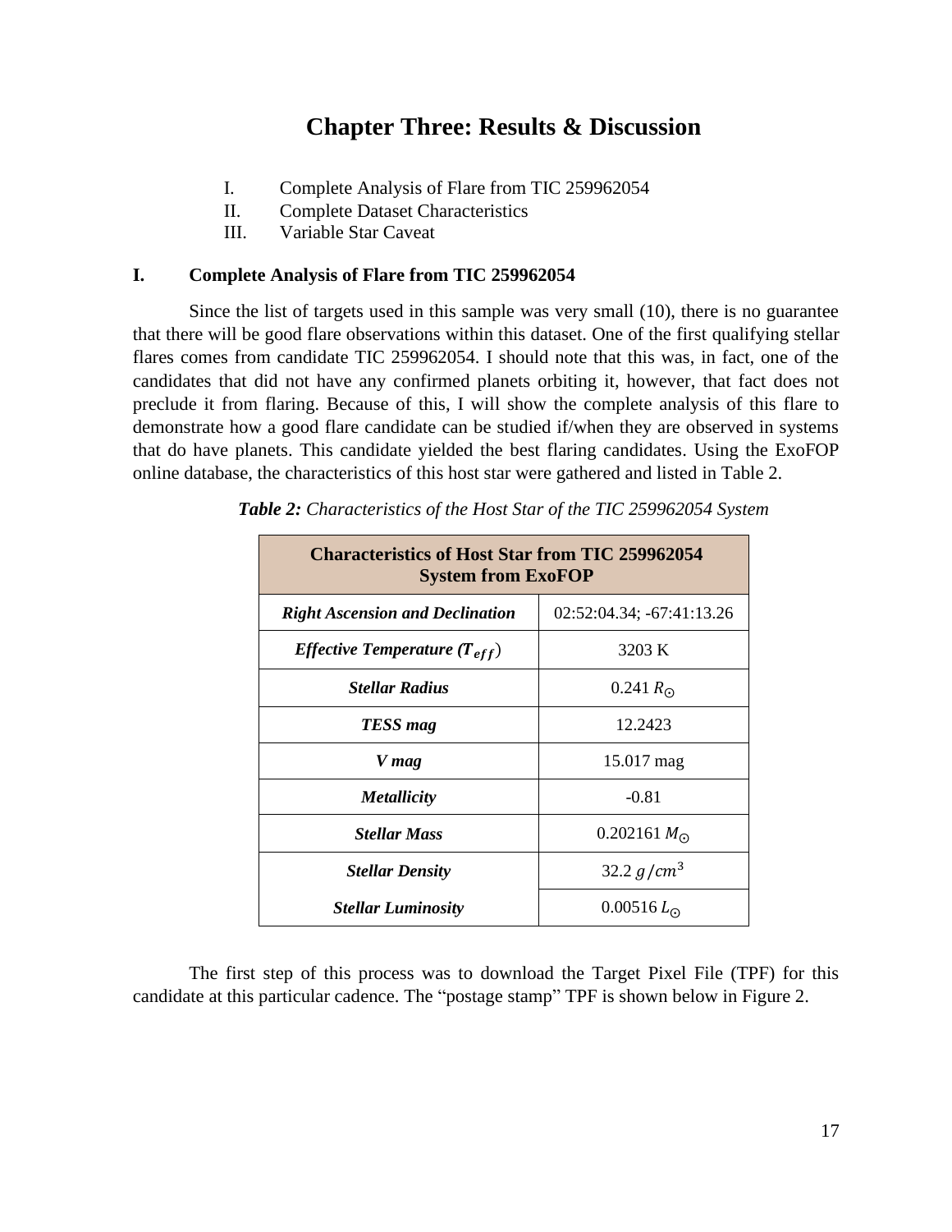# Chapter Three: Results & Discussion

I. Complete Analysis of Flare from TIC 259962054
II. Complete Dataset Characteristics
III. Variable Star Caveat

## I. Complete Analysis of Flare from TIC 259962054

Since the list of targets used in this sample was very small (10), there is no guarantee that there will be good flare observations within this dataset. One of the first qualifying stellar flares comes from candidate TIC 259962054. I should note that this was, in fact, one of the candidates that did not have any confirmed planets orbiting it, however, that fact does not preclude it from flaring. Because of this, I will show the complete analysis of this flare to demonstrate how a good flare candidate can be studied if/when they are observed in systems that do have planets. This candidate yielded the best flaring candidates. Using the ExoFOP online database, the characteristics of this host star were gathered and listed in Table 2.

***Table 2:*** *Characteristics of the Host Star of the TIC 259962054 System*

| **Characteristics of Host Star from TIC 259962054 System from ExoFOP** | |
|---|---|
| ***Right Ascension and Declination*** | 02:52:04.34; -67:41:13.26 |
| ***Effective Temperature ($T_{eff}$)*** | 3203 K |
| ***Stellar Radius*** | 0.241 $R_{\odot}$ |
| ***TESS mag*** | 12.2423 |
| ***V mag*** | 15.017 mag |
| ***Metallicity*** | -0.81 |
| ***Stellar Mass*** | 0.202161 $M_{\odot}$ |
| ***Stellar Density*** | 32.2 $g/cm^3$ |
| ***Stellar Luminosity*** | 0.00516 $L_{\odot}$ |

The first step of this process was to download the Target Pixel File (TPF) for this candidate at this particular cadence. The "postage stamp" TPF is shown below in Figure 2.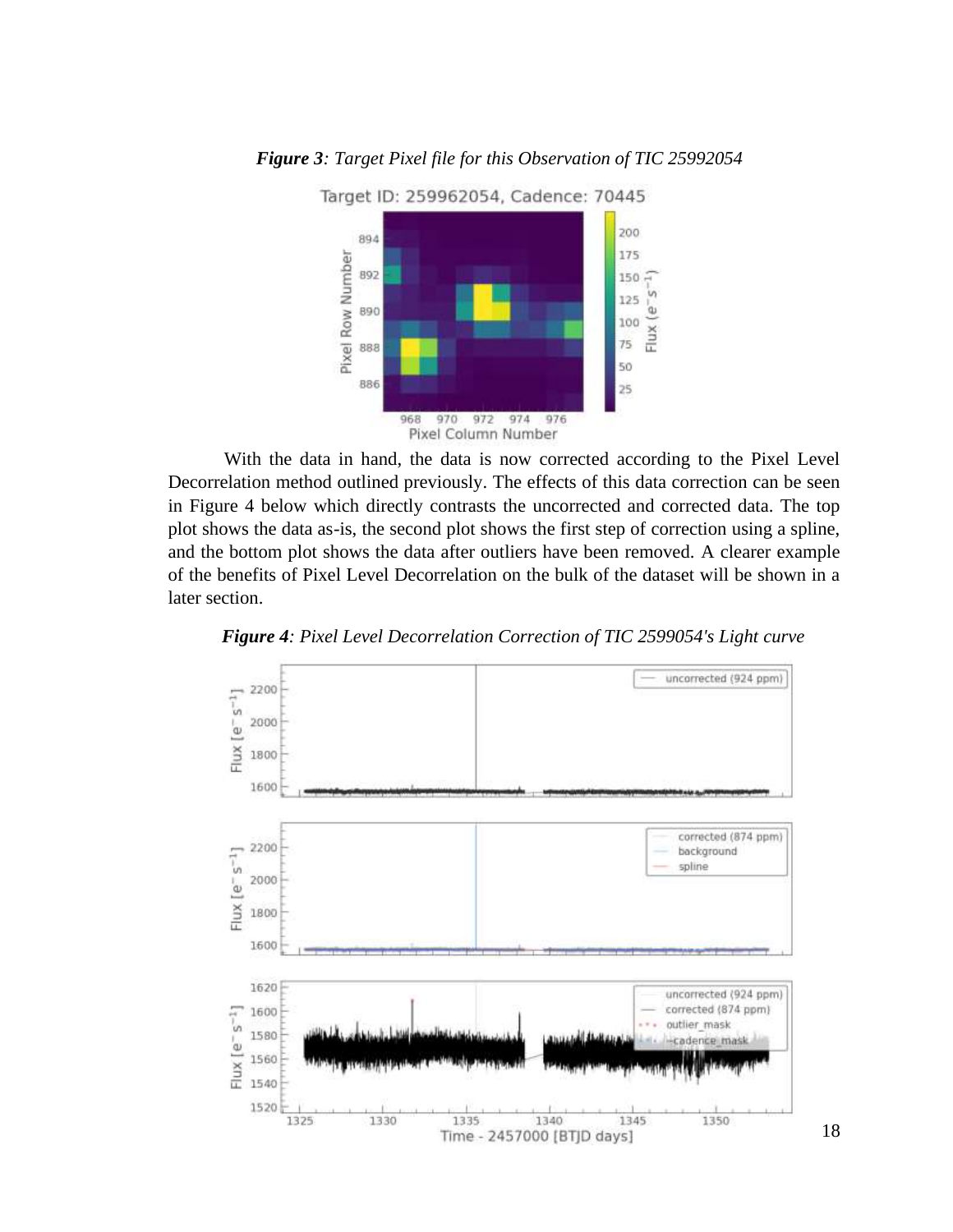***Figure 3**: Target Pixel file for this Observation of TIC 25992054*

With the data in hand, the data is now corrected according to the Pixel Level Decorrelation method outlined previously. The effects of this data correction can be seen in Figure 4 below which directly contrasts the uncorrected and corrected data. The top plot shows the data as-is, the second plot shows the first step of correction using a spline, and the bottom plot shows the data after outliers have been removed. A clearer example of the benefits of Pixel Level Decorrelation on the bulk of the dataset will be shown in a later section.

***Figure 4**: Pixel Level Decorrelation Correction of TIC 2599054's Light curve*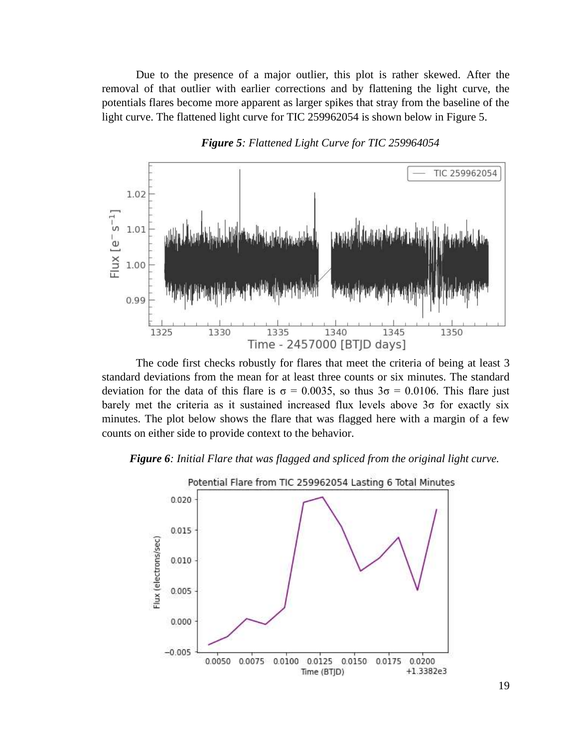Due to the presence of a major outlier, this plot is rather skewed. After the removal of that outlier with earlier corrections and by flattening the light curve, the potentials flares become more apparent as larger spikes that stray from the baseline of the light curve. The flattened light curve for TIC 259962054 is shown below in Figure 5.

***Figure 5**: Flattened Light Curve for TIC 259964054*

The code first checks robustly for flares that meet the criteria of being at least 3 standard deviations from the mean for at least three counts or six minutes. The standard deviation for the data of this flare is $\sigma = 0.0035$, so thus $3\sigma = 0.0106$. This flare just barely met the criteria as it sustained increased flux levels above $3\sigma$ for exactly six minutes. The plot below shows the flare that was flagged here with a margin of a few counts on either side to provide context to the behavior.

***Figure 6**: Initial Flare that was flagged and spliced from the original light curve.*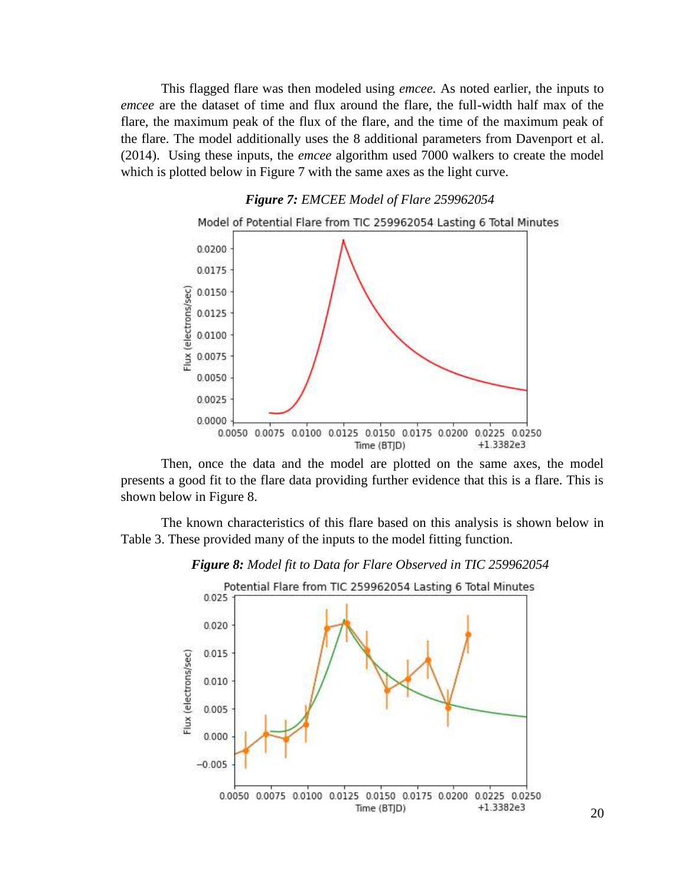This flagged flare was then modeled using *emcee.* As noted earlier, the inputs to *emcee* are the dataset of time and flux around the flare, the full-width half max of the flare, the maximum peak of the flux of the flare, and the time of the maximum peak of the flare. The model additionally uses the 8 additional parameters from Davenport et al. (2014). Using these inputs, the *emcee* algorithm used 7000 walkers to create the model which is plotted below in Figure 7 with the same axes as the light curve.

***Figure 7:*** *EMCEE Model of Flare 259962054*

Then, once the data and the model are plotted on the same axes, the model presents a good fit to the flare data providing further evidence that this is a flare. This is shown below in Figure 8.

The known characteristics of this flare based on this analysis is shown below in Table 3. These provided many of the inputs to the model fitting function.

***Figure 8:*** *Model fit to Data for Flare Observed in TIC 259962054*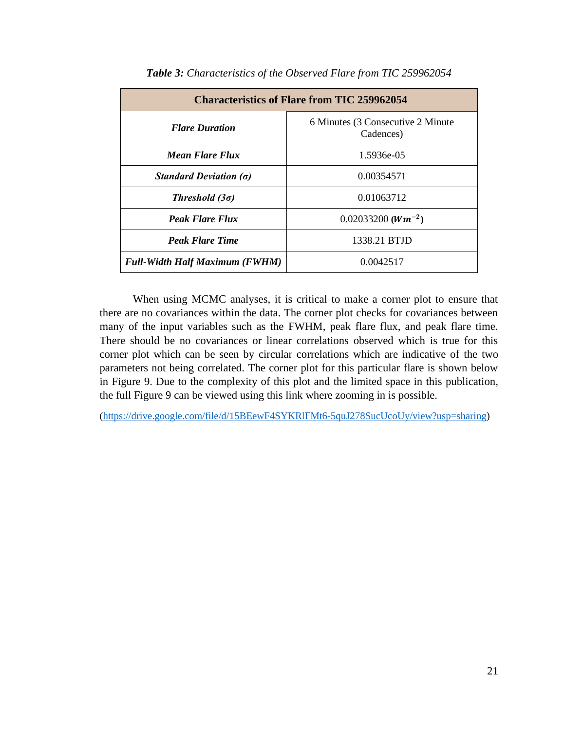***Table 3:*** *Characteristics of the Observed Flare from TIC 259962054*

| **Characteristics of Flare from TIC 259962054** | |
|---|---|
| ***Flare Duration*** | 6 Minutes (3 Consecutive 2 Minute Cadences) |
| ***Mean Flare Flux*** | 1.5936e-05 |
| ***Standard Deviation (σ)*** | 0.00354571 |
| ***Threshold (3σ)*** | 0.01063712 |
| ***Peak Flare Flux*** | 0.02033200 ($\boldsymbol{Wm^{-2}}$) |
| ***Peak Flare Time*** | 1338.21 BTJD |
| ***Full-Width Half Maximum (FWHM)*** | 0.0042517 |

When using MCMC analyses, it is critical to make a corner plot to ensure that there are no covariances within the data. The corner plot checks for covariances between many of the input variables such as the FWHM, peak flare flux, and peak flare time. There should be no covariances or linear correlations observed which is true for this corner plot which can be seen by circular correlations which are indicative of the two parameters not being correlated. The corner plot for this particular flare is shown below in Figure 9. Due to the complexity of this plot and the limited space in this publication, the full Figure 9 can be viewed using this link where zooming in is possible.

(https://drive.google.com/file/d/15BEewF4SYKRlFMt6-5quJ278SucUcoUy/view?usp=sharing)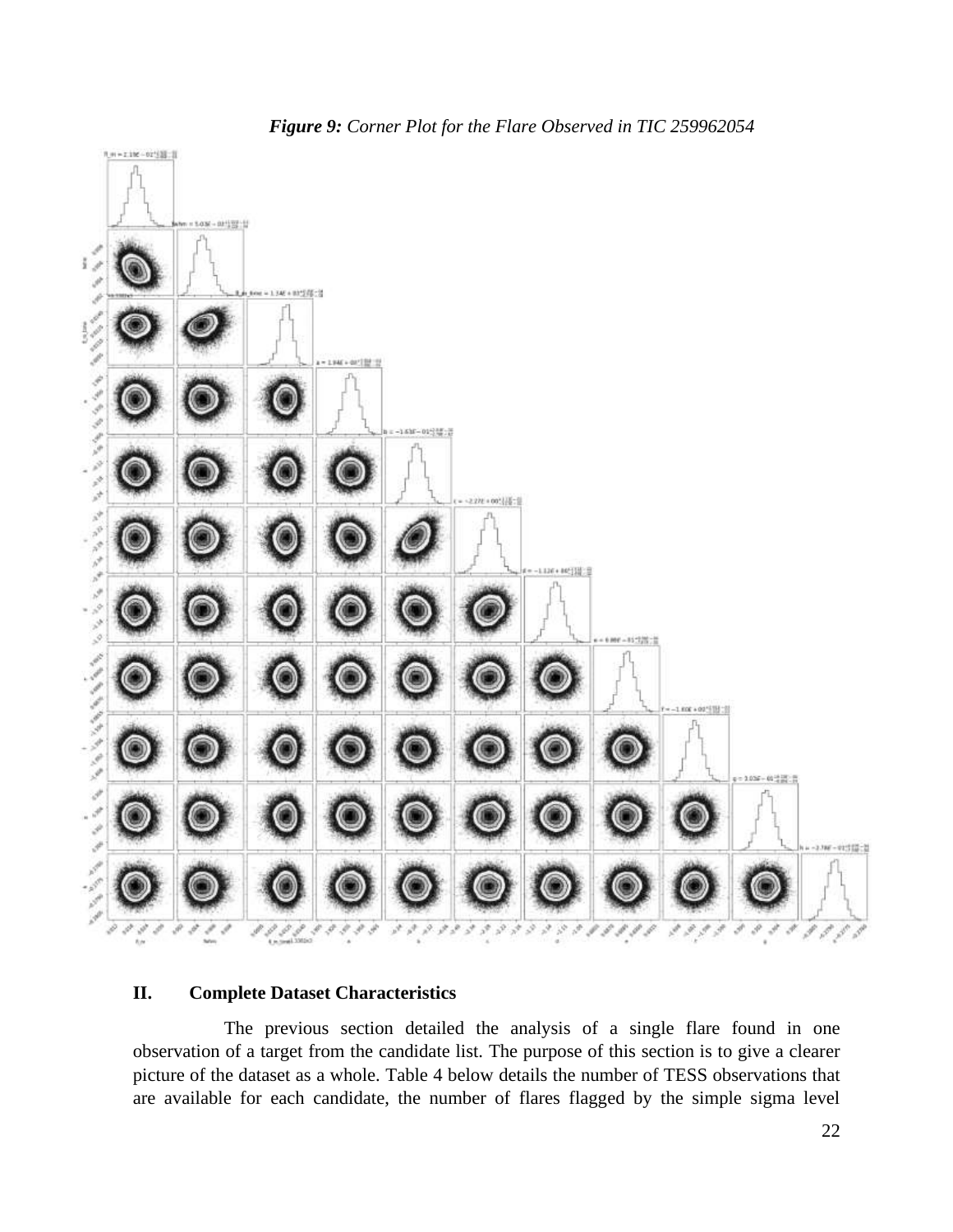*Figure 9: Corner Plot for the Flare Observed in TIC 259962054*

## II. Complete Dataset Characteristics

The previous section detailed the analysis of a single flare found in one observation of a target from the candidate list. The purpose of this section is to give a clearer picture of the dataset as a whole. Table 4 below details the number of TESS observations that are available for each candidate, the number of flares flagged by the simple sigma level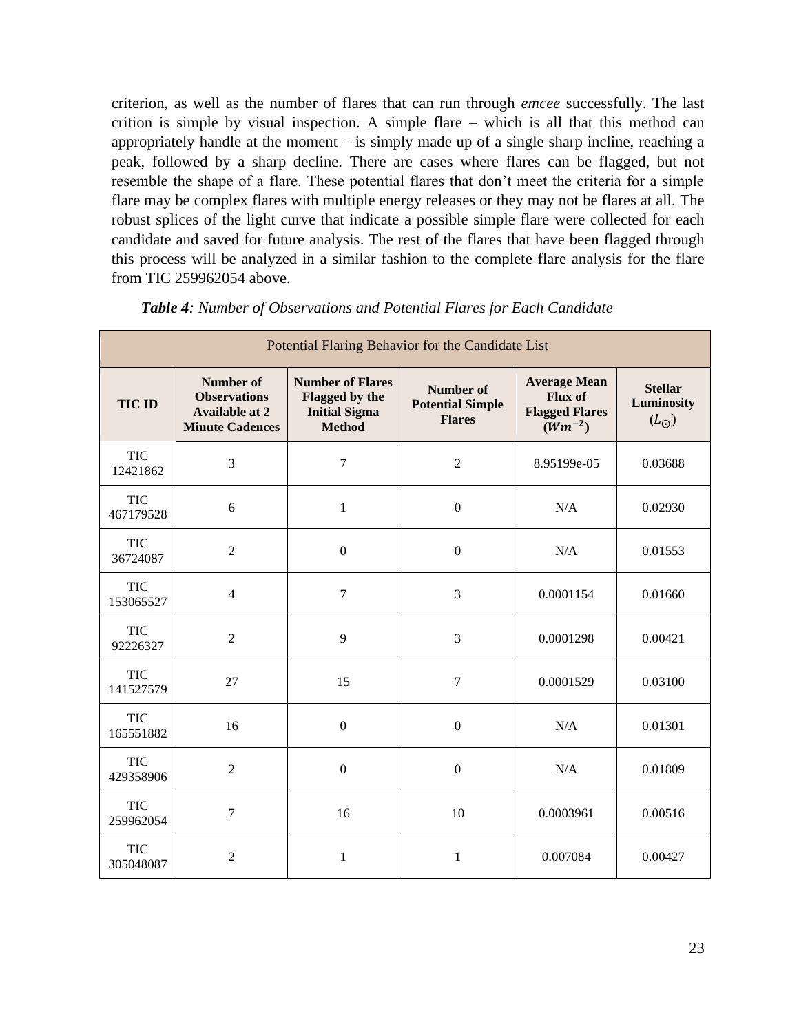criterion, as well as the number of flares that can run through *emcee* successfully. The last crition is simple by visual inspection. A simple flare – which is all that this method can appropriately handle at the moment – is simply made up of a single sharp incline, reaching a peak, followed by a sharp decline. There are cases where flares can be flagged, but not resemble the shape of a flare. These potential flares that don't meet the criteria for a simple flare may be complex flares with multiple energy releases or they may not be flares at all. The robust splices of the light curve that indicate a possible simple flare were collected for each candidate and saved for future analysis. The rest of the flares that have been flagged through this process will be analyzed in a similar fashion to the complete flare analysis for the flare from TIC 259962054 above.

***Table 4**: Number of Observations and Potential Flares for Each Candidate*

| Potential Flaring Behavior for the Candidate List | | | | | |
|---|---|---|---|---|---|
| **TIC ID** | **Number of Observations Available at 2 Minute Cadences** | **Number of Flares Flagged by the Initial Sigma Method** | **Number of Potential Simple Flares** | **Average Mean Flux of Flagged Flares ($Wm^{-2}$)** | **Stellar Luminosity ($L_{\odot}$)** |
| TIC 12421862 | 3 | 7 | 2 | 8.95199e-05 | 0.03688 |
| TIC 467179528 | 6 | 1 | 0 | N/A | 0.02930 |
| TIC 36724087 | 2 | 0 | 0 | N/A | 0.01553 |
| TIC 153065527 | 4 | 7 | 3 | 0.0001154 | 0.01660 |
| TIC 92226327 | 2 | 9 | 3 | 0.0001298 | 0.00421 |
| TIC 141527579 | 27 | 15 | 7 | 0.0001529 | 0.03100 |
| TIC 165551882 | 16 | 0 | 0 | N/A | 0.01301 |
| TIC 429358906 | 2 | 0 | 0 | N/A | 0.01809 |
| TIC 259962054 | 7 | 16 | 10 | 0.0003961 | 0.00516 |
| TIC 305048087 | 2 | 1 | 1 | 0.007084 | 0.00427 |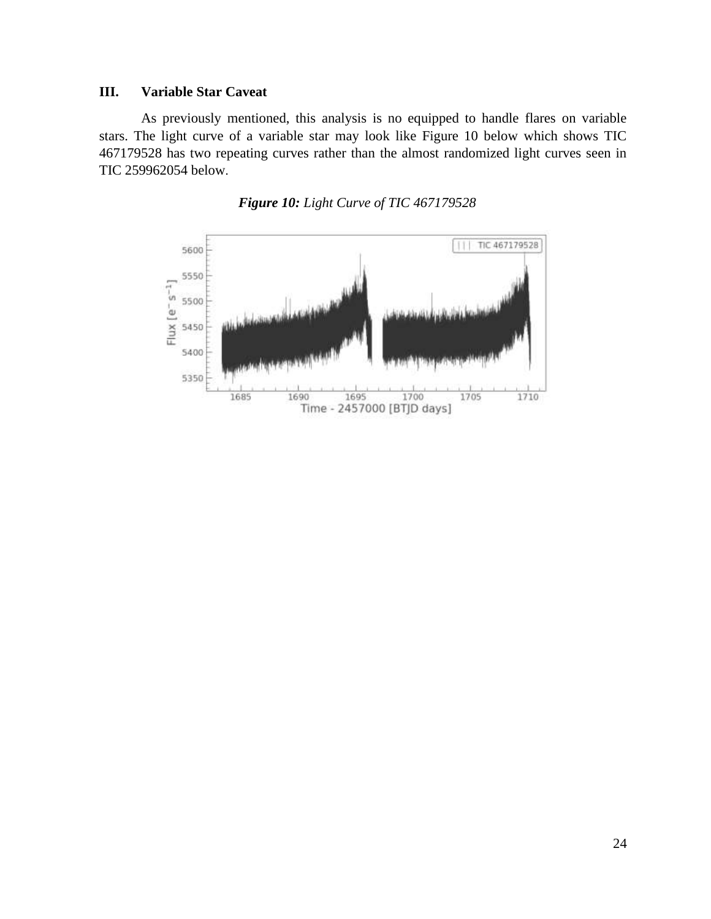### III. Variable Star Caveat

As previously mentioned, this analysis is no equipped to handle flares on variable stars. The light curve of a variable star may look like Figure 10 below which shows TIC 467179528 has two repeating curves rather than the almost randomized light curves seen in TIC 259962054 below.

***Figure 10:*** *Light Curve of TIC 467179528*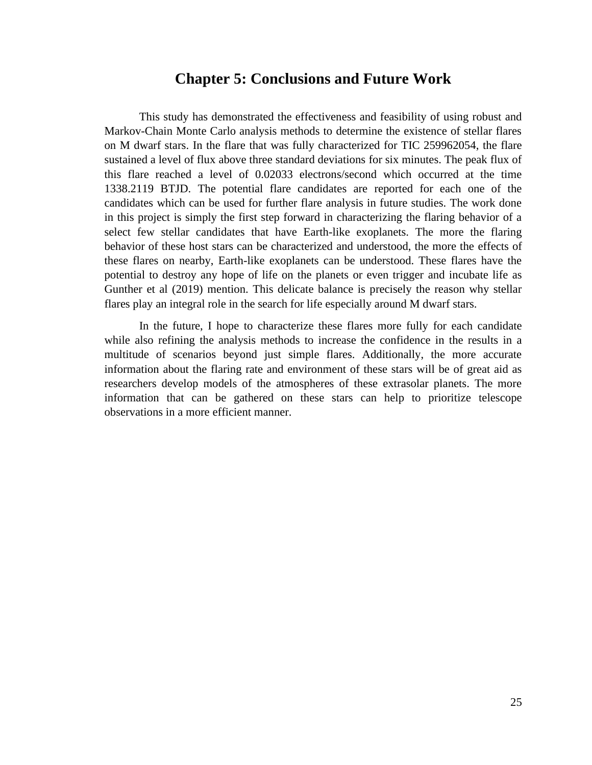# Chapter 5: Conclusions and Future Work

This study has demonstrated the effectiveness and feasibility of using robust and Markov-Chain Monte Carlo analysis methods to determine the existence of stellar flares on M dwarf stars. In the flare that was fully characterized for TIC 259962054, the flare sustained a level of flux above three standard deviations for six minutes. The peak flux of this flare reached a level of 0.02033 electrons/second which occurred at the time 1338.2119 BTJD. The potential flare candidates are reported for each one of the candidates which can be used for further flare analysis in future studies. The work done in this project is simply the first step forward in characterizing the flaring behavior of a select few stellar candidates that have Earth-like exoplanets. The more the flaring behavior of these host stars can be characterized and understood, the more the effects of these flares on nearby, Earth-like exoplanets can be understood. These flares have the potential to destroy any hope of life on the planets or even trigger and incubate life as Gunther et al (2019) mention. This delicate balance is precisely the reason why stellar flares play an integral role in the search for life especially around M dwarf stars.

In the future, I hope to characterize these flares more fully for each candidate while also refining the analysis methods to increase the confidence in the results in a multitude of scenarios beyond just simple flares. Additionally, the more accurate information about the flaring rate and environment of these stars will be of great aid as researchers develop models of the atmospheres of these extrasolar planets. The more information that can be gathered on these stars can help to prioritize telescope observations in a more efficient manner.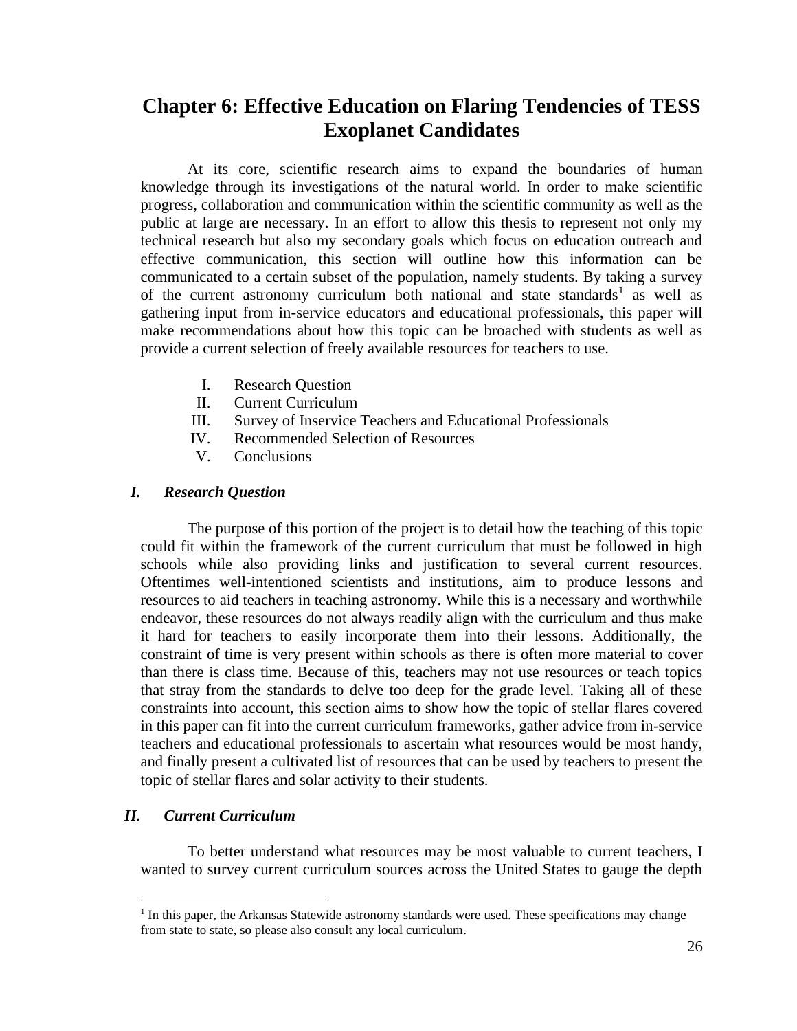# Chapter 6: Effective Education on Flaring Tendencies of TESS Exoplanet Candidates

At its core, scientific research aims to expand the boundaries of human knowledge through its investigations of the natural world. In order to make scientific progress, collaboration and communication within the scientific community as well as the public at large are necessary. In an effort to allow this thesis to represent not only my technical research but also my secondary goals which focus on education outreach and effective communication, this section will outline how this information can be communicated to a certain subset of the population, namely students. By taking a survey of the current astronomy curriculum both national and state standards[1] as well as gathering input from in-service educators and educational professionals, this paper will make recommendations about how this topic can be broached with students as well as provide a current selection of freely available resources for teachers to use.

I. Research Question
II. Current Curriculum
III. Survey of Inservice Teachers and Educational Professionals
IV. Recommended Selection of Resources
V. Conclusions

## *I. Research Question*

The purpose of this portion of the project is to detail how the teaching of this topic could fit within the framework of the current curriculum that must be followed in high schools while also providing links and justification to several current resources. Oftentimes well-intentioned scientists and institutions, aim to produce lessons and resources to aid teachers in teaching astronomy. While this is a necessary and worthwhile endeavor, these resources do not always readily align with the curriculum and thus make it hard for teachers to easily incorporate them into their lessons. Additionally, the constraint of time is very present within schools as there is often more material to cover than there is class time. Because of this, teachers may not use resources or teach topics that stray from the standards to delve too deep for the grade level. Taking all of these constraints into account, this section aims to show how the topic of stellar flares covered in this paper can fit into the current curriculum frameworks, gather advice from in-service teachers and educational professionals to ascertain what resources would be most handy, and finally present a cultivated list of resources that can be used by teachers to present the topic of stellar flares and solar activity to their students.

## *II. Current Curriculum*

To better understand what resources may be most valuable to current teachers, I wanted to survey current curriculum sources across the United States to gauge the depth

---

[1] In this paper, the Arkansas Statewide astronomy standards were used. These specifications may change from state to state, so please also consult any local curriculum.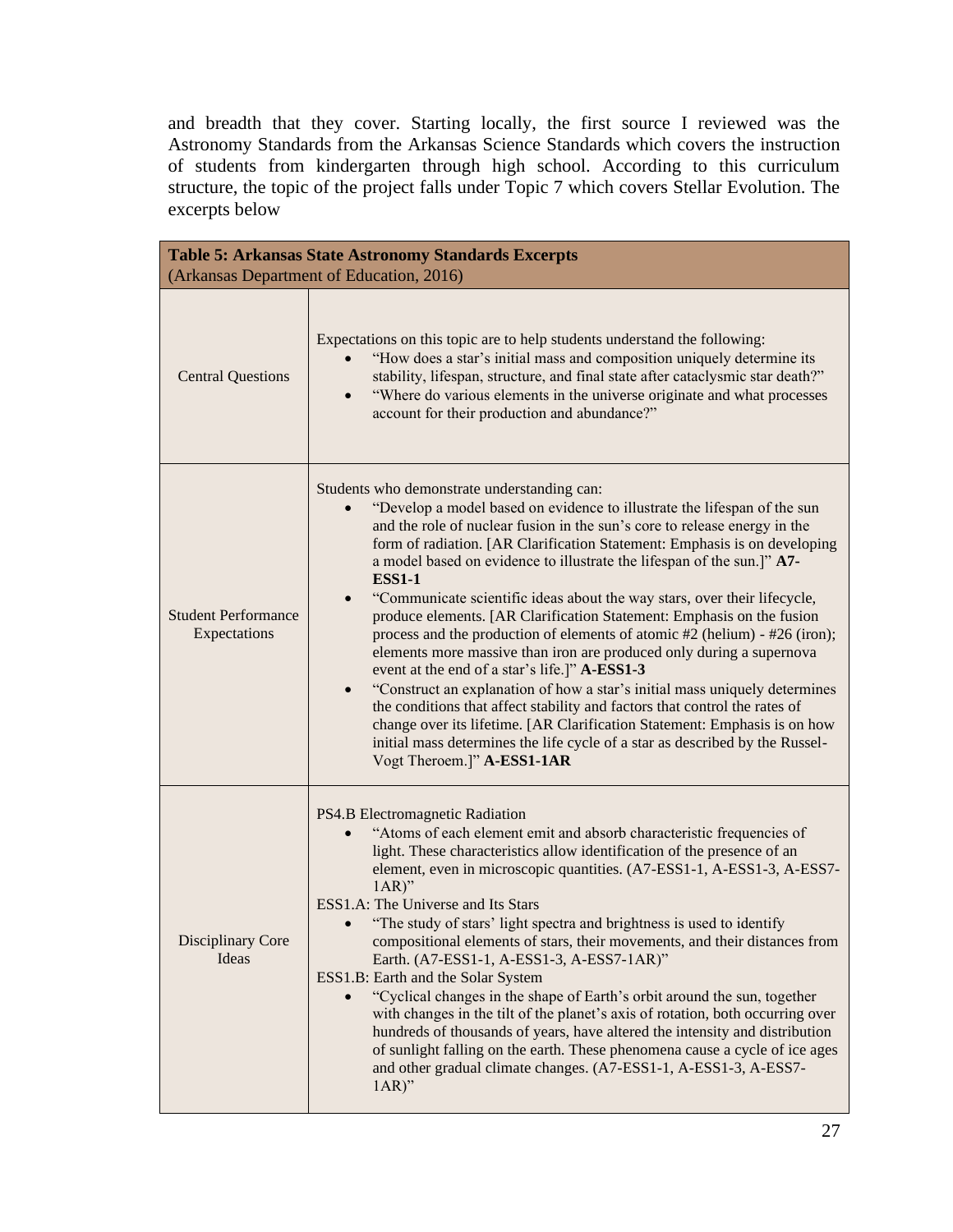and breadth that they cover. Starting locally, the first source I reviewed was the Astronomy Standards from the Arkansas Science Standards which covers the instruction of students from kindergarten through high school. According to this curriculum structure, the topic of the project falls under Topic 7 which covers Stellar Evolution. The excerpts below

| **Table 5: Arkansas State Astronomy Standards Excerpts** (Arkansas Department of Education, 2016) | |
|---|---|
| Central Questions | Expectations on this topic are to help students understand the following:<br>• "How does a star's initial mass and composition uniquely determine its stability, lifespan, structure, and final state after cataclysmic star death?"<br>• "Where do various elements in the universe originate and what processes account for their production and abundance?" |
| Student Performance Expectations | Students who demonstrate understanding can:<br>• "Develop a model based on evidence to illustrate the lifespan of the sun and the role of nuclear fusion in the sun's core to release energy in the form of radiation. [AR Clarification Statement: Emphasis is on developing a model based on evidence to illustrate the lifespan of the sun.]" **A7-ESS1-1**<br>• "Communicate scientific ideas about the way stars, over their lifecycle, produce elements. [AR Clarification Statement: Emphasis on the fusion process and the production of elements of atomic #2 (helium) - #26 (iron); elements more massive than iron are produced only during a supernova event at the end of a star's life.]" **A-ESS1-3**<br>• "Construct an explanation of how a star's initial mass uniquely determines the conditions that affect stability and factors that control the rates of change over its lifetime. [AR Clarification Statement: Emphasis is on how initial mass determines the life cycle of a star as described by the Russel-Vogt Theroem.]" **A-ESS1-1AR** |
| Disciplinary Core Ideas | PS4.B Electromagnetic Radiation<br>• "Atoms of each element emit and absorb characteristic frequencies of light. These characteristics allow identification of the presence of an element, even in microscopic quantities. (A7-ESS1-1, A-ESS1-3, A-ESS7-1AR)"<br>ESS1.A: The Universe and Its Stars<br>• "The study of stars' light spectra and brightness is used to identify compositional elements of stars, their movements, and their distances from Earth. (A7-ESS1-1, A-ESS1-3, A-ESS7-1AR)"<br>ESS1.B: Earth and the Solar System<br>• "Cyclical changes in the shape of Earth's orbit around the sun, together with changes in the tilt of the planet's axis of rotation, both occurring over hundreds of thousands of years, have altered the intensity and distribution of sunlight falling on the earth. These phenomena cause a cycle of ice ages and other gradual climate changes. (A7-ESS1-1, A-ESS1-3, A-ESS7-1AR)" |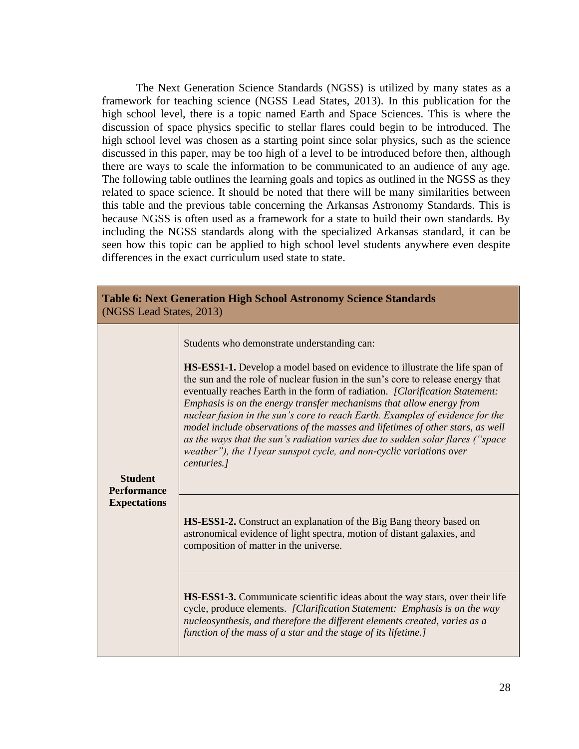The Next Generation Science Standards (NGSS) is utilized by many states as a framework for teaching science (NGSS Lead States, 2013). In this publication for the high school level, there is a topic named Earth and Space Sciences. This is where the discussion of space physics specific to stellar flares could begin to be introduced. The high school level was chosen as a starting point since solar physics, such as the science discussed in this paper, may be too high of a level to be introduced before then, although there are ways to scale the information to be communicated to an audience of any age. The following table outlines the learning goals and topics as outlined in the NGSS as they related to space science. It should be noted that there will be many similarities between this table and the previous table concerning the Arkansas Astronomy Standards. This is because NGSS is often used as a framework for a state to build their own standards. By including the NGSS standards along with the specialized Arkansas standard, it can be seen how this topic can be applied to high school level students anywhere even despite differences in the exact curriculum used state to state.

| **Table 6: Next Generation High School Astronomy Science Standards** (NGSS Lead States, 2013) | |
|---|---|
| **Student Performance Expectations** | Students who demonstrate understanding can:<br><br>**HS-ESS1-1.** Develop a model based on evidence to illustrate the life span of the sun and the role of nuclear fusion in the sun's core to release energy that eventually reaches Earth in the form of radiation. *[Clarification Statement: Emphasis is on the energy transfer mechanisms that allow energy from nuclear fusion in the sun's core to reach Earth. Examples of evidence for the model include observations of the masses and lifetimes of other stars, as well as the ways that the sun's radiation varies due to sudden solar flares ("space weather"), the 11year sunspot cycle, and non-cyclic variations over centuries.]* |
| | **HS-ESS1-2.** Construct an explanation of the Big Bang theory based on astronomical evidence of light spectra, motion of distant galaxies, and composition of matter in the universe. |
| | **HS-ESS1-3.** Communicate scientific ideas about the way stars, over their life cycle, produce elements. *[Clarification Statement: Emphasis is on the way nucleosynthesis, and therefore the different elements created, varies as a function of the mass of a star and the stage of its lifetime.]* |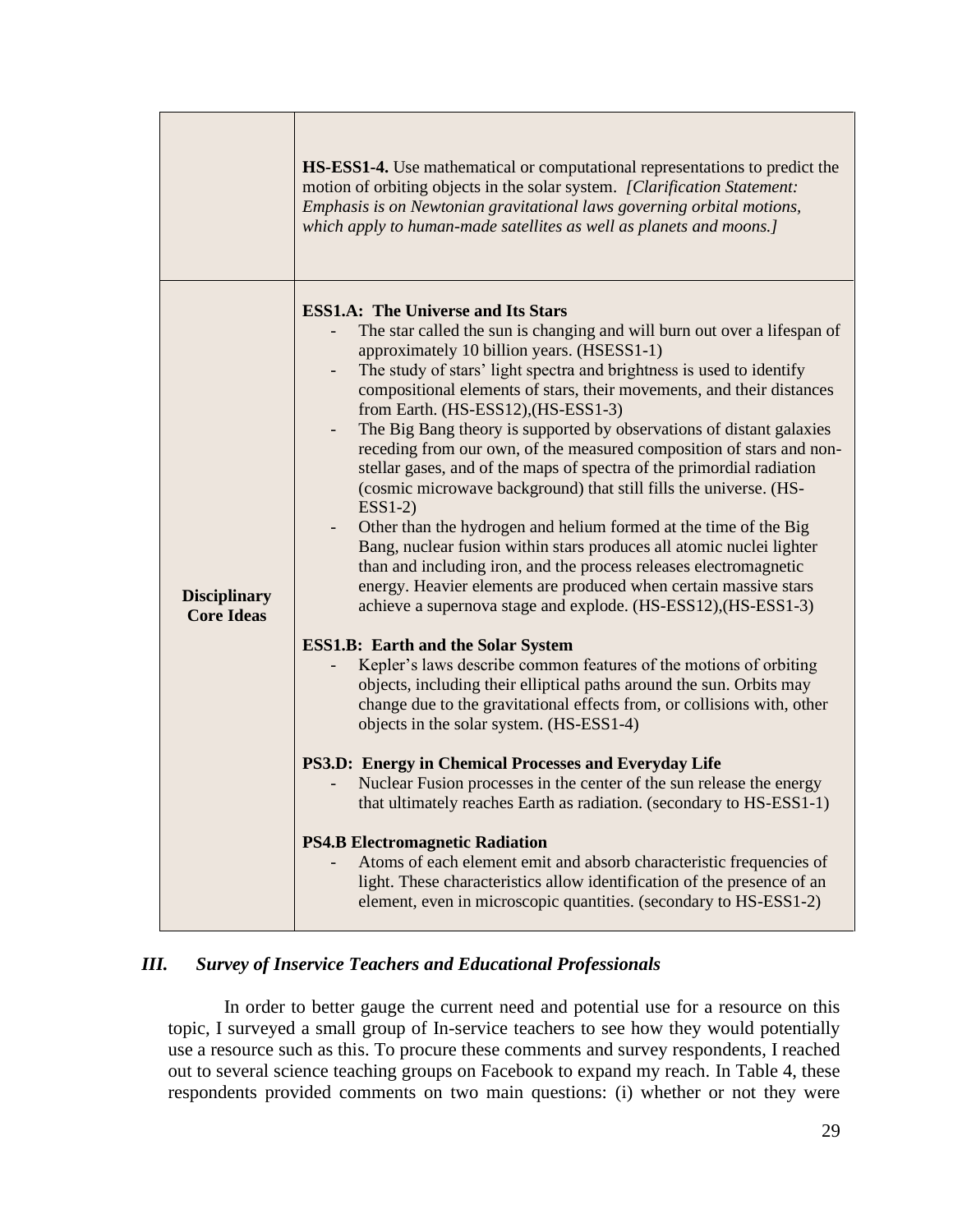| | |
|---|---|
| | **HS-ESS1-4.** Use mathematical or computational representations to predict the motion of orbiting objects in the solar system. *[Clarification Statement: Emphasis is on Newtonian gravitational laws governing orbital motions, which apply to human-made satellites as well as planets and moons.]* |
| **Disciplinary Core Ideas** | **ESS1.A: The Universe and Its Stars**<br>- The star called the sun is changing and will burn out over a lifespan of approximately 10 billion years. (HSESS1-1)<br>- The study of stars' light spectra and brightness is used to identify compositional elements of stars, their movements, and their distances from Earth. (HS-ESS12),(HS-ESS1-3)<br>- The Big Bang theory is supported by observations of distant galaxies receding from our own, of the measured composition of stars and non-stellar gases, and of the maps of spectra of the primordial radiation (cosmic microwave background) that still fills the universe. (HS-ESS1-2)<br>- Other than the hydrogen and helium formed at the time of the Big Bang, nuclear fusion within stars produces all atomic nuclei lighter than and including iron, and the process releases electromagnetic energy. Heavier elements are produced when certain massive stars achieve a supernova stage and explode. (HS-ESS12),(HS-ESS1-3)<br><br>**ESS1.B: Earth and the Solar System**<br>- Kepler's laws describe common features of the motions of orbiting objects, including their elliptical paths around the sun. Orbits may change due to the gravitational effects from, or collisions with, other objects in the solar system. (HS-ESS1-4)<br><br>**PS3.D: Energy in Chemical Processes and Everyday Life**<br>- Nuclear Fusion processes in the center of the sun release the energy that ultimately reaches Earth as radiation. (secondary to HS-ESS1-1)<br><br>**PS4.B Electromagnetic Radiation**<br>- Atoms of each element emit and absorb characteristic frequencies of light. These characteristics allow identification of the presence of an element, even in microscopic quantities. (secondary to HS-ESS1-2) |

## *III. Survey of Inservice Teachers and Educational Professionals*

In order to better gauge the current need and potential use for a resource on this topic, I surveyed a small group of In-service teachers to see how they would potentially use a resource such as this. To procure these comments and survey respondents, I reached out to several science teaching groups on Facebook to expand my reach. In Table 4, these respondents provided comments on two main questions: (i) whether or not they were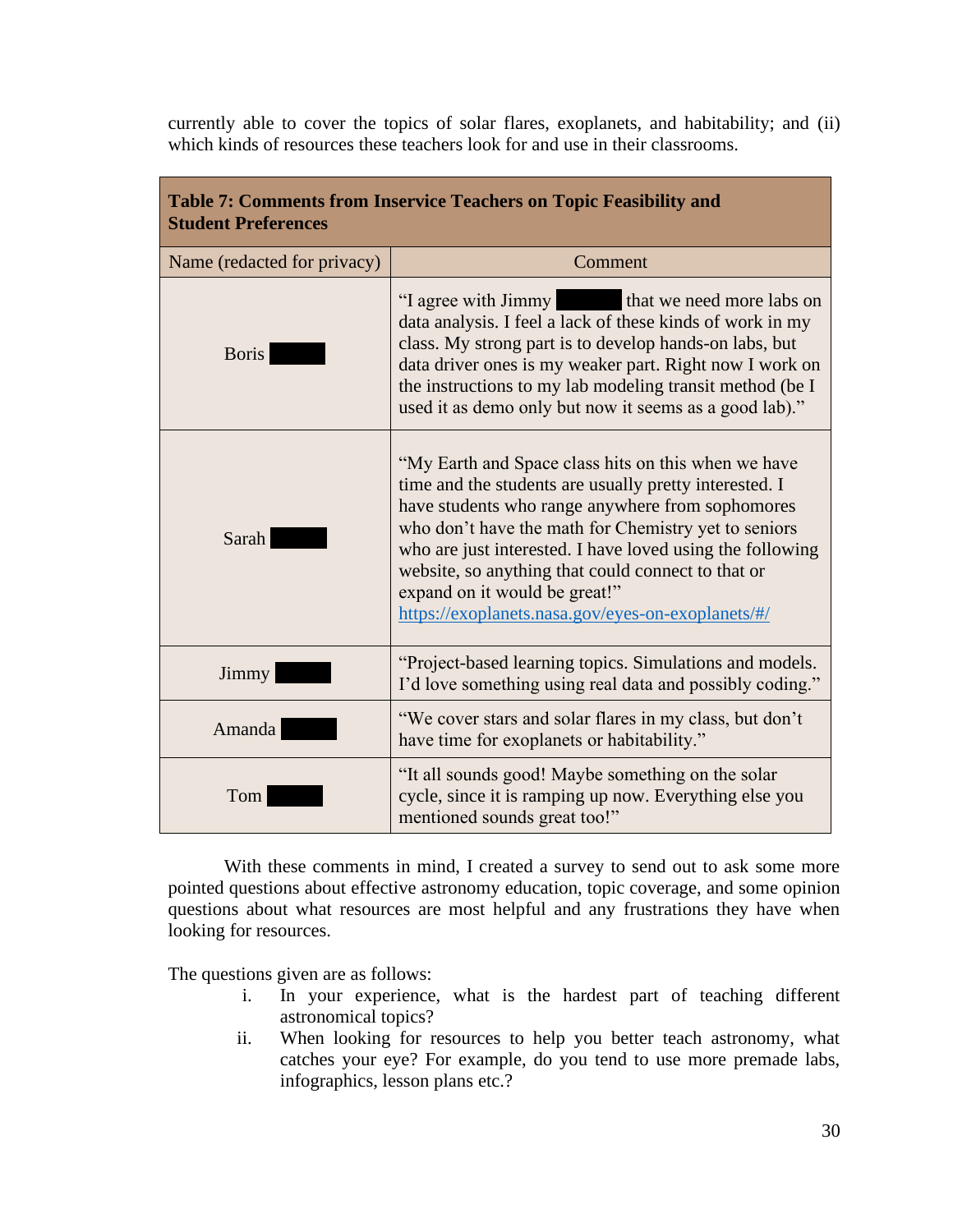currently able to cover the topics of solar flares, exoplanets, and habitability; and (ii) which kinds of resources these teachers look for and use in their classrooms.

**Table 7: Comments from Inservice Teachers on Topic Feasibility and Student Preferences**

| Name (redacted for privacy) | Comment |
|---|---|
| Boris ███ | "I agree with Jimmy ███ that we need more labs on data analysis. I feel a lack of these kinds of work in my class. My strong part is to develop hands-on labs, but data driver ones is my weaker part. Right now I work on the instructions to my lab modeling transit method (be I used it as demo only but now it seems as a good lab)." |
| Sarah ███ | "My Earth and Space class hits on this when we have time and the students are usually pretty interested. I have students who range anywhere from sophomores who don't have the math for Chemistry yet to seniors who are just interested. I have loved using the following website, so anything that could connect to that or expand on it would be great!" https://exoplanets.nasa.gov/eyes-on-exoplanets/#/ |
| Jimmy ███ | "Project-based learning topics. Simulations and models. I'd love something using real data and possibly coding." |
| Amanda ███ | "We cover stars and solar flares in my class, but don't have time for exoplanets or habitability." |
| Tom ███ | "It all sounds good! Maybe something on the solar cycle, since it is ramping up now. Everything else you mentioned sounds great too!" |

With these comments in mind, I created a survey to send out to ask some more pointed questions about effective astronomy education, topic coverage, and some opinion questions about what resources are most helpful and any frustrations they have when looking for resources.

The questions given are as follows:

i. In your experience, what is the hardest part of teaching different astronomical topics?
ii. When looking for resources to help you better teach astronomy, what catches your eye? For example, do you tend to use more premade labs, infographics, lesson plans etc.?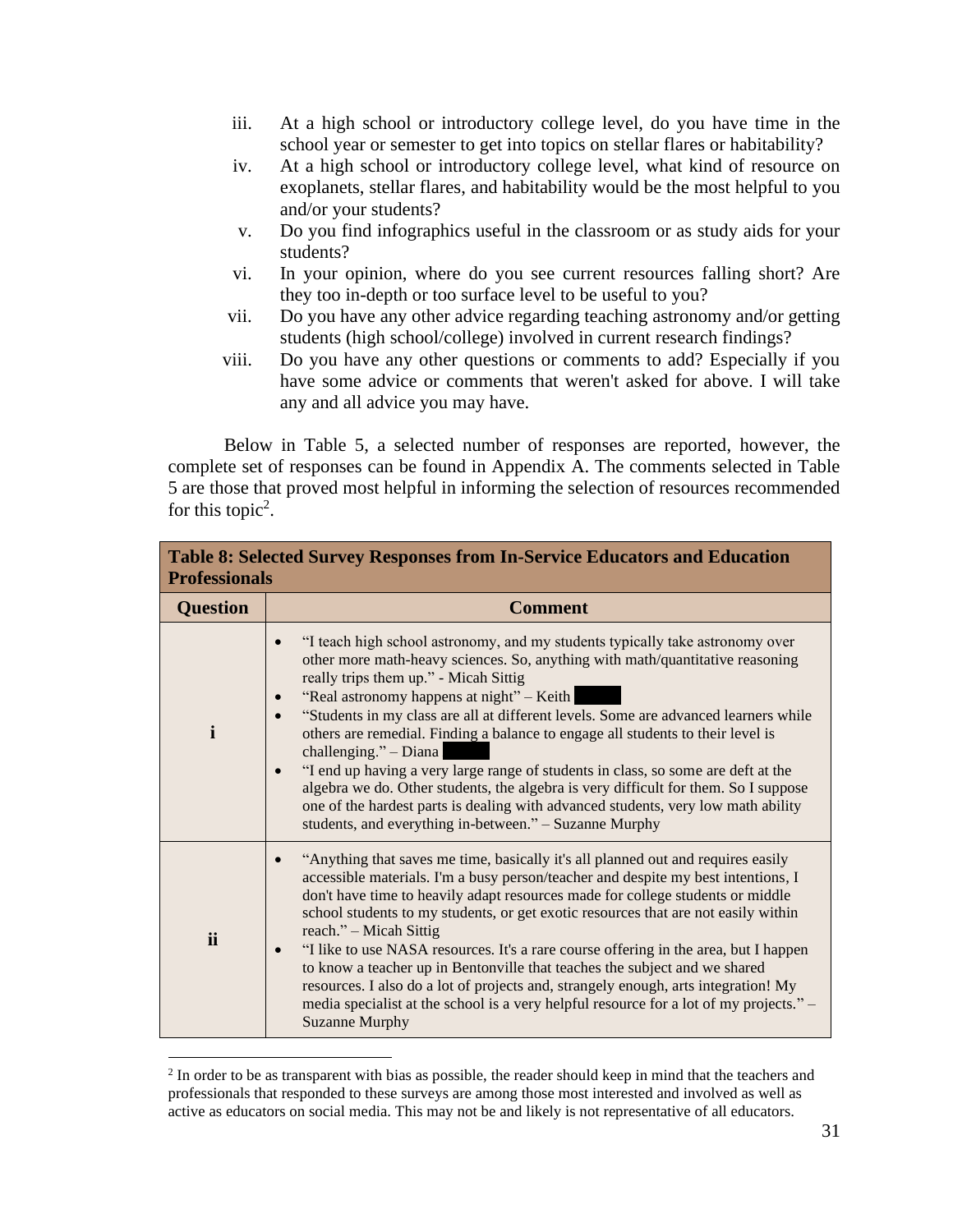iii. At a high school or introductory college level, do you have time in the school year or semester to get into topics on stellar flares or habitability?

iv. At a high school or introductory college level, what kind of resource on exoplanets, stellar flares, and habitability would be the most helpful to you and/or your students?

v. Do you find infographics useful in the classroom or as study aids for your students?

vi. In your opinion, where do you see current resources falling short? Are they too in-depth or too surface level to be useful to you?

vii. Do you have any other advice regarding teaching astronomy and/or getting students (high school/college) involved in current research findings?

viii. Do you have any other questions or comments to add? Especially if you have some advice or comments that weren't asked for above. I will take any and all advice you may have.

Below in Table 5, a selected number of responses are reported, however, the complete set of responses can be found in Appendix A. The comments selected in Table 5 are those that proved most helpful in informing the selection of resources recommended for this topic[2].

| **Table 8: Selected Survey Responses from In-Service Educators and Education Professionals** | |
|---|---|
| **Question** | **Comment** |
| **i** | • "I teach high school astronomy, and my students typically take astronomy over other more math-heavy sciences. So, anything with math/quantitative reasoning really trips them up." - Micah Sittig<br>• "Real astronomy happens at night" – Keith<br>• "Students in my class are all at different levels. Some are advanced learners while others are remedial. Finding a balance to engage all students to their level is challenging." – Diana<br>• "I end up having a very large range of students in class, so some are deft at the algebra we do. Other students, the algebra is very difficult for them. So I suppose one of the hardest parts is dealing with advanced students, very low math ability students, and everything in-between." – Suzanne Murphy |
| **ii** | • "Anything that saves me time, basically it's all planned out and requires easily accessible materials. I'm a busy person/teacher and despite my best intentions, I don't have time to heavily adapt resources made for college students or middle school students to my students, or get exotic resources that are not easily within reach." – Micah Sittig<br>• "I like to use NASA resources. It's a rare course offering in the area, but I happen to know a teacher up in Bentonville that teaches the subject and we shared resources. I also do a lot of projects and, strangely enough, arts integration! My media specialist at the school is a very helpful resource for a lot of my projects." – Suzanne Murphy |

[2] In order to be as transparent with bias as possible, the reader should keep in mind that the teachers and professionals that responded to these surveys are among those most interested and involved as well as active as educators on social media. This may not be and likely is not representative of all educators.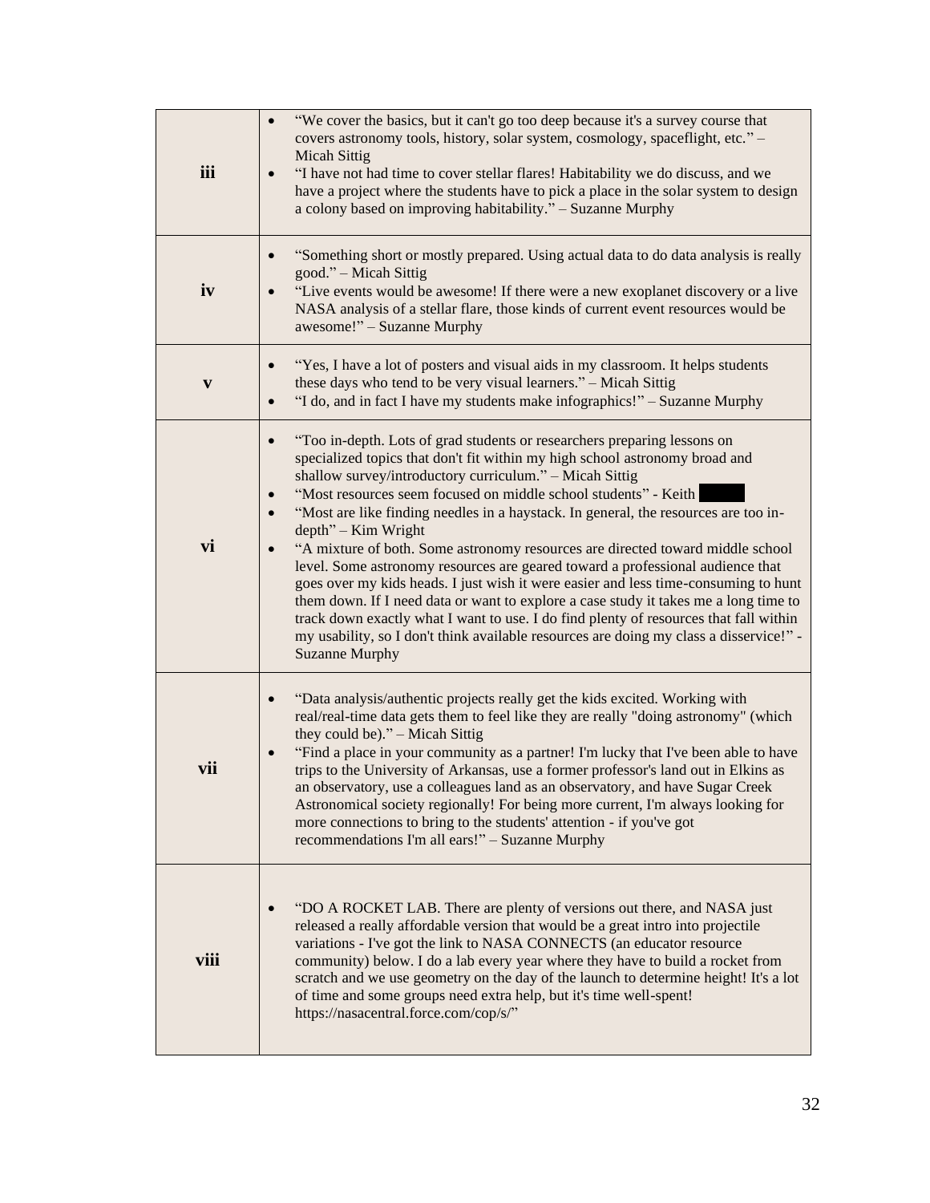| | |
|---|---|
| **iii** | • "We cover the basics, but it can't go too deep because it's a survey course that covers astronomy tools, history, solar system, cosmology, spaceflight, etc." – Micah Sittig<br>• "I have not had time to cover stellar flares! Habitability we do discuss, and we have a project where the students have to pick a place in the solar system to design a colony based on improving habitability." – Suzanne Murphy |
| **iv** | • "Something short or mostly prepared. Using actual data to do data analysis is really good." – Micah Sittig<br>• "Live events would be awesome! If there were a new exoplanet discovery or a live NASA analysis of a stellar flare, those kinds of current event resources would be awesome!" – Suzanne Murphy |
| **v** | • "Yes, I have a lot of posters and visual aids in my classroom. It helps students these days who tend to be very visual learners." – Micah Sittig<br>• "I do, and in fact I have my students make infographics!" – Suzanne Murphy |
| **vi** | • "Too in-depth. Lots of grad students or researchers preparing lessons on specialized topics that don't fit within my high school astronomy broad and shallow survey/introductory curriculum." – Micah Sittig<br>• "Most resources seem focused on middle school students" - Keith<br>• "Most are like finding needles in a haystack. In general, the resources are too in-depth" – Kim Wright<br>• "A mixture of both. Some astronomy resources are directed toward middle school level. Some astronomy resources are geared toward a professional audience that goes over my kids heads. I just wish it were easier and less time-consuming to hunt them down. If I need data or want to explore a case study it takes me a long time to track down exactly what I want to use. I do find plenty of resources that fall within my usability, so I don't think available resources are doing my class a disservice!" - Suzanne Murphy |
| **vii** | • "Data analysis/authentic projects really get the kids excited. Working with real/real-time data gets them to feel like they are really "doing astronomy" (which they could be)." – Micah Sittig<br>• "Find a place in your community as a partner! I'm lucky that I've been able to have trips to the University of Arkansas, use a former professor's land out in Elkins as an observatory, use a colleagues land as an observatory, and have Sugar Creek Astronomical society regionally! For being more current, I'm always looking for more connections to bring to the students' attention - if you've got recommendations I'm all ears!" – Suzanne Murphy |
| **viii** | • "DO A ROCKET LAB. There are plenty of versions out there, and NASA just released a really affordable version that would be a great intro into projectile variations - I've got the link to NASA CONNECTS (an educator resource community) below. I do a lab every year where they have to build a rocket from scratch and we use geometry on the day of the launch to determine height! It's a lot of time and some groups need extra help, but it's time well-spent! https://nasacentral.force.com/cop/s/" |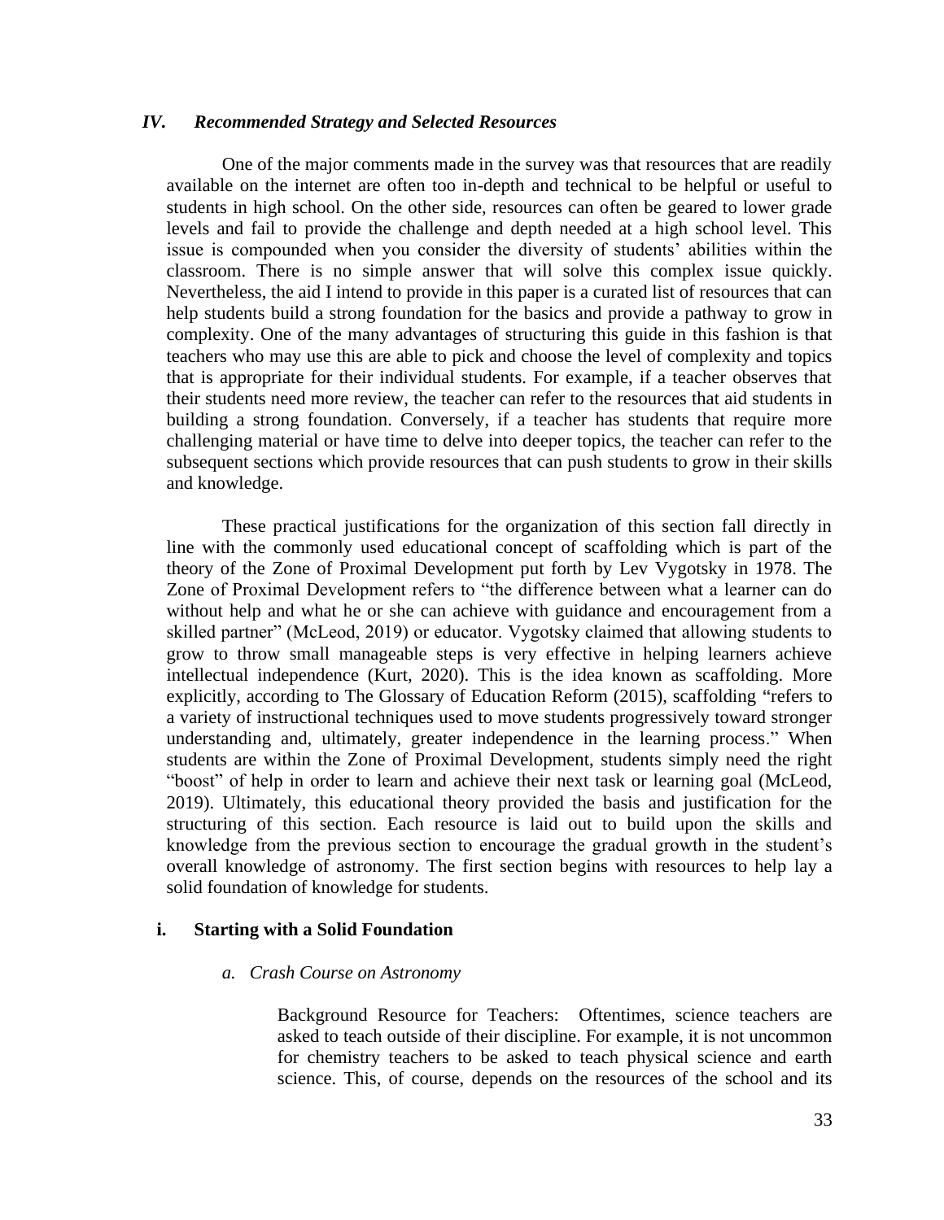## IV. *Recommended Strategy and Selected Resources*

One of the major comments made in the survey was that resources that are readily available on the internet are often too in-depth and technical to be helpful or useful to students in high school. On the other side, resources can often be geared to lower grade levels and fail to provide the challenge and depth needed at a high school level. This issue is compounded when you consider the diversity of students' abilities within the classroom. There is no simple answer that will solve this complex issue quickly. Nevertheless, the aid I intend to provide in this paper is a curated list of resources that can help students build a strong foundation for the basics and provide a pathway to grow in complexity. One of the many advantages of structuring this guide in this fashion is that teachers who may use this are able to pick and choose the level of complexity and topics that is appropriate for their individual students. For example, if a teacher observes that their students need more review, the teacher can refer to the resources that aid students in building a strong foundation. Conversely, if a teacher has students that require more challenging material or have time to delve into deeper topics, the teacher can refer to the subsequent sections which provide resources that can push students to grow in their skills and knowledge.

These practical justifications for the organization of this section fall directly in line with the commonly used educational concept of scaffolding which is part of the theory of the Zone of Proximal Development put forth by Lev Vygotsky in 1978. The Zone of Proximal Development refers to "the difference between what a learner can do without help and what he or she can achieve with guidance and encouragement from a skilled partner" (McLeod, 2019) or educator. Vygotsky claimed that allowing students to grow to throw small manageable steps is very effective in helping learners achieve intellectual independence (Kurt, 2020). This is the idea known as scaffolding. More explicitly, according to The Glossary of Education Reform (2015), scaffolding "refers to a variety of instructional techniques used to move students progressively toward stronger understanding and, ultimately, greater independence in the learning process." When students are within the Zone of Proximal Development, students simply need the right "boost" of help in order to learn and achieve their next task or learning goal (McLeod, 2019). Ultimately, this educational theory provided the basis and justification for the structuring of this section. Each resource is laid out to build upon the skills and knowledge from the previous section to encourage the gradual growth in the student's overall knowledge of astronomy. The first section begins with resources to help lay a solid foundation of knowledge for students.

### i. Starting with a Solid Foundation

#### *a. Crash Course on Astronomy*

Background Resource for Teachers: Oftentimes, science teachers are asked to teach outside of their discipline. For example, it is not uncommon for chemistry teachers to be asked to teach physical science and earth science. This, of course, depends on the resources of the school and its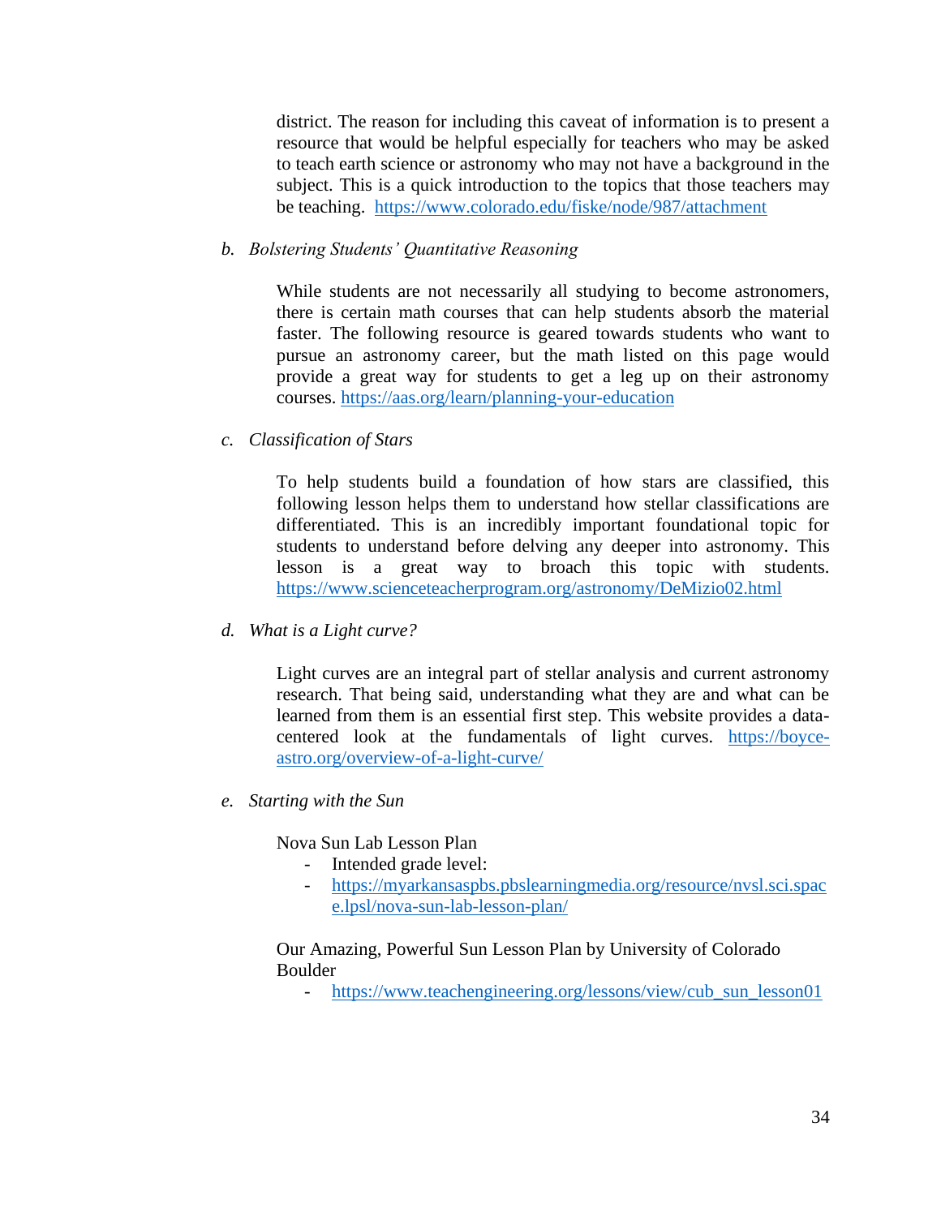district. The reason for including this caveat of information is to present a resource that would be helpful especially for teachers who may be asked to teach earth science or astronomy who may not have a background in the subject. This is a quick introduction to the topics that those teachers may be teaching. https://www.colorado.edu/fiske/node/987/attachment

b. *Bolstering Students' Quantitative Reasoning*

While students are not necessarily all studying to become astronomers, there is certain math courses that can help students absorb the material faster. The following resource is geared towards students who want to pursue an astronomy career, but the math listed on this page would provide a great way for students to get a leg up on their astronomy courses. https://aas.org/learn/planning-your-education

c. *Classification of Stars*

To help students build a foundation of how stars are classified, this following lesson helps them to understand how stellar classifications are differentiated. This is an incredibly important foundational topic for students to understand before delving any deeper into astronomy. This lesson is a great way to broach this topic with students. https://www.scienceteacherprogram.org/astronomy/DeMizio02.html

d. *What is a Light curve?*

Light curves are an integral part of stellar analysis and current astronomy research. That being said, understanding what they are and what can be learned from them is an essential first step. This website provides a data-centered look at the fundamentals of light curves. https://boyce-astro.org/overview-of-a-light-curve/

e. *Starting with the Sun*

Nova Sun Lab Lesson Plan

- Intended grade level:
- https://myarkansaspbs.pbslearningmedia.org/resource/nvsl.sci.space.lpsl/nova-sun-lab-lesson-plan/

Our Amazing, Powerful Sun Lesson Plan by University of Colorado Boulder

- https://www.teachengineering.org/lessons/view/cub_sun_lesson01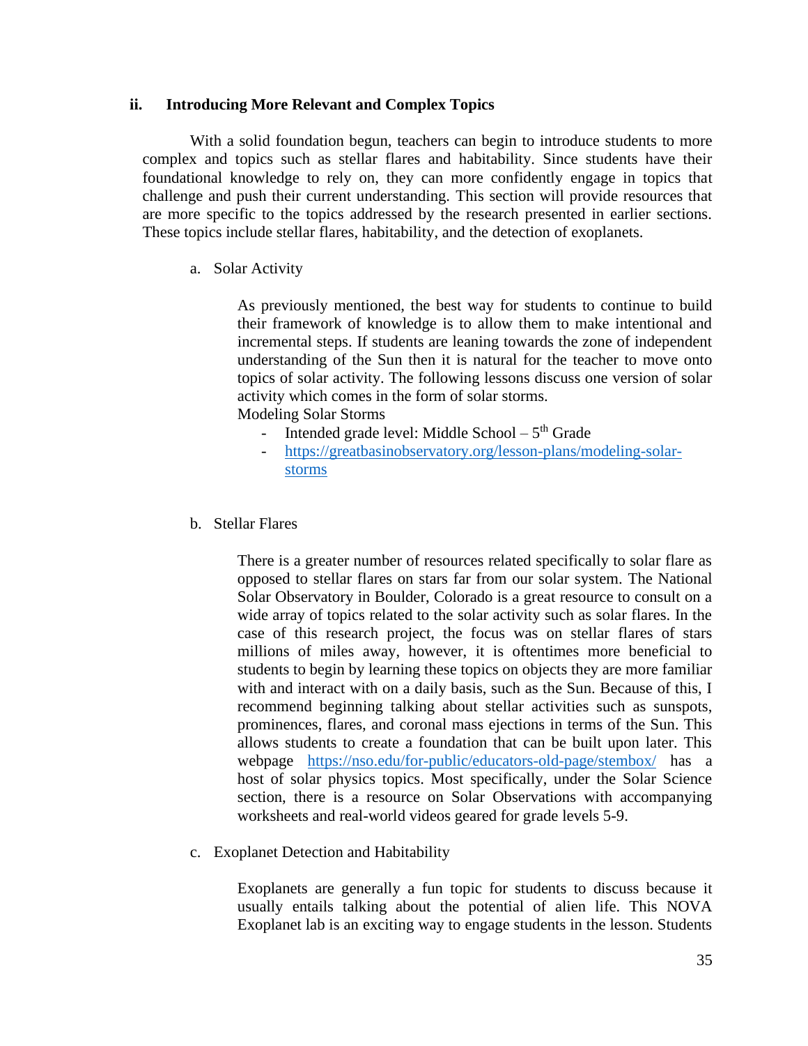### ii. Introducing More Relevant and Complex Topics

With a solid foundation begun, teachers can begin to introduce students to more complex and topics such as stellar flares and habitability. Since students have their foundational knowledge to rely on, they can more confidently engage in topics that challenge and push their current understanding. This section will provide resources that are more specific to the topics addressed by the research presented in earlier sections. These topics include stellar flares, habitability, and the detection of exoplanets.

a. Solar Activity

As previously mentioned, the best way for students to continue to build their framework of knowledge is to allow them to make intentional and incremental steps. If students are leaning towards the zone of independent understanding of the Sun then it is natural for the teacher to move onto topics of solar activity. The following lessons discuss one version of solar activity which comes in the form of solar storms.

Modeling Solar Storms

- Intended grade level: Middle School – 5th Grade
- https://greatbasinobservatory.org/lesson-plans/modeling-solar-storms

b. Stellar Flares

There is a greater number of resources related specifically to solar flare as opposed to stellar flares on stars far from our solar system. The National Solar Observatory in Boulder, Colorado is a great resource to consult on a wide array of topics related to the solar activity such as solar flares. In the case of this research project, the focus was on stellar flares of stars millions of miles away, however, it is oftentimes more beneficial to students to begin by learning these topics on objects they are more familiar with and interact with on a daily basis, such as the Sun. Because of this, I recommend beginning talking about stellar activities such as sunspots, prominences, flares, and coronal mass ejections in terms of the Sun. This allows students to create a foundation that can be built upon later. This webpage https://nso.edu/for-public/educators-old-page/stembox/ has a host of solar physics topics. Most specifically, under the Solar Science section, there is a resource on Solar Observations with accompanying worksheets and real-world videos geared for grade levels 5-9.

c. Exoplanet Detection and Habitability

Exoplanets are generally a fun topic for students to discuss because it usually entails talking about the potential of alien life. This NOVA Exoplanet lab is an exciting way to engage students in the lesson. Students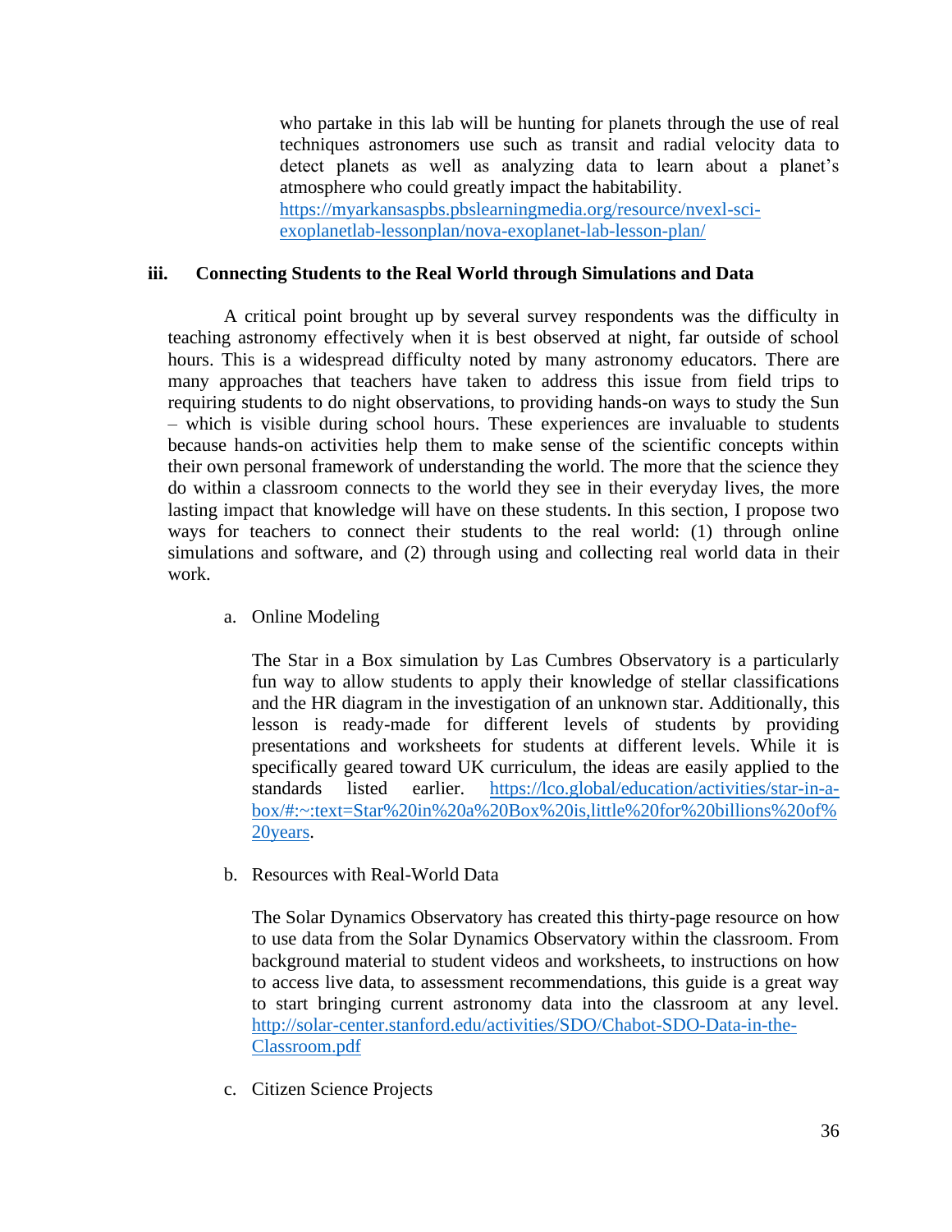who partake in this lab will be hunting for planets through the use of real techniques astronomers use such as transit and radial velocity data to detect planets as well as analyzing data to learn about a planet's atmosphere who could greatly impact the habitability. https://myarkansaspbs.pbslearningmedia.org/resource/nvexl-sci-exoplanetlab-lessonplan/nova-exoplanet-lab-lesson-plan/

### iii. Connecting Students to the Real World through Simulations and Data

A critical point brought up by several survey respondents was the difficulty in teaching astronomy effectively when it is best observed at night, far outside of school hours. This is a widespread difficulty noted by many astronomy educators. There are many approaches that teachers have taken to address this issue from field trips to requiring students to do night observations, to providing hands-on ways to study the Sun – which is visible during school hours. These experiences are invaluable to students because hands-on activities help them to make sense of the scientific concepts within their own personal framework of understanding the world. The more that the science they do within a classroom connects to the world they see in their everyday lives, the more lasting impact that knowledge will have on these students. In this section, I propose two ways for teachers to connect their students to the real world: (1) through online simulations and software, and (2) through using and collecting real world data in their work.

a. Online Modeling

The Star in a Box simulation by Las Cumbres Observatory is a particularly fun way to allow students to apply their knowledge of stellar classifications and the HR diagram in the investigation of an unknown star. Additionally, this lesson is ready-made for different levels of students by providing presentations and worksheets for students at different levels. While it is specifically geared toward UK curriculum, the ideas are easily applied to the standards listed earlier. https://lco.global/education/activities/star-in-a-box/#:~:text=Star%20in%20a%20Box%20is,little%20for%20billions%20of%20years.

b. Resources with Real-World Data

The Solar Dynamics Observatory has created this thirty-page resource on how to use data from the Solar Dynamics Observatory within the classroom. From background material to student videos and worksheets, to instructions on how to access live data, to assessment recommendations, this guide is a great way to start bringing current astronomy data into the classroom at any level. http://solar-center.stanford.edu/activities/SDO/Chabot-SDO-Data-in-the-Classroom.pdf

c. Citizen Science Projects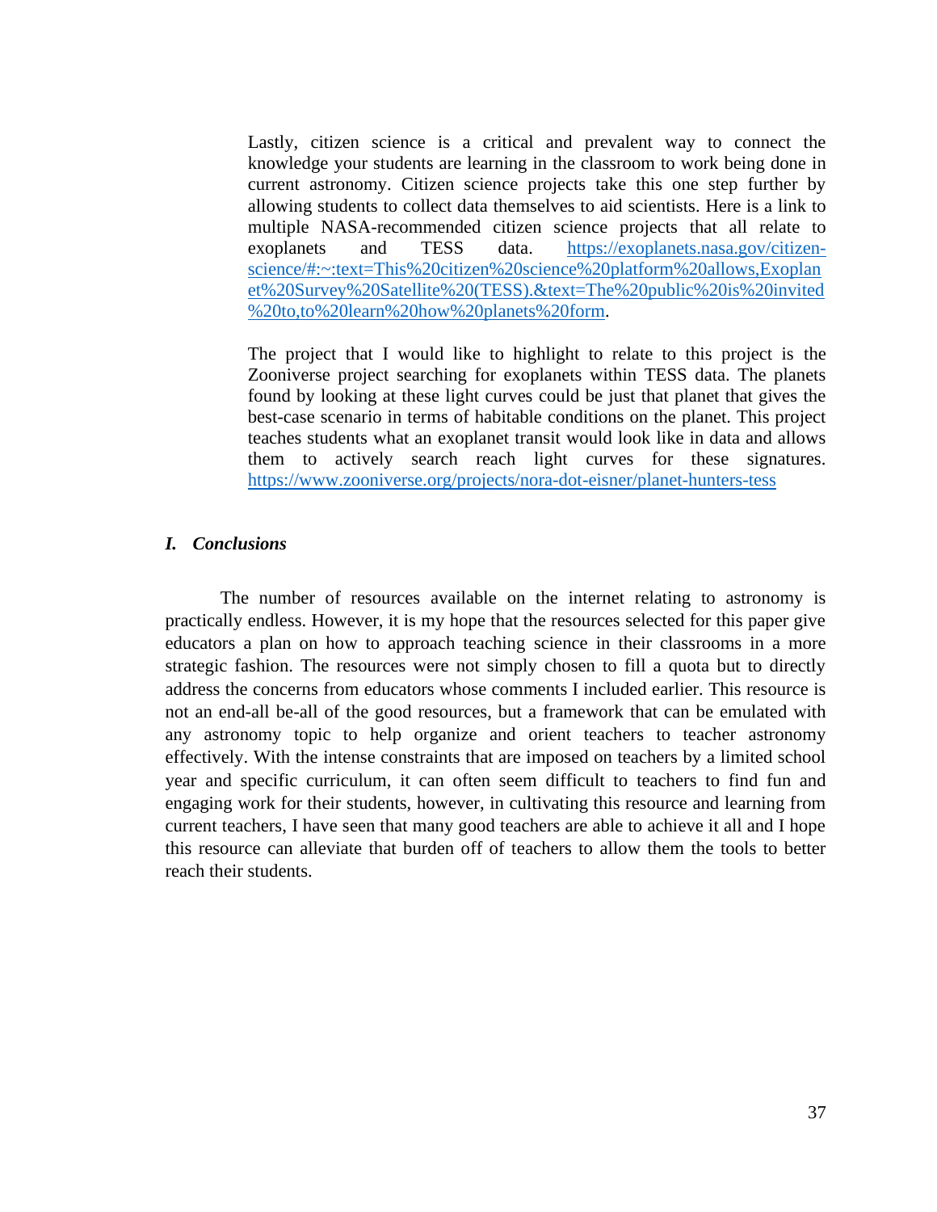Lastly, citizen science is a critical and prevalent way to connect the knowledge your students are learning in the classroom to work being done in current astronomy. Citizen science projects take this one step further by allowing students to collect data themselves to aid scientists. Here is a link to multiple NASA-recommended citizen science projects that all relate to exoplanets and TESS data. https://exoplanets.nasa.gov/citizen-science/#:~:text=This%20citizen%20science%20platform%20allows,Exoplanet%20Survey%20Satellite%20(TESS).&text=The%20public%20is%20invited%20to,to%20learn%20how%20planets%20form.

The project that I would like to highlight to relate to this project is the Zooniverse project searching for exoplanets within TESS data. The planets found by looking at these light curves could be just that planet that gives the best-case scenario in terms of habitable conditions on the planet. This project teaches students what an exoplanet transit would look like in data and allows them to actively search reach light curves for these signatures. https://www.zooniverse.org/projects/nora-dot-eisner/planet-hunters-tess

## *I. Conclusions*

The number of resources available on the internet relating to astronomy is practically endless. However, it is my hope that the resources selected for this paper give educators a plan on how to approach teaching science in their classrooms in a more strategic fashion. The resources were not simply chosen to fill a quota but to directly address the concerns from educators whose comments I included earlier. This resource is not an end-all be-all of the good resources, but a framework that can be emulated with any astronomy topic to help organize and orient teachers to teacher astronomy effectively. With the intense constraints that are imposed on teachers by a limited school year and specific curriculum, it can often seem difficult to teachers to find fun and engaging work for their students, however, in cultivating this resource and learning from current teachers, I have seen that many good teachers are able to achieve it all and I hope this resource can alleviate that burden off of teachers to allow them the tools to better reach their students.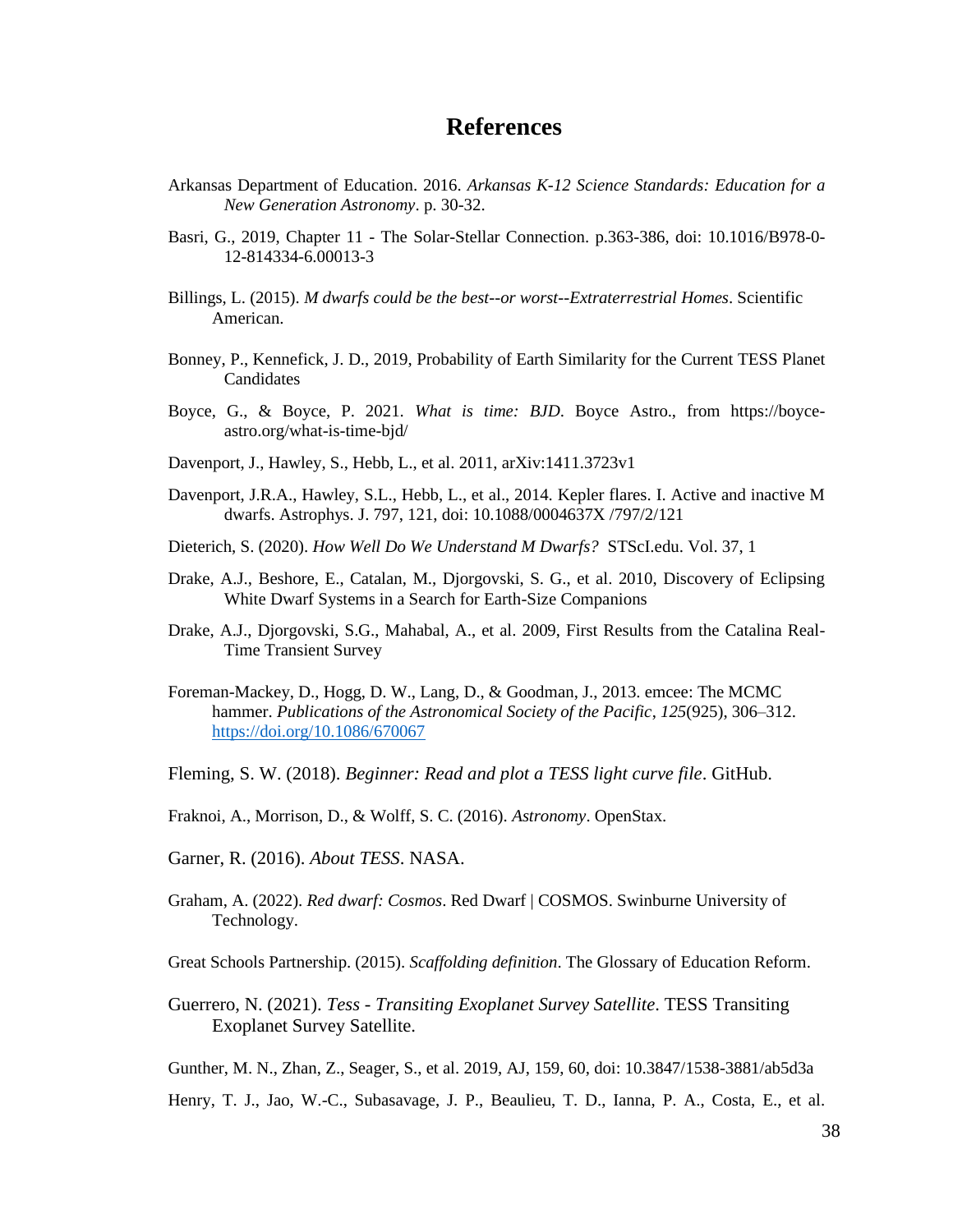# References

Arkansas Department of Education. 2016. *Arkansas K-12 Science Standards: Education for a New Generation Astronomy*. p. 30-32.

Basri, G., 2019, Chapter 11 - The Solar-Stellar Connection. p.363-386, doi: 10.1016/B978-0-12-814334-6.00013-3

Billings, L. (2015). *M dwarfs could be the best--or worst--Extraterrestrial Homes*. Scientific American.

Bonney, P., Kennefick, J. D., 2019, Probability of Earth Similarity for the Current TESS Planet Candidates

Boyce, G., & Boyce, P. 2021. *What is time: BJD*. Boyce Astro., from https://boyce-astro.org/what-is-time-bjd/

Davenport, J., Hawley, S., Hebb, L., et al. 2011, arXiv:1411.3723v1

Davenport, J.R.A., Hawley, S.L., Hebb, L., et al., 2014. Kepler flares. I. Active and inactive M dwarfs. Astrophys. J. 797, 121, doi: 10.1088/0004637X /797/2/121

Dieterich, S. (2020). *How Well Do We Understand M Dwarfs?* STScI.edu. Vol. 37, 1

Drake, A.J., Beshore, E., Catalan, M., Djorgovski, S. G., et al. 2010, Discovery of Eclipsing White Dwarf Systems in a Search for Earth-Size Companions

Drake, A.J., Djorgovski, S.G., Mahabal, A., et al. 2009, First Results from the Catalina Real-Time Transient Survey

Foreman-Mackey, D., Hogg, D. W., Lang, D., & Goodman, J., 2013. emcee: The MCMC hammer. *Publications of the Astronomical Society of the Pacific*, *125*(925), 306–312. https://doi.org/10.1086/670067

Fleming, S. W. (2018). *Beginner: Read and plot a TESS light curve file*. GitHub.

Fraknoi, A., Morrison, D., & Wolff, S. C. (2016). *Astronomy*. OpenStax.

Garner, R. (2016). *About TESS*. NASA.

Graham, A. (2022). *Red dwarf: Cosmos*. Red Dwarf | COSMOS. Swinburne University of Technology.

Great Schools Partnership. (2015). *Scaffolding definition*. The Glossary of Education Reform.

Guerrero, N. (2021). *Tess - Transiting Exoplanet Survey Satellite*. TESS Transiting Exoplanet Survey Satellite.

Gunther, M. N., Zhan, Z., Seager, S., et al. 2019, AJ, 159, 60, doi: 10.3847/1538-3881/ab5d3a

Henry, T. J., Jao, W.-C., Subasavage, J. P., Beaulieu, T. D., Ianna, P. A., Costa, E., et al.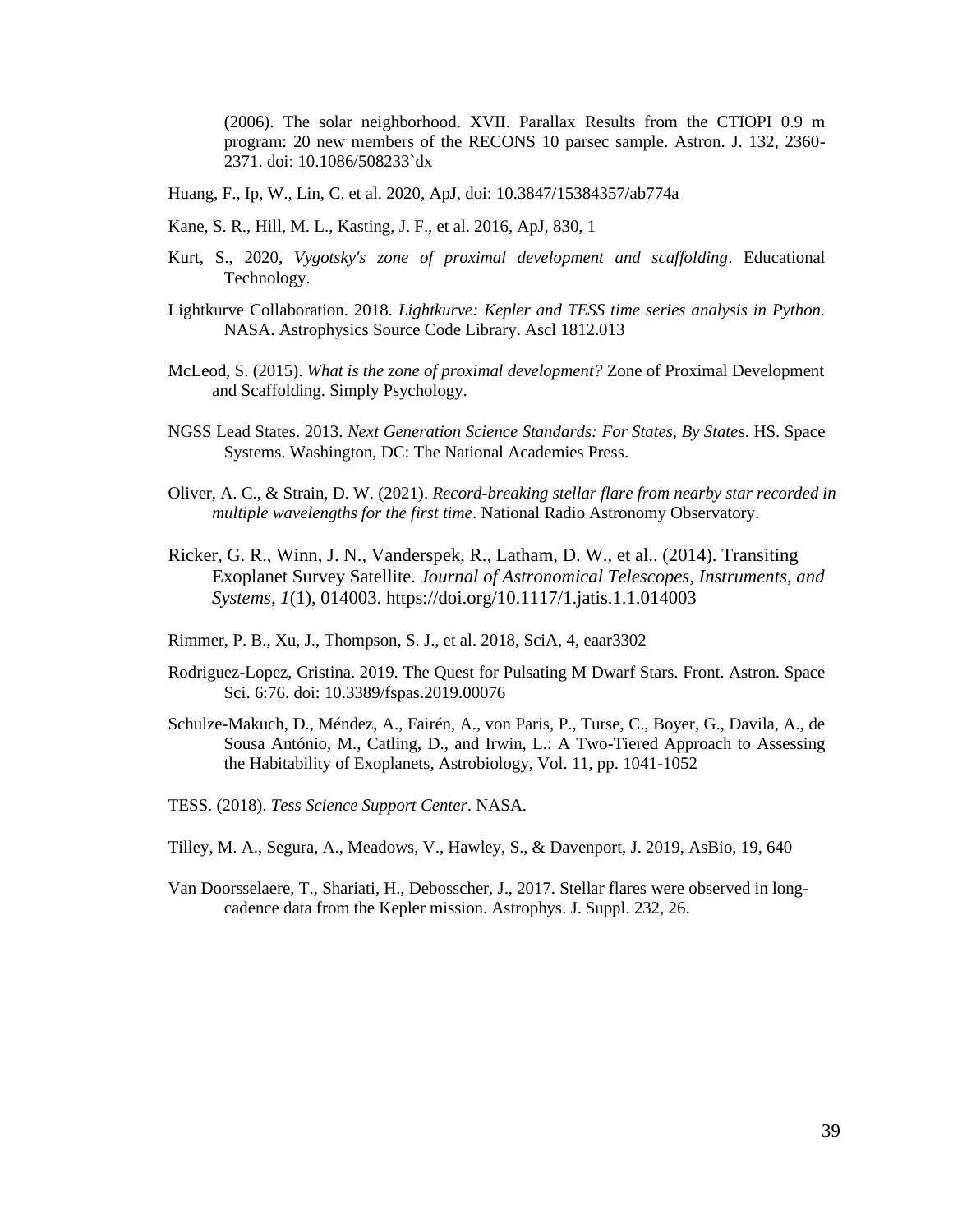(2006). The solar neighborhood. XVII. Parallax Results from the CTIOPI 0.9 m program: 20 new members of the RECONS 10 parsec sample. Astron. J. 132, 2360-2371. doi: 10.1086/508233`dx

Huang, F., Ip, W., Lin, C. et al. 2020, ApJ, doi: 10.3847/15384357/ab774a

Kane, S. R., Hill, M. L., Kasting, J. F., et al. 2016, ApJ, 830, 1

Kurt, S., 2020, *Vygotsky's zone of proximal development and scaffolding*. Educational Technology.

Lightkurve Collaboration. 2018. *Lightkurve: Kepler and TESS time series analysis in Python.* NASA. Astrophysics Source Code Library. Ascl 1812.013

McLeod, S. (2015). *What is the zone of proximal development?* Zone of Proximal Development and Scaffolding. Simply Psychology.

NGSS Lead States. 2013. *Next Generation Science Standards: For States, By State*s. HS. Space Systems. Washington, DC: The National Academies Press.

Oliver, A. C., & Strain, D. W. (2021). *Record-breaking stellar flare from nearby star recorded in multiple wavelengths for the first time*. National Radio Astronomy Observatory.

Ricker, G. R., Winn, J. N., Vanderspek, R., Latham, D. W., et al.. (2014). Transiting Exoplanet Survey Satellite. *Journal of Astronomical Telescopes, Instruments, and Systems*, *1*(1), 014003. https://doi.org/10.1117/1.jatis.1.1.014003

Rimmer, P. B., Xu, J., Thompson, S. J., et al. 2018, SciA, 4, eaar3302

Rodriguez-Lopez, Cristina. 2019. The Quest for Pulsating M Dwarf Stars. Front. Astron. Space Sci. 6:76. doi: 10.3389/fspas.2019.00076

Schulze-Makuch, D., Méndez, A., Fairén, A., von Paris, P., Turse, C., Boyer, G., Davila, A., de Sousa António, M., Catling, D., and Irwin, L.: A Two-Tiered Approach to Assessing the Habitability of Exoplanets, Astrobiology, Vol. 11, pp. 1041-1052

TESS. (2018). *Tess Science Support Center*. NASA.

Tilley, M. A., Segura, A., Meadows, V., Hawley, S., & Davenport, J. 2019, AsBio, 19, 640

Van Doorsselaere, T., Shariati, H., Debosscher, J., 2017. Stellar flares were observed in long-cadence data from the Kepler mission. Astrophys. J. Suppl. 232, 26.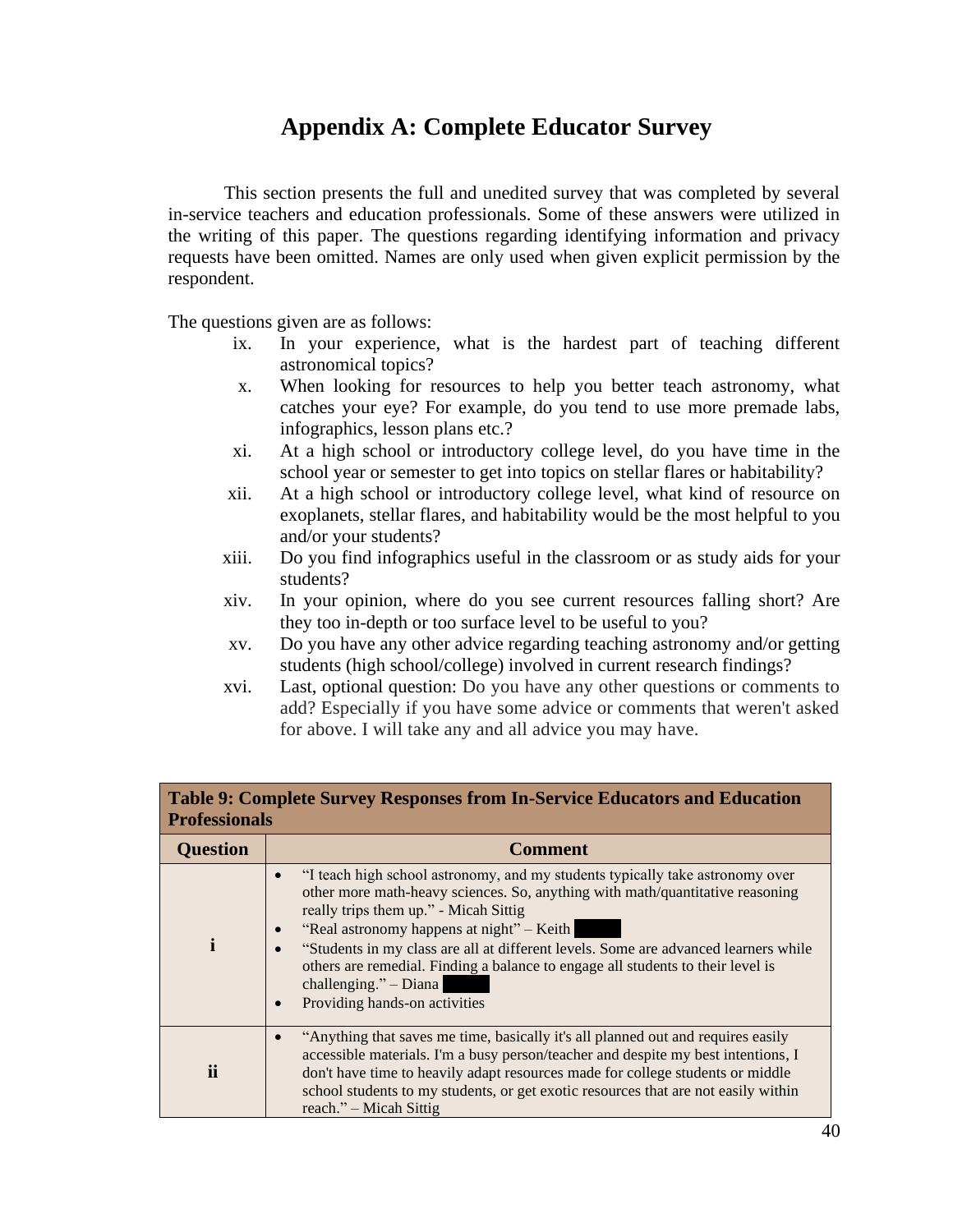# Appendix A: Complete Educator Survey

This section presents the full and unedited survey that was completed by several in-service teachers and education professionals. Some of these answers were utilized in the writing of this paper. The questions regarding identifying information and privacy requests have been omitted. Names are only used when given explicit permission by the respondent.

The questions given are as follows:

ix. In your experience, what is the hardest part of teaching different astronomical topics?

x. When looking for resources to help you better teach astronomy, what catches your eye? For example, do you tend to use more premade labs, infographics, lesson plans etc.?

xi. At a high school or introductory college level, do you have time in the school year or semester to get into topics on stellar flares or habitability?

xii. At a high school or introductory college level, what kind of resource on exoplanets, stellar flares, and habitability would be the most helpful to you and/or your students?

xiii. Do you find infographics useful in the classroom or as study aids for your students?

xiv. In your opinion, where do you see current resources falling short? Are they too in-depth or too surface level to be useful to you?

xv. Do you have any other advice regarding teaching astronomy and/or getting students (high school/college) involved in current research findings?

xvi. Last, optional question: Do you have any other questions or comments to add? Especially if you have some advice or comments that weren't asked for above. I will take any and all advice you may have.

**Table 9: Complete Survey Responses from In-Service Educators and Education Professionals**

| Question | Comment |
|---|---|
| **i** | • "I teach high school astronomy, and my students typically take astronomy over other more math-heavy sciences. So, anything with math/quantitative reasoning really trips them up." - Micah Sittig<br>• "Real astronomy happens at night" – Keith<br>• "Students in my class are all at different levels. Some are advanced learners while others are remedial. Finding a balance to engage all students to their level is challenging." – Diana<br>• Providing hands-on activities |
| **ii** | • "Anything that saves me time, basically it's all planned out and requires easily accessible materials. I'm a busy person/teacher and despite my best intentions, I don't have time to heavily adapt resources made for college students or middle school students to my students, or get exotic resources that are not easily within reach." – Micah Sittig |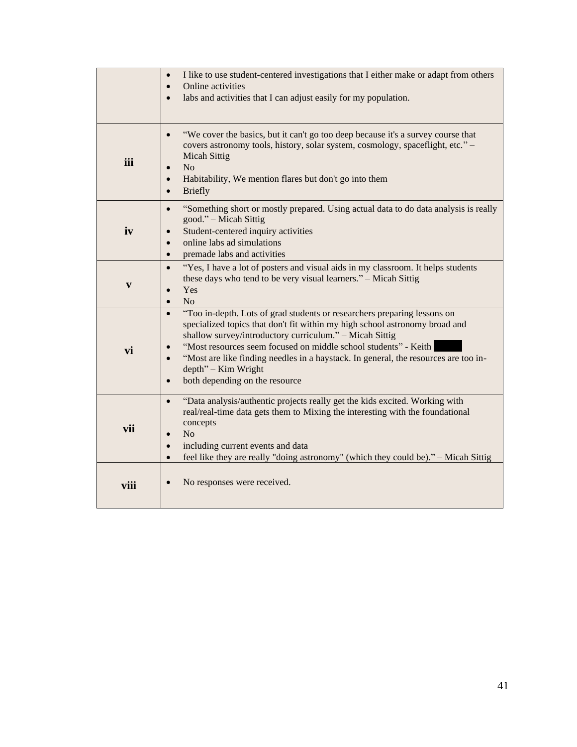| | |
|---|---|
| | • I like to use student-centered investigations that I either make or adapt from others<br>• Online activities<br>• labs and activities that I can adjust easily for my population. |
| **iii** | • "We cover the basics, but it can't go too deep because it's a survey course that covers astronomy tools, history, solar system, cosmology, spaceflight, etc." – Micah Sittig<br>• No<br>• Habitability, We mention flares but don't go into them<br>• Briefly |
| **iv** | • "Something short or mostly prepared. Using actual data to do data analysis is really good." – Micah Sittig<br>• Student-centered inquiry activities<br>• online labs ad simulations<br>• premade labs and activities |
| **v** | • "Yes, I have a lot of posters and visual aids in my classroom. It helps students these days who tend to be very visual learners." – Micah Sittig<br>• Yes<br>• No |
| **vi** | • "Too in-depth. Lots of grad students or researchers preparing lessons on specialized topics that don't fit within my high school astronomy broad and shallow survey/introductory curriculum." – Micah Sittig<br>• "Most resources seem focused on middle school students" - Keith<br>• "Most are like finding needles in a haystack. In general, the resources are too in-depth" – Kim Wright<br>• both depending on the resource |
| **vii** | • "Data analysis/authentic projects really get the kids excited. Working with real/real-time data gets them to Mixing the interesting with the foundational concepts<br>• No<br>• including current events and data<br>• feel like they are really "doing astronomy" (which they could be)." – Micah Sittig |
| **viii** | • No responses were received. |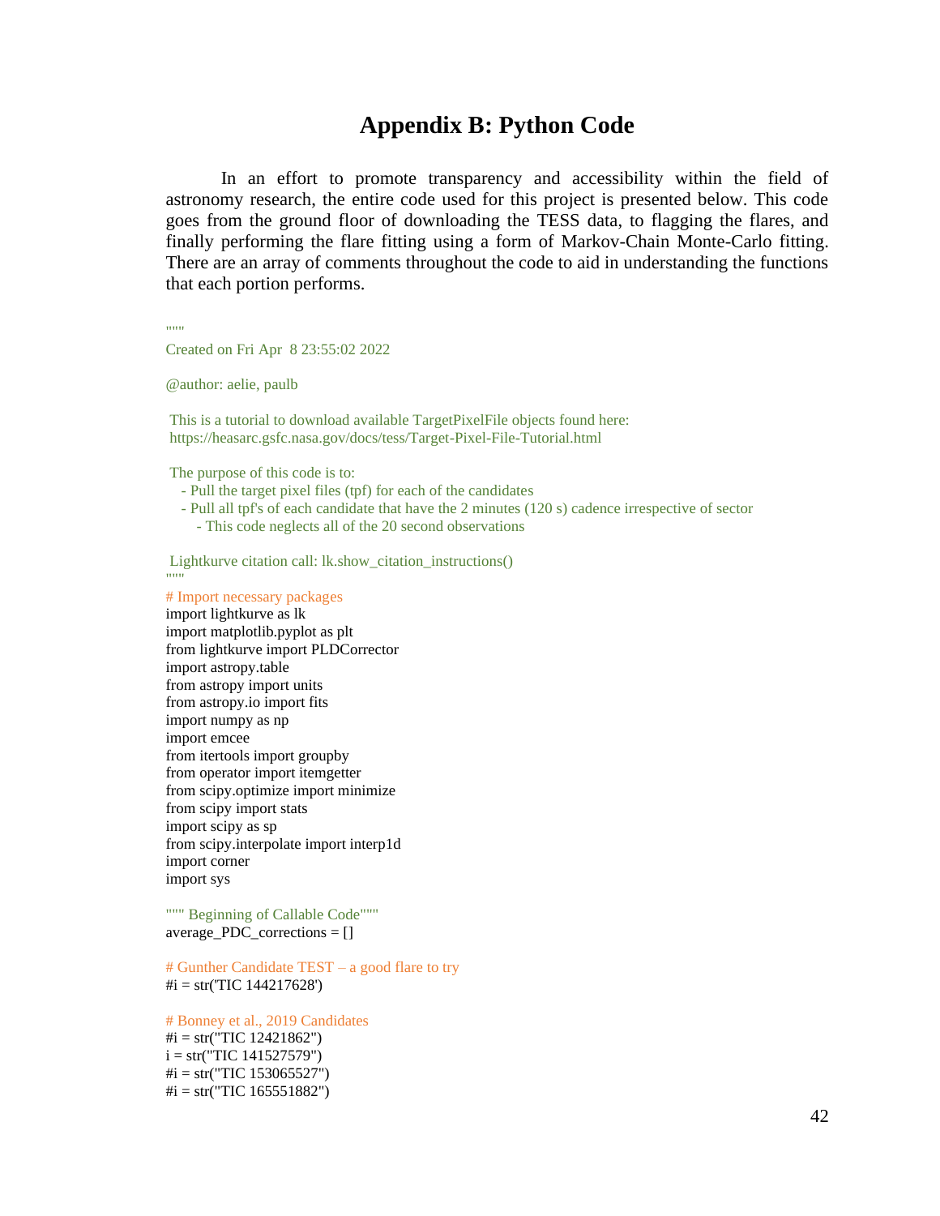# Appendix B: Python Code

In an effort to promote transparency and accessibility within the field of astronomy research, the entire code used for this project is presented below. This code goes from the ground floor of downloading the TESS data, to flagging the flares, and finally performing the flare fitting using a form of Markov-Chain Monte-Carlo fitting. There are an array of comments throughout the code to aid in understanding the functions that each portion performs.

```
"""
Created on Fri Apr  8 23:55:02 2022

@author: aelie, paulb

 This is a tutorial to download available TargetPixelFile objects found here:
 https://heasarc.gsfc.nasa.gov/docs/tess/Target-Pixel-File-Tutorial.html

 The purpose of this code is to:
   - Pull the target pixel files (tpf) for each of the candidates
   - Pull all tpf's of each candidate that have the 2 minutes (120 s) cadence irrespective of sector
      - This code neglects all of the 20 second observations

 Lightkurve citation call: lk.show_citation_instructions()
"""
# Import necessary packages
import lightkurve as lk
import matplotlib.pyplot as plt
from lightkurve import PLDCorrector
import astropy.table
from astropy import units
from astropy.io import fits
import numpy as np
import emcee
from itertools import groupby
from operator import itemgetter
from scipy.optimize import minimize
from scipy import stats
import scipy as sp
from scipy.interpolate import interp1d
import corner
import sys

""" Beginning of Callable Code"""
average_PDC_corrections = []

# Gunther Candidate TEST – a good flare to try
#i = str('TIC 144217628')

# Bonney et al., 2019 Candidates
#i = str("TIC 12421862")
i = str("TIC 141527579")
#i = str("TIC 153065527")
#i = str("TIC 165551882")
```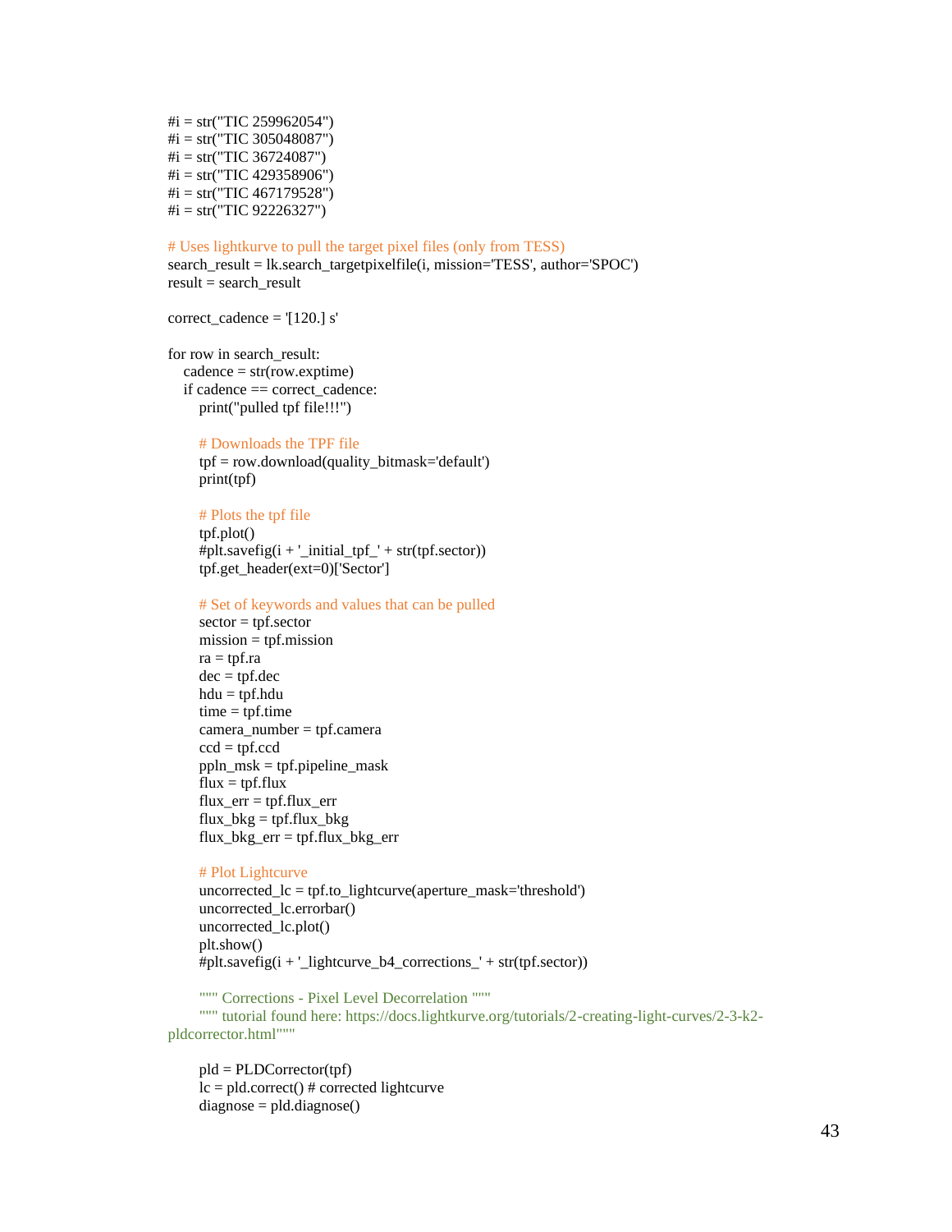```python
#i = str("TIC 259962054")
#i = str("TIC 305048087")
#i = str("TIC 36724087")
#i = str("TIC 429358906")
#i = str("TIC 467179528")
#i = str("TIC 92226327")

# Uses lightkurve to pull the target pixel files (only from TESS)
search_result = lk.search_targetpixelfile(i, mission='TESS', author='SPOC')
result = search_result

correct_cadence = '[120.] s'

for row in search_result:
    cadence = str(row.exptime)
    if cadence == correct_cadence:
        print("pulled tpf file!!!")

        # Downloads the TPF file
        tpf = row.download(quality_bitmask='default')
        print(tpf)

        # Plots the tpf file
        tpf.plot()
        #plt.savefig(i + '_initial_tpf_' + str(tpf.sector))
        tpf.get_header(ext=0)['Sector']

        # Set of keywords and values that can be pulled
        sector = tpf.sector
        mission = tpf.mission
        ra = tpf.ra
        dec = tpf.dec
        hdu = tpf.hdu
        time = tpf.time
        camera_number = tpf.camera
        ccd = tpf.ccd
        ppln_msk = tpf.pipeline_mask
        flux = tpf.flux
        flux_err = tpf.flux_err
        flux_bkg = tpf.flux_bkg
        flux_bkg_err = tpf.flux_bkg_err

        # Plot Lightcurve
        uncorrected_lc = tpf.to_lightcurve(aperture_mask='threshold')
        uncorrected_lc.errorbar()
        uncorrected_lc.plot()
        plt.show()
        #plt.savefig(i + '_lightcurve_b4_corrections_' + str(tpf.sector))

        """ Corrections - Pixel Level Decorrelation """
        """ tutorial found here: https://docs.lightkurve.org/tutorials/2-creating-light-curves/2-3-k2-pldcorrector.html"""

        pld = PLDCorrector(tpf)
        lc = pld.correct() # corrected lightcurve
        diagnose = pld.diagnose()
```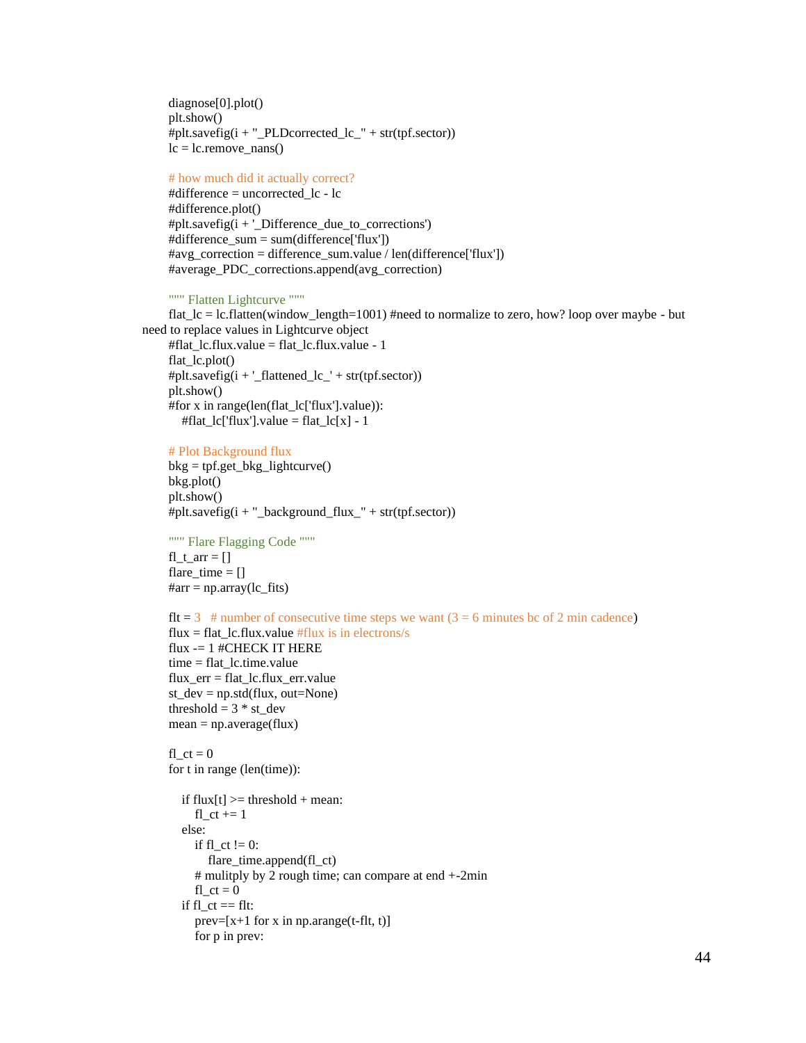```
diagnose[0].plot()
plt.show()
#plt.savefig(i + "_PLDcorrected_lc_" + str(tpf.sector))
lc = lc.remove_nans()

# how much did it actually correct?
#difference = uncorrected_lc - lc
#difference.plot()
#plt.savefig(i + '_Difference_due_to_corrections')
#difference_sum = sum(difference['flux'])
#avg_correction = difference_sum.value / len(difference['flux'])
#average_PDC_corrections.append(avg_correction)

""" Flatten Lightcurve """
flat_lc = lc.flatten(window_length=1001) #need to normalize to zero, how? loop over maybe - but
need to replace values in Lightcurve object
#flat_lc.flux.value = flat_lc.flux.value - 1
flat_lc.plot()
#plt.savefig(i + '_flattened_lc_' + str(tpf.sector))
plt.show()
#for x in range(len(flat_lc['flux'].value)):
    #flat_lc['flux'].value = flat_lc[x] - 1

# Plot Background flux
bkg = tpf.get_bkg_lightcurve()
bkg.plot()
plt.show()
#plt.savefig(i + "_background_flux_" + str(tpf.sector))

""" Flare Flagging Code """
fl_t_arr = []
flare_time = []
#arr = np.array(lc_fits)

flt = 3   # number of consecutive time steps we want (3 = 6 minutes bc of 2 min cadence)
flux = flat_lc.flux.value #flux is in electrons/s
flux -= 1 #CHECK IT HERE
time = flat_lc.time.value
flux_err = flat_lc.flux_err.value
st_dev = np.std(flux, out=None)
threshold = 3 * st_dev
mean = np.average(flux)

fl_ct = 0
for t in range (len(time)):

    if flux[t] >= threshold + mean:
        fl_ct += 1
    else:
        if fl_ct != 0:
            flare_time.append(fl_ct)
        # mulitply by 2 rough time; can compare at end +-2min
        fl_ct = 0
    if fl_ct == flt:
        prev=[x+1 for x in np.arange(t-flt, t)]
        for p in prev:
```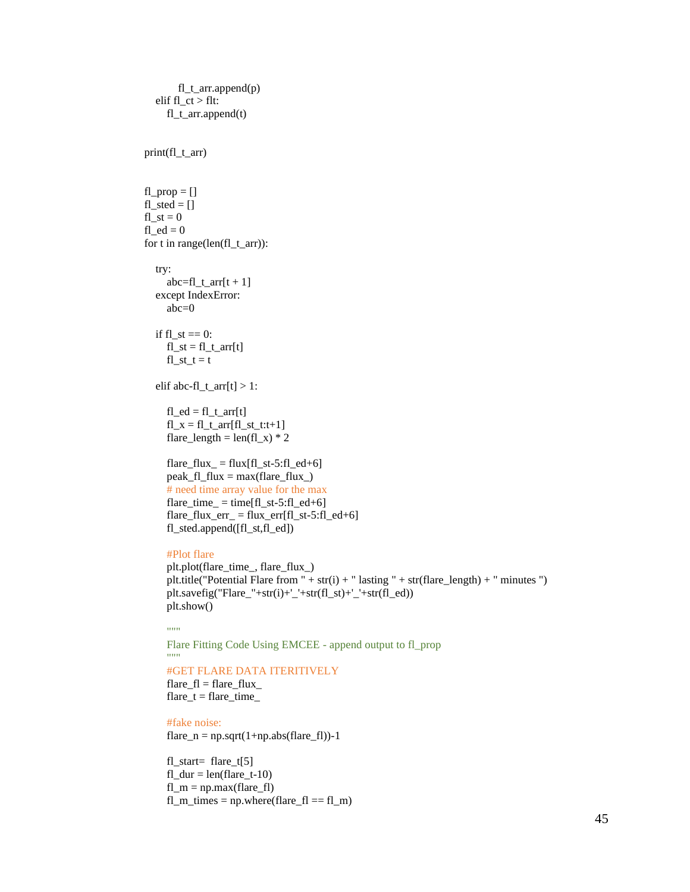```
            fl_t_arr.append(p)
    elif fl_ct > flt:
        fl_t_arr.append(t)


print(fl_t_arr)


fl_prop = []
fl_sted = []
fl_st = 0
fl_ed = 0
for t in range(len(fl_t_arr)):

    try:
        abc=fl_t_arr[t + 1]
    except IndexError:
        abc=0

    if fl_st == 0:
        fl_st = fl_t_arr[t]
        fl_st_t = t

    elif abc-fl_t_arr[t] > 1:

        fl_ed = fl_t_arr[t]
        fl_x = fl_t_arr[fl_st_t:t+1]
        flare_length = len(fl_x) * 2

        flare_flux_ = flux[fl_st-5:fl_ed+6]
        peak_fl_flux = max(flare_flux_)
        # need time array value for the max
        flare_time_ = time[fl_st-5:fl_ed+6]
        flare_flux_err_ = flux_err[fl_st-5:fl_ed+6]
        fl_sted.append([fl_st,fl_ed])

        #Plot flare
        plt.plot(flare_time_, flare_flux_)
        plt.title("Potential Flare from " + str(i) + " lasting " + str(flare_length) + " minutes ")
        plt.savefig("Flare_"+str(i)+'_'+str(fl_st)+'_'+str(fl_ed))
        plt.show()

        """
        Flare Fitting Code Using EMCEE - append output to fl_prop
        """
        #GET FLARE DATA ITERITIVELY
        flare_fl = flare_flux_
        flare_t = flare_time_

        #fake noise:
        flare_n = np.sqrt(1+np.abs(flare_fl))-1

        fl_start=  flare_t[5]
        fl_dur = len(flare_t-10)
        fl_m = np.max(flare_fl)
        fl_m_times = np.where(flare_fl == fl_m)
```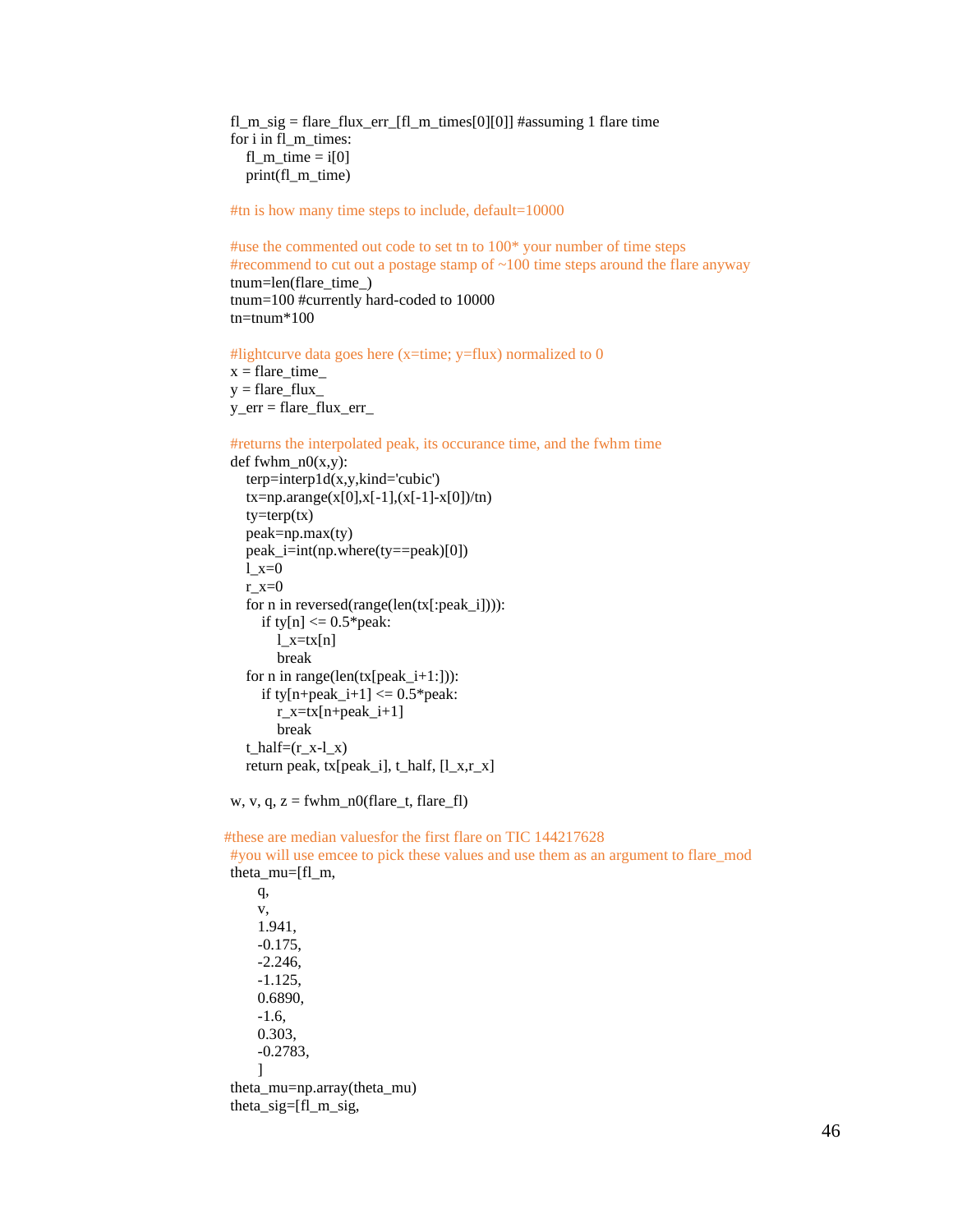```
fl_m_sig = flare_flux_err_[fl_m_times[0][0]] #assuming 1 flare time
for i in fl_m_times:
    fl_m_time = i[0]
    print(fl_m_time)

#tn is how many time steps to include, default=10000

#use the commented out code to set tn to 100* your number of time steps
#recommend to cut out a postage stamp of ~100 time steps around the flare anyway
tnum=len(flare_time_)
tnum=100 #currently hard-coded to 10000
tn=tnum*100

#lightcurve data goes here (x=time; y=flux) normalized to 0
x = flare_time_
y = flare_flux_
y_err = flare_flux_err_

#returns the interpolated peak, its occurance time, and the fwhm time
def fwhm_n0(x,y):
    terp=interp1d(x,y,kind='cubic')
    tx=np.arange(x[0],x[-1],(x[-1]-x[0])/tn)
    ty=terp(tx)
    peak=np.max(ty)
    peak_i=int(np.where(ty==peak)[0])
    l_x=0
    r_x=0
    for n in reversed(range(len(tx[:peak_i]))):
        if ty[n] <= 0.5*peak:
            l_x=tx[n]
            break
    for n in range(len(tx[peak_i+1:])):
        if ty[n+peak_i+1] <= 0.5*peak:
            r_x=tx[n+peak_i+1]
            break
    t_half=(r_x-l_x)
    return peak, tx[peak_i], t_half, [l_x,r_x]

w, v, q, z = fwhm_n0(flare_t, flare_fl)

#these are median valuesfor the first flare on TIC 144217628
#you will use emcee to pick these values and use them as an argument to flare_mod
theta_mu=[fl_m,
    q,
    v,
    1.941,
    -0.175,
    -2.246,
    -1.125,
    0.6890,
    -1.6,
    0.303,
    -0.2783,
    ]
theta_mu=np.array(theta_mu)
theta_sig=[fl_m_sig,
```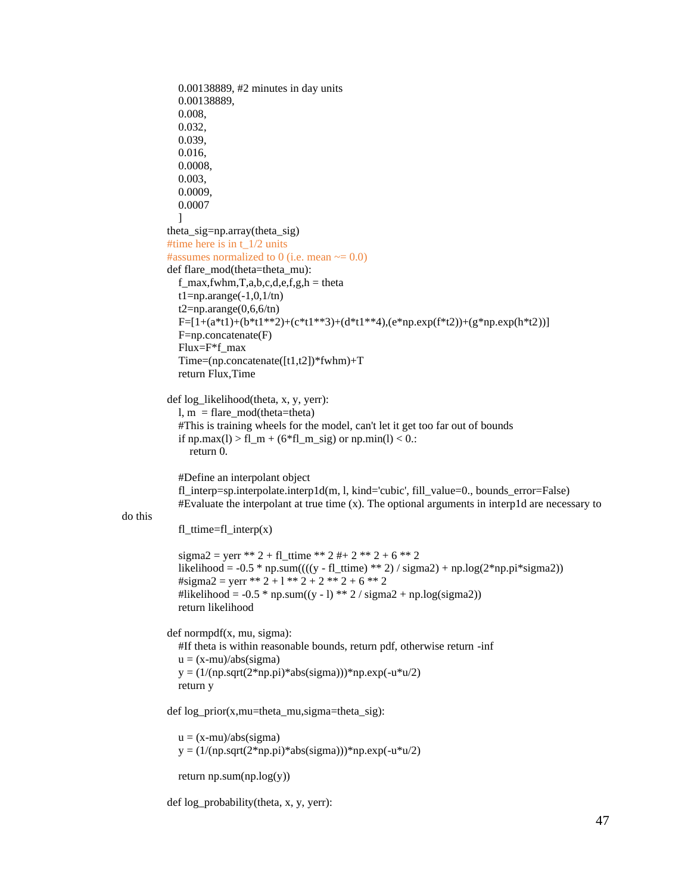```python
    0.00138889, #2 minutes in day units
    0.00138889,
    0.008,
    0.032,
    0.039,
    0.016,
    0.0008,
    0.003,
    0.0009,
    0.0007
    ]
theta_sig=np.array(theta_sig)
#time here is in t_1/2 units
#assumes normalized to 0 (i.e. mean ~= 0.0)
def flare_mod(theta=theta_mu):
    f_max,fwhm,T,a,b,c,d,e,f,g,h = theta
    t1=np.arange(-1,0,1/tn)
    t2=np.arange(0,6,6/tn)
    F=[1+(a*t1)+(b*t1**2)+(c*t1**3)+(d*t1**4),(e*np.exp(f*t2))+(g*np.exp(h*t2))]
    F=np.concatenate(F)
    Flux=F*f_max
    Time=(np.concatenate([t1,t2])*fwhm)+T
    return Flux,Time

def log_likelihood(theta, x, y, yerr):
    l, m  = flare_mod(theta=theta)
    #This is training wheels for the model, can't let it get too far out of bounds
    if np.max(l) > fl_m + (6*fl_m_sig) or np.min(l) < 0.:
        return 0.

    #Define an interpolant object
    fl_interp=sp.interpolate.interp1d(m, l, kind='cubic', fill_value=0., bounds_error=False)
    #Evaluate the interpolant at true time (x). The optional arguments in interp1d are necessary to
do this
    fl_ttime=fl_interp(x)

    sigma2 = yerr ** 2 + fl_ttime ** 2 #+ 2 ** 2 + 6 ** 2
    likelihood = -0.5 * np.sum(((((y - fl_ttime) ** 2) / sigma2) + np.log(2*np.pi*sigma2))
    #sigma2 = yerr ** 2 + l ** 2 + 2 ** 2 + 6 ** 2
    #likelihood = -0.5 * np.sum((y - l) ** 2 / sigma2 + np.log(sigma2))
    return likelihood

def normpdf(x, mu, sigma):
    #If theta is within reasonable bounds, return pdf, otherwise return -inf
    u = (x-mu)/abs(sigma)
    y = (1/(np.sqrt(2*np.pi)*abs(sigma)))*np.exp(-u*u/2)
    return y

def log_prior(x,mu=theta_mu,sigma=theta_sig):

    u = (x-mu)/abs(sigma)
    y = (1/(np.sqrt(2*np.pi)*abs(sigma)))*np.exp(-u*u/2)

    return np.sum(np.log(y))

def log_probability(theta, x, y, yerr):
```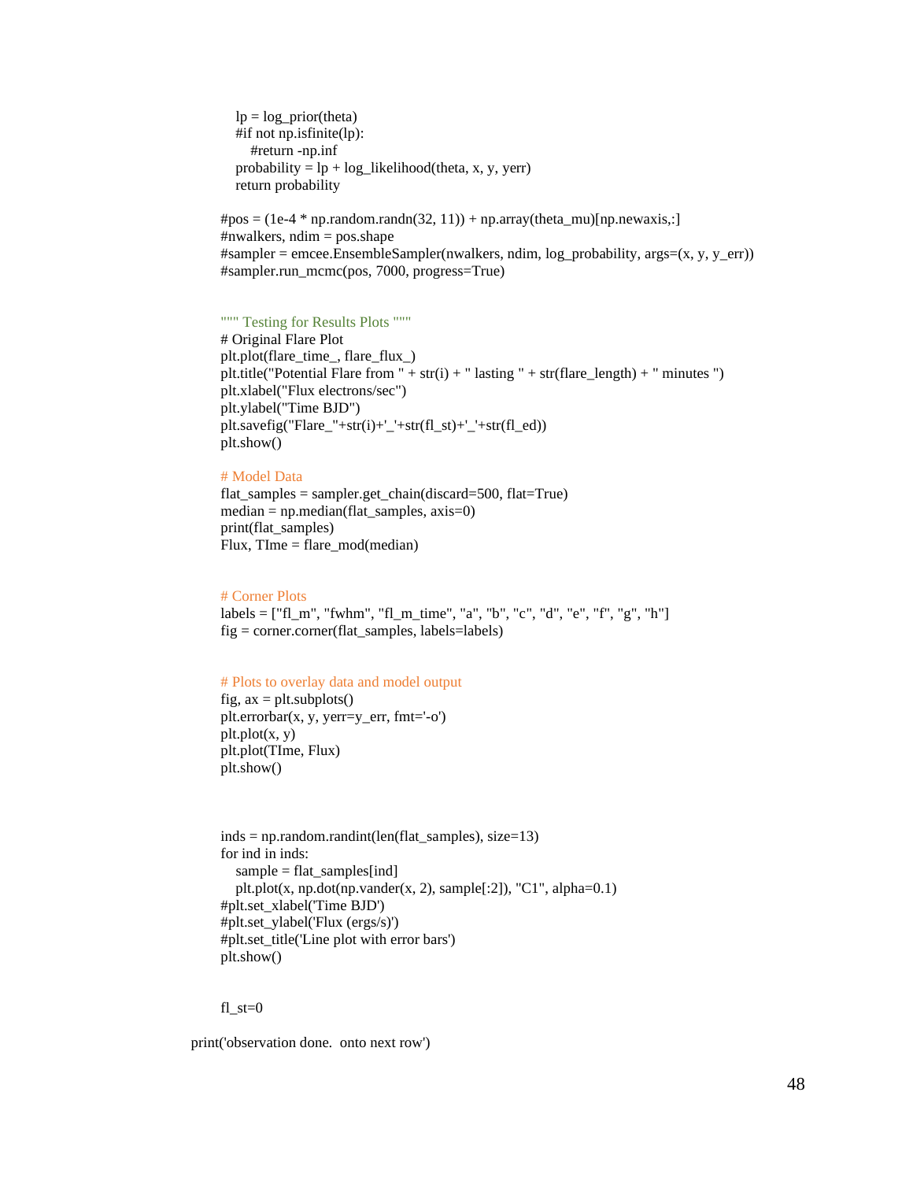```
        lp = log_prior(theta)
        #if not np.isfinite(lp):
            #return -np.inf
        probability = lp + log_likelihood(theta, x, y, yerr)
        return probability

    #pos = (1e-4 * np.random.randn(32, 11)) + np.array(theta_mu)[np.newaxis,:]
    #nwalkers, ndim = pos.shape
    #sampler = emcee.EnsembleSampler(nwalkers, ndim, log_probability, args=(x, y, y_err))
    #sampler.run_mcmc(pos, 7000, progress=True)


    """ Testing for Results Plots """
    # Original Flare Plot
    plt.plot(flare_time_, flare_flux_)
    plt.title("Potential Flare from " + str(i) + " lasting " + str(flare_length) + " minutes ")
    plt.xlabel("Flux electrons/sec")
    plt.ylabel("Time BJD")
    plt.savefig("Flare_"+str(i)+'_'+str(fl_st)+'_'+str(fl_ed))
    plt.show()

    # Model Data
    flat_samples = sampler.get_chain(discard=500, flat=True)
    median = np.median(flat_samples, axis=0)
    print(flat_samples)
    Flux, TIme = flare_mod(median)


    # Corner Plots
    labels = ["fl_m", "fwhm", "fl_m_time", "a", "b", "c", "d", "e", "f", "g", "h"]
    fig = corner.corner(flat_samples, labels=labels)


    # Plots to overlay data and model output
    fig, ax = plt.subplots()
    plt.errorbar(x, y, yerr=y_err, fmt='-o')
    plt.plot(x, y)
    plt.plot(TIme, Flux)
    plt.show()



    inds = np.random.randint(len(flat_samples), size=13)
    for ind in inds:
        sample = flat_samples[ind]
        plt.plot(x, np.dot(np.vander(x, 2), sample[:2]), "C1", alpha=0.1)
    #plt.set_xlabel('Time BJD')
    #plt.set_ylabel('Flux (ergs/s)')
    #plt.set_title('Line plot with error bars')
    plt.show()


    fl_st=0

print('observation done.  onto next row')
```